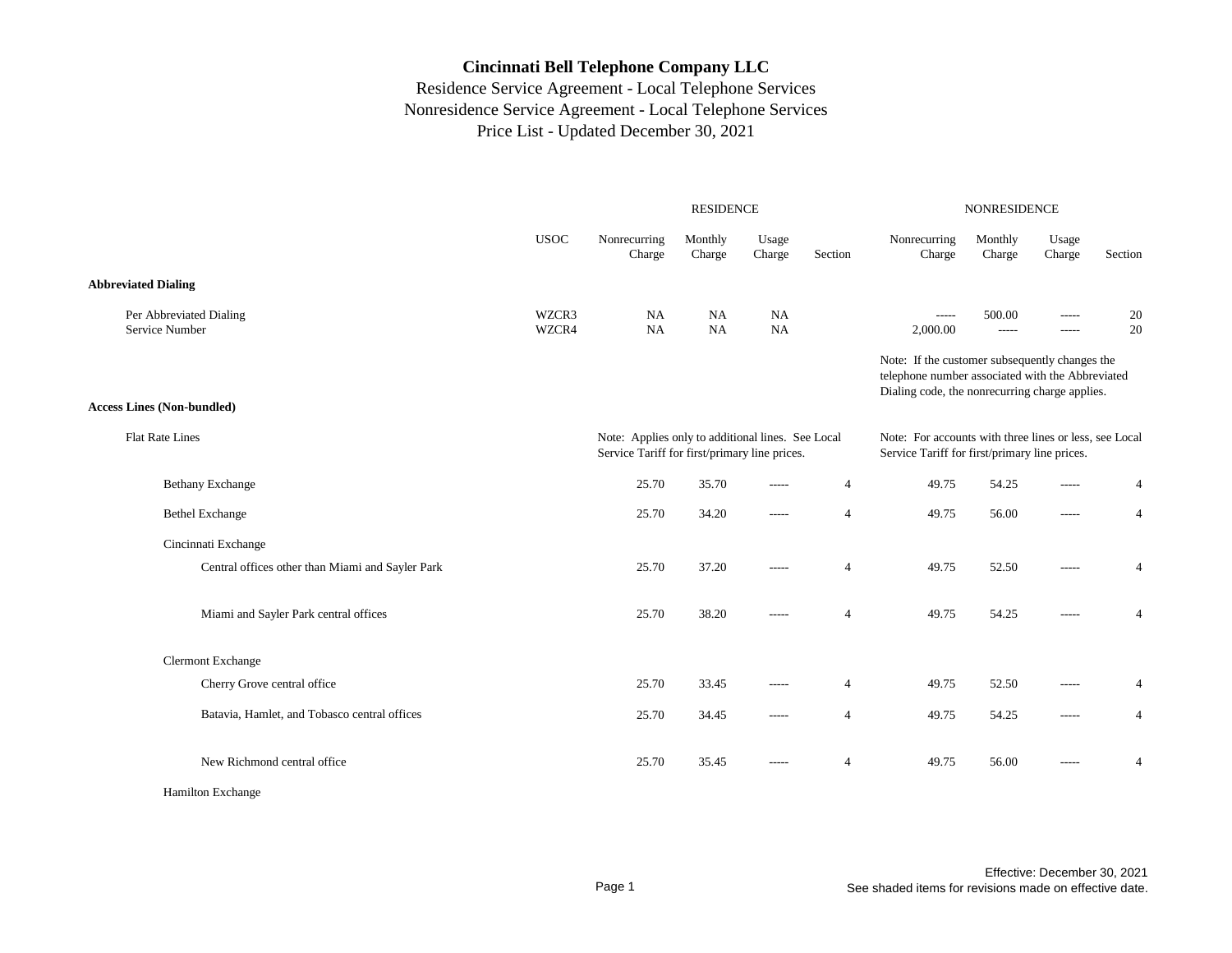# Cincinnati Bell Telephone Company LLC

Residence Service Agreement - Local Telephone Services
Nonresidence Service Agreement - Local Telephone Services
Price List - Updated December 30, 2021

| | USOC | RESIDENCE Nonrecurring Charge | RESIDENCE Monthly Charge | RESIDENCE Usage Charge | RESIDENCE Section | NONRESIDENCE Nonrecurring Charge | NONRESIDENCE Monthly Charge | NONRESIDENCE Usage Charge | NONRESIDENCE Section |
|---|---|---|---|---|---|---|---|---|---|
| **Abbreviated Dialing** | | | | | | | | | |
| Per Abbreviated Dialing | WZCR3 | NA | NA | NA | | ----- | 500.00 | ----- | 20 |
| Service Number | WZCR4 | NA | NA | NA | | 2,000.00 | ----- | ----- | 20 |
| | | | | | | Note: If the customer subsequently changes the telephone number associated with the Abbreviated Dialing code, the nonrecurring charge applies. | | | |
| **Access Lines (Non-bundled)** | | | | | | | | | |
| Flat Rate Lines | | Note: Applies only to additional lines. See Local Service Tariff for first/primary line prices. | | | | Note: For accounts with three lines or less, see Local Service Tariff for first/primary line prices. | | | |
| Bethany Exchange | | 25.70 | 35.70 | ----- | 4 | 49.75 | 54.25 | ----- | 4 |
| Bethel Exchange | | 25.70 | 34.20 | ----- | 4 | 49.75 | 56.00 | ----- | 4 |
| Cincinnati Exchange | | | | | | | | | |
| Central offices other than Miami and Sayler Park | | 25.70 | 37.20 | ----- | 4 | 49.75 | 52.50 | ----- | 4 |
| Miami and Sayler Park central offices | | 25.70 | 38.20 | ----- | 4 | 49.75 | 54.25 | ----- | 4 |
| Clermont Exchange | | | | | | | | | |
| Cherry Grove central office | | 25.70 | 33.45 | ----- | 4 | 49.75 | 52.50 | ----- | 4 |
| Batavia, Hamlet, and Tobasco central offices | | 25.70 | 34.45 | ----- | 4 | 49.75 | 54.25 | ----- | 4 |
| New Richmond central office | | 25.70 | 35.45 | ----- | 4 | 49.75 | 56.00 | ----- | 4 |
| Hamilton Exchange | | | | | | | | | |

Effective: December 30, 2021
See shaded items for revisions made on effective date.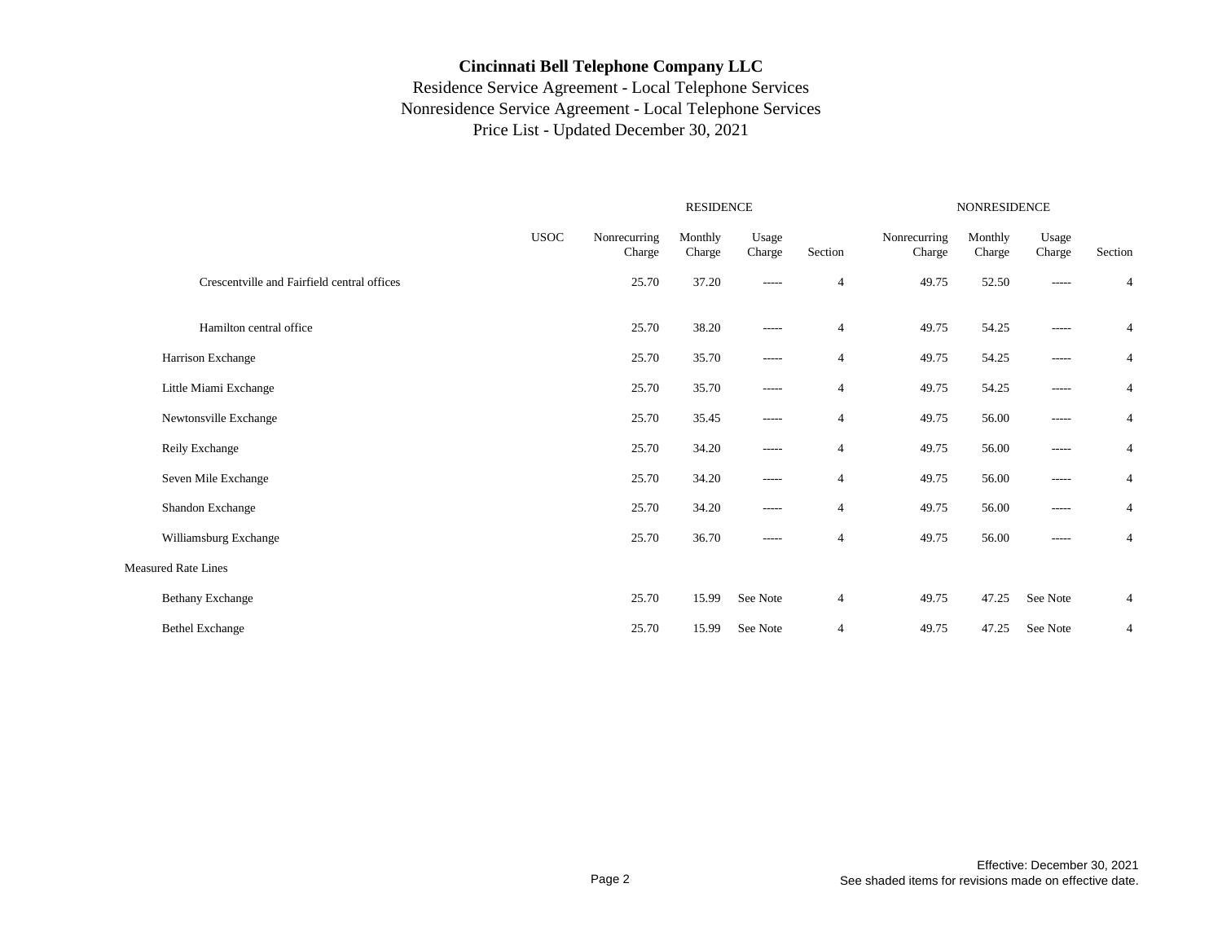**Cincinnati Bell Telephone Company LLC**

Residence Service Agreement - Local Telephone Services

Nonresidence Service Agreement - Local Telephone Services

Price List - Updated December 30, 2021

| | USOC | RESIDENCE Nonrecurring Charge | RESIDENCE Monthly Charge | RESIDENCE Usage Charge | RESIDENCE Section | NONRESIDENCE Nonrecurring Charge | NONRESIDENCE Monthly Charge | NONRESIDENCE Usage Charge | NONRESIDENCE Section |
|---|---|---|---|---|---|---|---|---|---|
| Crescentville and Fairfield central offices | | 25.70 | 37.20 | ----- | 4 | 49.75 | 52.50 | ----- | 4 |
| Hamilton central office | | 25.70 | 38.20 | ----- | 4 | 49.75 | 54.25 | ----- | 4 |
| Harrison Exchange | | 25.70 | 35.70 | ----- | 4 | 49.75 | 54.25 | ----- | 4 |
| Little Miami Exchange | | 25.70 | 35.70 | ----- | 4 | 49.75 | 54.25 | ----- | 4 |
| Newtonsville Exchange | | 25.70 | 35.45 | ----- | 4 | 49.75 | 56.00 | ----- | 4 |
| Reily Exchange | | 25.70 | 34.20 | ----- | 4 | 49.75 | 56.00 | ----- | 4 |
| Seven Mile Exchange | | 25.70 | 34.20 | ----- | 4 | 49.75 | 56.00 | ----- | 4 |
| Shandon Exchange | | 25.70 | 34.20 | ----- | 4 | 49.75 | 56.00 | ----- | 4 |
| Williamsburg Exchange | | 25.70 | 36.70 | ----- | 4 | 49.75 | 56.00 | ----- | 4 |
| Measured Rate Lines | | | | | | | | | |
| Bethany Exchange | | 25.70 | 15.99 | See Note | 4 | 49.75 | 47.25 | See Note | 4 |
| Bethel Exchange | | 25.70 | 15.99 | See Note | 4 | 49.75 | 47.25 | See Note | 4 |

Effective: December 30, 2021

See shaded items for revisions made on effective date.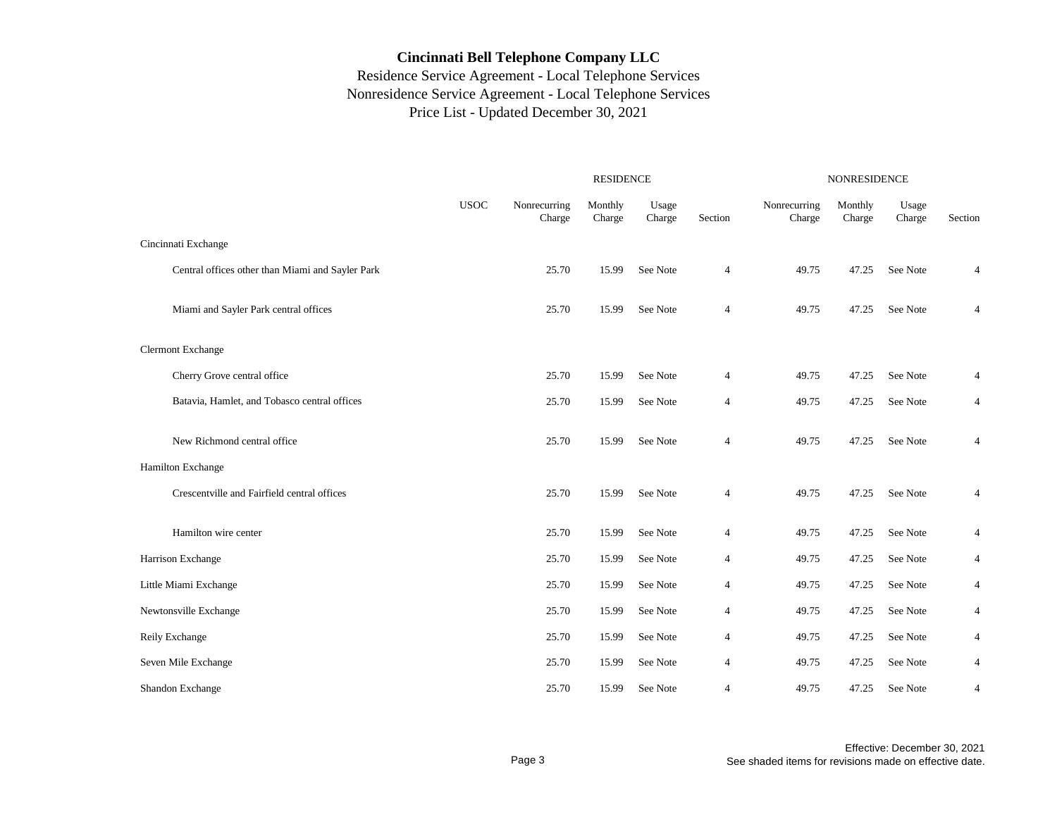# Cincinnati Bell Telephone Company LLC

Residence Service Agreement - Local Telephone Services
Nonresidence Service Agreement - Local Telephone Services
Price List - Updated December 30, 2021

| | | RESIDENCE | | | | NONRESIDENCE | | | |
|---|---|---|---|---|---|---|---|---|---|
| | USOC | Nonrecurring Charge | Monthly Charge | Usage Charge | Section | Nonrecurring Charge | Monthly Charge | Usage Charge | Section |
| Cincinnati Exchange | | | | | | | | | |
| Central offices other than Miami and Sayler Park | | 25.70 | 15.99 | See Note | 4 | 49.75 | 47.25 | See Note | 4 |
| Miami and Sayler Park central offices | | 25.70 | 15.99 | See Note | 4 | 49.75 | 47.25 | See Note | 4 |
| Clermont Exchange | | | | | | | | | |
| Cherry Grove central office | | 25.70 | 15.99 | See Note | 4 | 49.75 | 47.25 | See Note | 4 |
| Batavia, Hamlet, and Tobasco central offices | | 25.70 | 15.99 | See Note | 4 | 49.75 | 47.25 | See Note | 4 |
| New Richmond central office | | 25.70 | 15.99 | See Note | 4 | 49.75 | 47.25 | See Note | 4 |
| Hamilton Exchange | | | | | | | | | |
| Crescentville and Fairfield central offices | | 25.70 | 15.99 | See Note | 4 | 49.75 | 47.25 | See Note | 4 |
| Hamilton wire center | | 25.70 | 15.99 | See Note | 4 | 49.75 | 47.25 | See Note | 4 |
| Harrison Exchange | | 25.70 | 15.99 | See Note | 4 | 49.75 | 47.25 | See Note | 4 |
| Little Miami Exchange | | 25.70 | 15.99 | See Note | 4 | 49.75 | 47.25 | See Note | 4 |
| Newtonsville Exchange | | 25.70 | 15.99 | See Note | 4 | 49.75 | 47.25 | See Note | 4 |
| Reily Exchange | | 25.70 | 15.99 | See Note | 4 | 49.75 | 47.25 | See Note | 4 |
| Seven Mile Exchange | | 25.70 | 15.99 | See Note | 4 | 49.75 | 47.25 | See Note | 4 |
| Shandon Exchange | | 25.70 | 15.99 | See Note | 4 | 49.75 | 47.25 | See Note | 4 |

Effective: December 30, 2021
See shaded items for revisions made on effective date.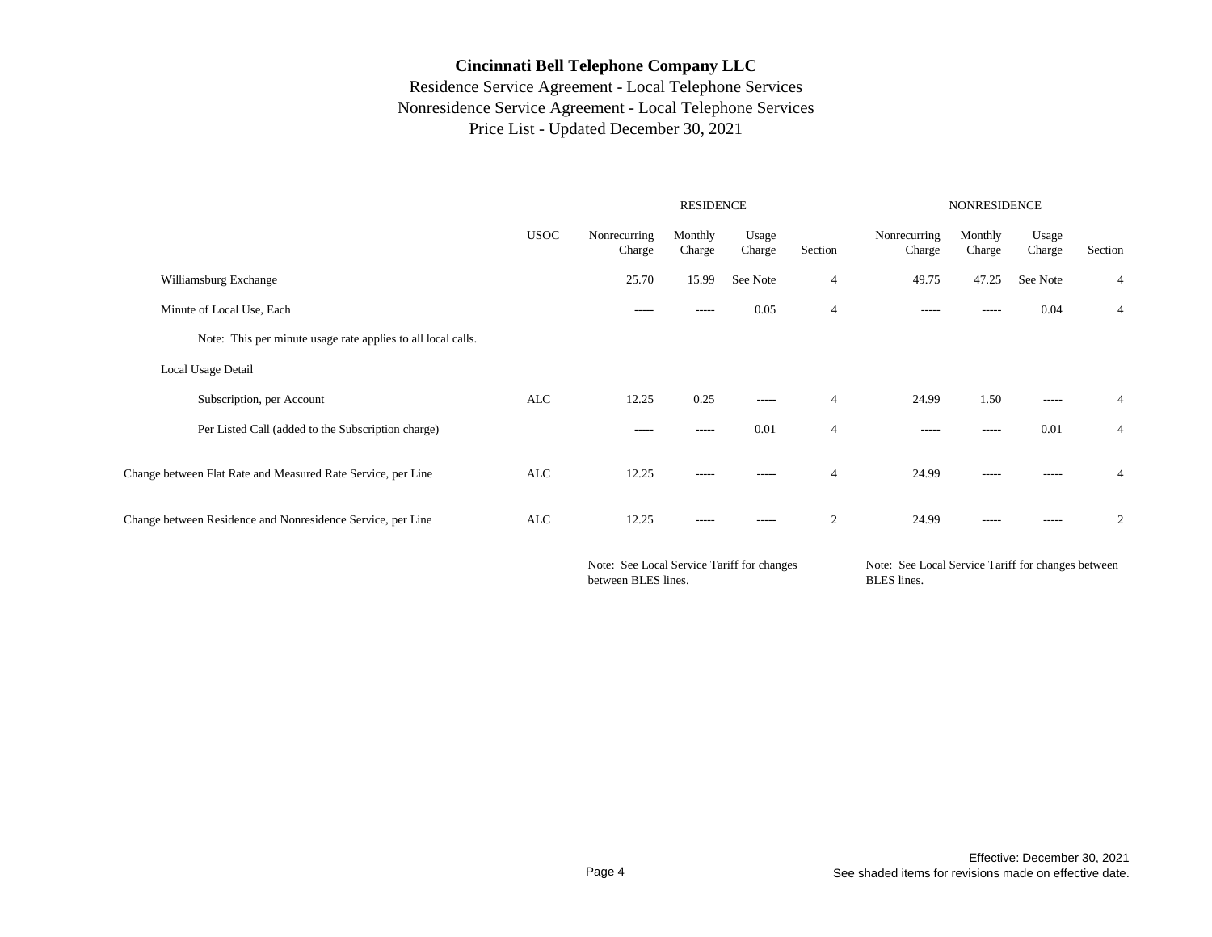**Cincinnati Bell Telephone Company LLC**

Residence Service Agreement - Local Telephone Services

Nonresidence Service Agreement - Local Telephone Services

Price List - Updated December 30, 2021

| | USOC | RESIDENCE Nonrecurring Charge | RESIDENCE Monthly Charge | RESIDENCE Usage Charge | RESIDENCE Section | NONRESIDENCE Nonrecurring Charge | NONRESIDENCE Monthly Charge | NONRESIDENCE Usage Charge | NONRESIDENCE Section |
|---|---|---|---|---|---|---|---|---|---|
| Williamsburg Exchange | | 25.70 | 15.99 | See Note | 4 | 49.75 | 47.25 | See Note | 4 |
| Minute of Local Use, Each | | ----- | ----- | 0.05 | 4 | ----- | ----- | 0.04 | 4 |
| Note: This per minute usage rate applies to all local calls. | | | | | | | | | |
| Local Usage Detail | | | | | | | | | |
| Subscription, per Account | ALC | 12.25 | 0.25 | ----- | 4 | 24.99 | 1.50 | ----- | 4 |
| Per Listed Call (added to the Subscription charge) | | ----- | ----- | 0.01 | 4 | ----- | ----- | 0.01 | 4 |
| Change between Flat Rate and Measured Rate Service, per Line | ALC | 12.25 | ----- | ----- | 4 | 24.99 | ----- | ----- | 4 |
| Change between Residence and Nonresidence Service, per Line | ALC | 12.25 | ----- | ----- | 2 | 24.99 | ----- | ----- | 2 |

Residence - Note: See Local Service Tariff for changes between BLES lines.

Nonresidence - Note: See Local Service Tariff for changes between BLES lines.

Effective: December 30, 2021

See shaded items for revisions made on effective date.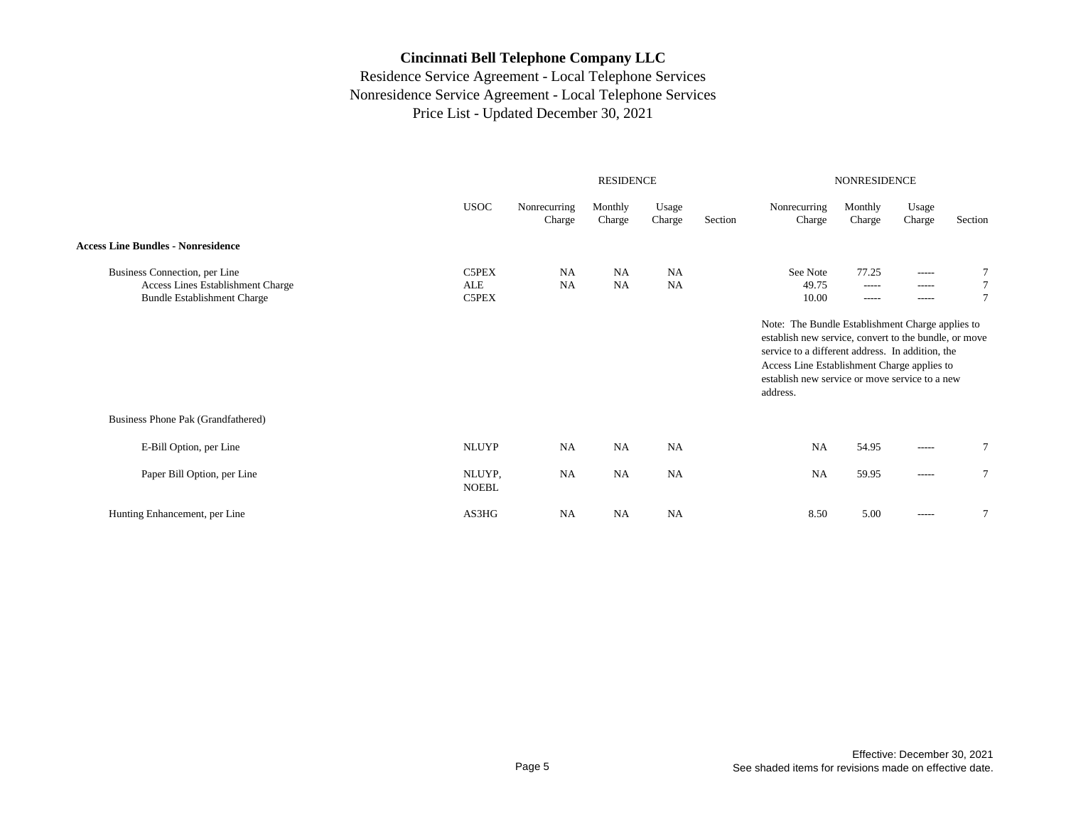# Cincinnati Bell Telephone Company LLC

Residence Service Agreement - Local Telephone Services
Nonresidence Service Agreement - Local Telephone Services
Price List - Updated December 30, 2021

| | | RESIDENCE | | | | NONRESIDENCE | | | |
|---|---|---|---|---|---|---|---|---|---|
| | USOC | Nonrecurring Charge | Monthly Charge | Usage Charge | Section | Nonrecurring Charge | Monthly Charge | Usage Charge | Section |
| **Access Line Bundles - Nonresidence** | | | | | | | | | |
| Business Connection, per Line | C5PEX | NA | NA | NA | | See Note | 77.25 | ----- | 7 |
| Access Lines Establishment Charge | ALE | NA | NA | NA | | 49.75 | ----- | ----- | 7 |
| Bundle Establishment Charge | C5PEX | | | | | 10.00 | ----- | ----- | 7 |
| | | | | | | Note: The Bundle Establishment Charge applies to establish new service, convert to the bundle, or move service to a different address. In addition, the Access Line Establishment Charge applies to establish new service or move service to a new address. | | | |
| Business Phone Pak (Grandfathered) | | | | | | | | | |
| E-Bill Option, per Line | NLUYP | NA | NA | NA | | NA | 54.95 | ----- | 7 |
| Paper Bill Option, per Line | NLUYP, NOEBL | NA | NA | NA | | NA | 59.95 | ----- | 7 |
| Hunting Enhancement, per Line | AS3HG | NA | NA | NA | | 8.50 | 5.00 | ----- | 7 |

Effective: December 30, 2021
See shaded items for revisions made on effective date.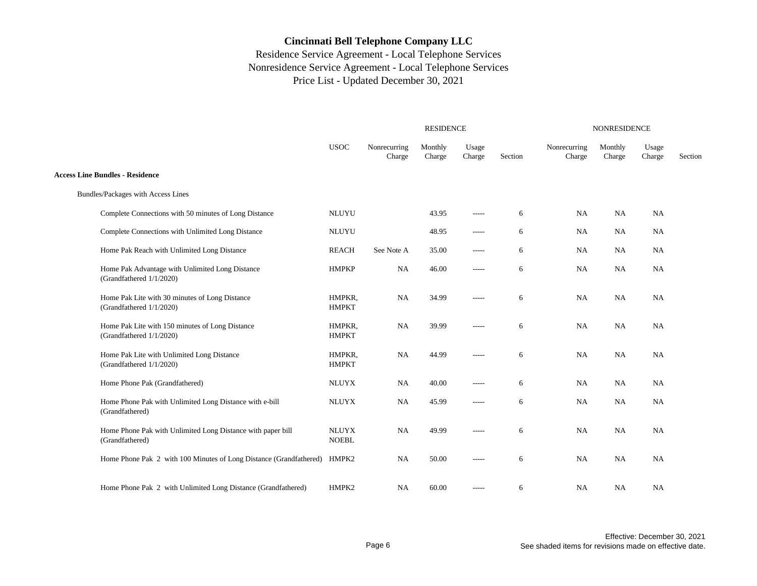# Cincinnati Bell Telephone Company LLC

Residence Service Agreement - Local Telephone Services
Nonresidence Service Agreement - Local Telephone Services
Price List - Updated December 30, 2021

| | | RESIDENCE | | | | NONRESIDENCE | | | |
|---|---|---|---|---|---|---|---|---|---|
| | USOC | Nonrecurring Charge | Monthly Charge | Usage Charge | Section | Nonrecurring Charge | Monthly Charge | Usage Charge | Section |
| **Access Line Bundles - Residence** | | | | | | | | | |
| Bundles/Packages with Access Lines | | | | | | | | | |
| Complete Connections with 50 minutes of Long Distance | NLUYU | | 43.95 | ----- | 6 | NA | NA | NA | |
| Complete Connections with Unlimited Long Distance | NLUYU | | 48.95 | ----- | 6 | NA | NA | NA | |
| Home Pak Reach with Unlimited Long Distance | REACH | See Note A | 35.00 | ----- | 6 | NA | NA | NA | |
| Home Pak Advantage with Unlimited Long Distance (Grandfathered 1/1/2020) | HMPKP | NA | 46.00 | ----- | 6 | NA | NA | NA | |
| Home Pak Lite with 30 minutes of Long Distance (Grandfathered 1/1/2020) | HMPKR, HMPKT | NA | 34.99 | ----- | 6 | NA | NA | NA | |
| Home Pak Lite with 150 minutes of Long Distance (Grandfathered 1/1/2020) | HMPKR, HMPKT | NA | 39.99 | ----- | 6 | NA | NA | NA | |
| Home Pak Lite with Unlimited Long Distance (Grandfathered 1/1/2020) | HMPKR, HMPKT | NA | 44.99 | ----- | 6 | NA | NA | NA | |
| Home Phone Pak (Grandfathered) | NLUYX | NA | 40.00 | ----- | 6 | NA | NA | NA | |
| Home Phone Pak with Unlimited Long Distance with e-bill (Grandfathered) | NLUYX | NA | 45.99 | ----- | 6 | NA | NA | NA | |
| Home Phone Pak with Unlimited Long Distance with paper bill (Grandfathered) | NLUYX NOEBL | NA | 49.99 | ----- | 6 | NA | NA | NA | |
| Home Phone Pak 2 with 100 Minutes of Long Distance (Grandfathered) | HMPK2 | NA | 50.00 | ----- | 6 | NA | NA | NA | |
| Home Phone Pak 2 with Unlimited Long Distance (Grandfathered) | HMPK2 | NA | 60.00 | ----- | 6 | NA | NA | NA | |

Effective: December 30, 2021
See shaded items for revisions made on effective date.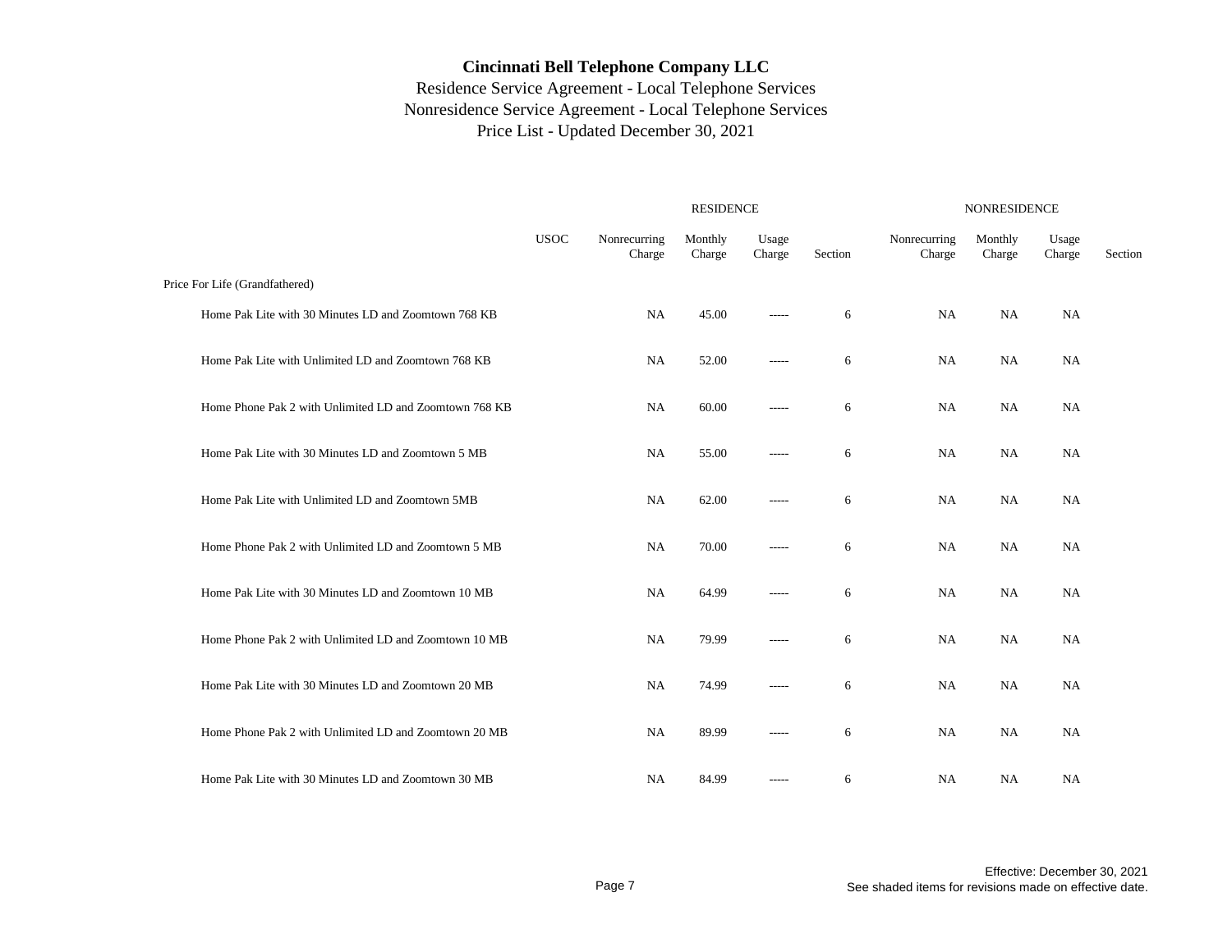**Cincinnati Bell Telephone Company LLC**

Residence Service Agreement - Local Telephone Services
Nonresidence Service Agreement - Local Telephone Services
Price List - Updated December 30, 2021

| | USOC | RESIDENCE Nonrecurring Charge | RESIDENCE Monthly Charge | RESIDENCE Usage Charge | RESIDENCE Section | NONRESIDENCE Nonrecurring Charge | NONRESIDENCE Monthly Charge | NONRESIDENCE Usage Charge | NONRESIDENCE Section |
|---|---|---|---|---|---|---|---|---|---|
| Price For Life (Grandfathered) | | | | | | | | | |
| Home Pak Lite with 30 Minutes LD and Zoomtown 768 KB | | NA | 45.00 | ----- | 6 | NA | NA | NA | |
| Home Pak Lite with Unlimited LD and Zoomtown 768 KB | | NA | 52.00 | ----- | 6 | NA | NA | NA | |
| Home Phone Pak 2 with Unlimited LD and Zoomtown 768 KB | | NA | 60.00 | ----- | 6 | NA | NA | NA | |
| Home Pak Lite with 30 Minutes LD and Zoomtown 5 MB | | NA | 55.00 | ----- | 6 | NA | NA | NA | |
| Home Pak Lite with Unlimited LD and Zoomtown 5MB | | NA | 62.00 | ----- | 6 | NA | NA | NA | |
| Home Phone Pak 2 with Unlimited LD and Zoomtown 5 MB | | NA | 70.00 | ----- | 6 | NA | NA | NA | |
| Home Pak Lite with 30 Minutes LD and Zoomtown 10 MB | | NA | 64.99 | ----- | 6 | NA | NA | NA | |
| Home Phone Pak 2 with Unlimited LD and Zoomtown 10 MB | | NA | 79.99 | ----- | 6 | NA | NA | NA | |
| Home Pak Lite with 30 Minutes LD and Zoomtown 20 MB | | NA | 74.99 | ----- | 6 | NA | NA | NA | |
| Home Phone Pak 2 with Unlimited LD and Zoomtown 20 MB | | NA | 89.99 | ----- | 6 | NA | NA | NA | |
| Home Pak Lite with 30 Minutes LD and Zoomtown 30 MB | | NA | 84.99 | ----- | 6 | NA | NA | NA | |

Effective: December 30, 2021
See shaded items for revisions made on effective date.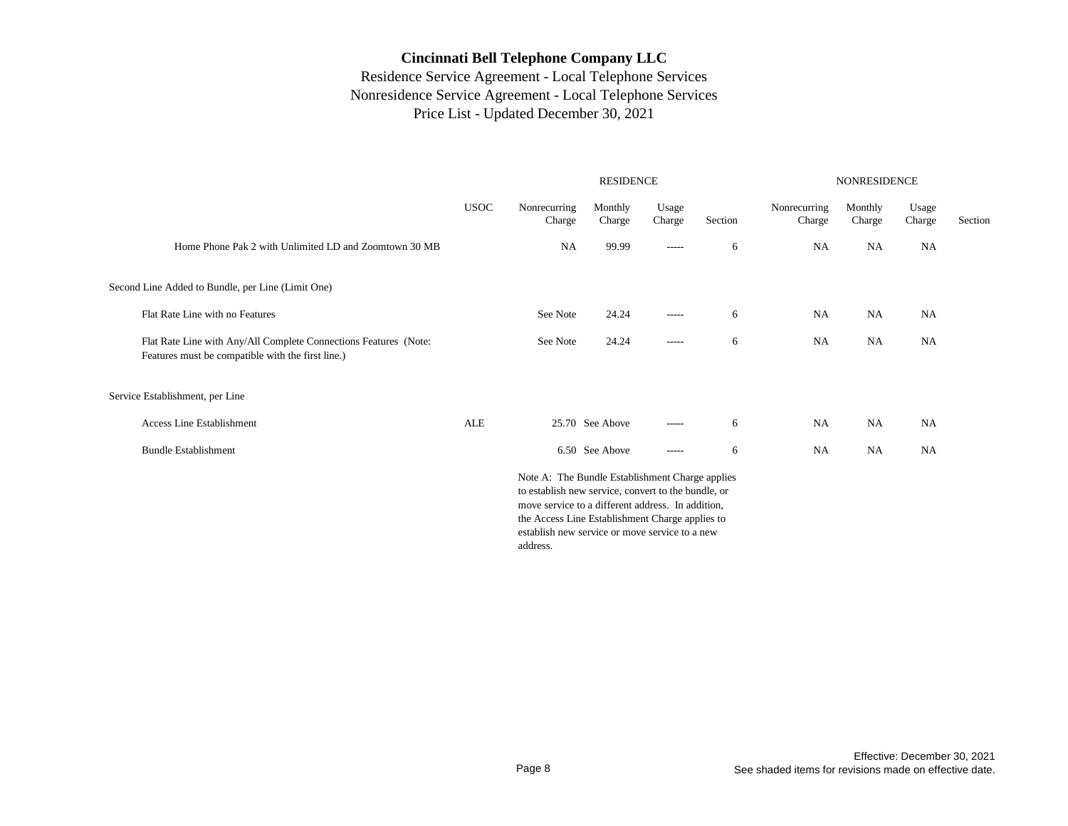# Cincinnati Bell Telephone Company LLC

Residence Service Agreement - Local Telephone Services
Nonresidence Service Agreement - Local Telephone Services
Price List - Updated December 30, 2021

| | USOC | RESIDENCE Nonrecurring Charge | Monthly Charge | Usage Charge | Section | NONRESIDENCE Nonrecurring Charge | Monthly Charge | Usage Charge | Section |
|---|---|---|---|---|---|---|---|---|---|
| Home Phone Pak 2 with Unlimited LD and Zoomtown 30 MB | | NA | 99.99 | ----- | 6 | NA | NA | NA | |
| Second Line Added to Bundle, per Line (Limit One) | | | | | | | | | |
| Flat Rate Line with no Features | | See Note | 24.24 | ----- | 6 | NA | NA | NA | |
| Flat Rate Line with Any/All Complete Connections Features (Note: Features must be compatible with the first line.) | | See Note | 24.24 | ----- | 6 | NA | NA | NA | |
| Service Establishment, per Line | | | | | | | | | |
| Access Line Establishment | ALE | 25.70 | See Above | ----- | 6 | NA | NA | NA | |
| Bundle Establishment | | 6.50 | See Above | ----- | 6 | NA | NA | NA | |

Note A: The Bundle Establishment Charge applies to establish new service, convert to the bundle, or move service to a different address. In addition, the Access Line Establishment Charge applies to establish new service or move service to a new address.

Effective: December 30, 2021
See shaded items for revisions made on effective date.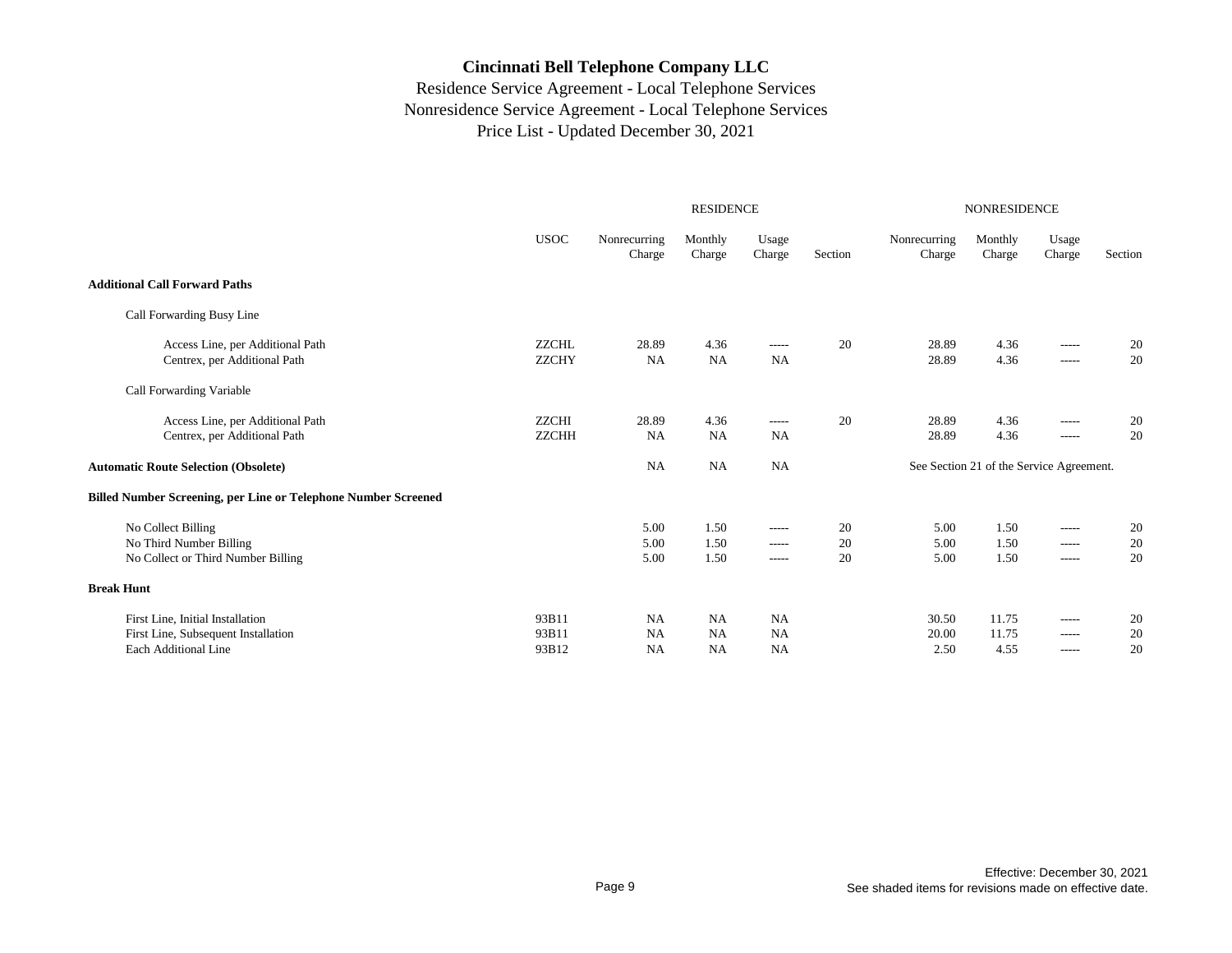# Cincinnati Bell Telephone Company LLC

Residence Service Agreement - Local Telephone Services
Nonresidence Service Agreement - Local Telephone Services
Price List - Updated December 30, 2021

| | | RESIDENCE | | | | NONRESIDENCE | | | |
|---|---|---|---|---|---|---|---|---|---|
| | USOC | Nonrecurring Charge | Monthly Charge | Usage Charge | Section | Nonrecurring Charge | Monthly Charge | Usage Charge | Section |
| **Additional Call Forward Paths** | | | | | | | | | |
| Call Forwarding Busy Line | | | | | | | | | |
| Access Line, per Additional Path | ZZCHL | 28.89 | 4.36 | ----- | 20 | 28.89 | 4.36 | ----- | 20 |
| Centrex, per Additional Path | ZZCHY | NA | NA | NA | | 28.89 | 4.36 | ----- | 20 |
| Call Forwarding Variable | | | | | | | | | |
| Access Line, per Additional Path | ZZCHI | 28.89 | 4.36 | ----- | 20 | 28.89 | 4.36 | ----- | 20 |
| Centrex, per Additional Path | ZZCHH | NA | NA | NA | | 28.89 | 4.36 | ----- | 20 |
| **Automatic Route Selection (Obsolete)** | | NA | NA | NA | | See Section 21 of the Service Agreement. | | | |
| **Billed Number Screening, per Line or Telephone Number Screened** | | | | | | | | | |
| No Collect Billing | | 5.00 | 1.50 | ----- | 20 | 5.00 | 1.50 | ----- | 20 |
| No Third Number Billing | | 5.00 | 1.50 | ----- | 20 | 5.00 | 1.50 | ----- | 20 |
| No Collect or Third Number Billing | | 5.00 | 1.50 | ----- | 20 | 5.00 | 1.50 | ----- | 20 |
| **Break Hunt** | | | | | | | | | |
| First Line, Initial Installation | 93B11 | NA | NA | NA | | 30.50 | 11.75 | ----- | 20 |
| First Line, Subsequent Installation | 93B11 | NA | NA | NA | | 20.00 | 11.75 | ----- | 20 |
| Each Additional Line | 93B12 | NA | NA | NA | | 2.50 | 4.55 | ----- | 20 |

Effective: December 30, 2021
See shaded items for revisions made on effective date.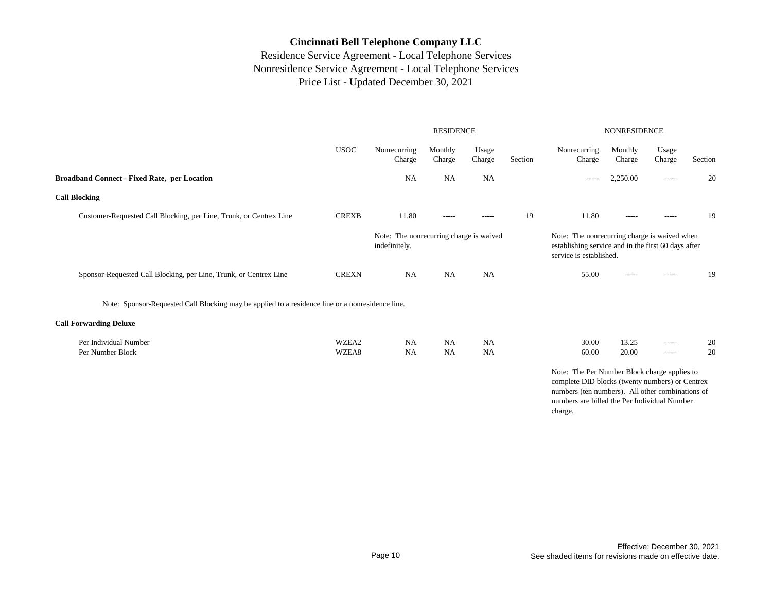# Cincinnati Bell Telephone Company LLC

Residence Service Agreement - Local Telephone Services
Nonresidence Service Agreement - Local Telephone Services
Price List - Updated December 30, 2021

| | USOC | RESIDENCE Nonrecurring Charge | Monthly Charge | Usage Charge | Section | NONRESIDENCE Nonrecurring Charge | Monthly Charge | Usage Charge | Section |
|---|---|---|---|---|---|---|---|---|---|
| **Broadband Connect - Fixed Rate, per Location** | | NA | NA | NA | | ----- | 2,250.00 | ----- | 20 |
| **Call Blocking** | | | | | | | | | |
| Customer-Requested Call Blocking, per Line, Trunk, or Centrex Line | CREXB | 11.80 | ----- | ----- | 19 | 11.80 | ----- | ----- | 19 |
| | | Note: The nonrecurring charge is waived indefinitely. | | | | Note: The nonrecurring charge is waived when establishing service and in the first 60 days after service is established. | | | |
| Sponsor-Requested Call Blocking, per Line, Trunk, or Centrex Line | CREXN | NA | NA | NA | | 55.00 | ----- | ----- | 19 |

Note: Sponsor-Requested Call Blocking may be applied to a residence line or a nonresidence line.

| | USOC | RESIDENCE Nonrecurring Charge | Monthly Charge | Usage Charge | Section | NONRESIDENCE Nonrecurring Charge | Monthly Charge | Usage Charge | Section |
|---|---|---|---|---|---|---|---|---|---|
| **Call Forwarding Deluxe** | | | | | | | | | |
| Per Individual Number | WZEA2 | NA | NA | NA | | 30.00 | 13.25 | ----- | 20 |
| Per Number Block | WZEA8 | NA | NA | NA | | 60.00 | 20.00 | ----- | 20 |

Note: The Per Number Block charge applies to complete DID blocks (twenty numbers) or Centrex numbers (ten numbers). All other combinations of numbers are billed the Per Individual Number charge.

Effective: December 30, 2021
See shaded items for revisions made on effective date.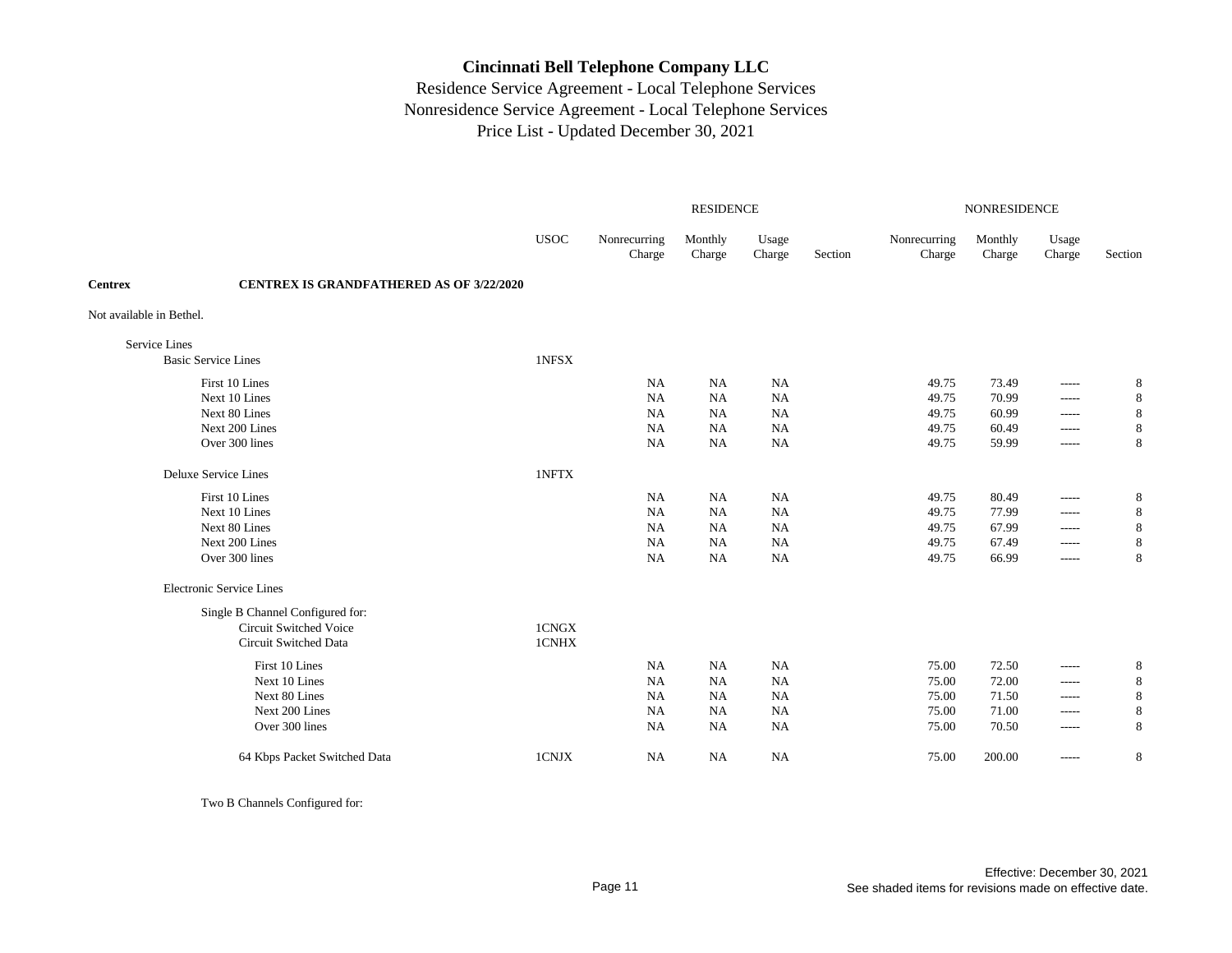# Cincinnati Bell Telephone Company LLC

## Residence Service Agreement - Local Telephone Services
## Nonresidence Service Agreement - Local Telephone Services
## Price List - Updated December 30, 2021

| | USOC | RESIDENCE Nonrecurring Charge | RESIDENCE Monthly Charge | RESIDENCE Usage Charge | RESIDENCE Section | NONRESIDENCE Nonrecurring Charge | NONRESIDENCE Monthly Charge | NONRESIDENCE Usage Charge | NONRESIDENCE Section |
|---|---|---|---|---|---|---|---|---|---|
| **Centrex** **CENTREX IS GRANDFATHERED AS OF 3/22/2020** | | | | | | | | | |
| Not available in Bethel. | | | | | | | | | |
| Service Lines | | | | | | | | | |
| Basic Service Lines | 1NFSX | | | | | | | | |
| First 10 Lines | | NA | NA | NA | | 49.75 | 73.49 | ----- | 8 |
| Next 10 Lines | | NA | NA | NA | | 49.75 | 70.99 | ----- | 8 |
| Next 80 Lines | | NA | NA | NA | | 49.75 | 60.99 | ----- | 8 |
| Next 200 Lines | | NA | NA | NA | | 49.75 | 60.49 | ----- | 8 |
| Over 300 lines | | NA | NA | NA | | 49.75 | 59.99 | ----- | 8 |
| Deluxe Service Lines | 1NFTX | | | | | | | | |
| First 10 Lines | | NA | NA | NA | | 49.75 | 80.49 | ----- | 8 |
| Next 10 Lines | | NA | NA | NA | | 49.75 | 77.99 | ----- | 8 |
| Next 80 Lines | | NA | NA | NA | | 49.75 | 67.99 | ----- | 8 |
| Next 200 Lines | | NA | NA | NA | | 49.75 | 67.49 | ----- | 8 |
| Over 300 lines | | NA | NA | NA | | 49.75 | 66.99 | ----- | 8 |
| Electronic Service Lines | | | | | | | | | |
| Single B Channel Configured for: | | | | | | | | | |
| Circuit Switched Voice | 1CNGX | | | | | | | | |
| Circuit Switched Data | 1CNHX | | | | | | | | |
| First 10 Lines | | NA | NA | NA | | 75.00 | 72.50 | ----- | 8 |
| Next 10 Lines | | NA | NA | NA | | 75.00 | 72.00 | ----- | 8 |
| Next 80 Lines | | NA | NA | NA | | 75.00 | 71.50 | ----- | 8 |
| Next 200 Lines | | NA | NA | NA | | 75.00 | 71.00 | ----- | 8 |
| Over 300 lines | | NA | NA | NA | | 75.00 | 70.50 | ----- | 8 |
| 64 Kbps Packet Switched Data | 1CNJX | NA | NA | NA | | 75.00 | 200.00 | ----- | 8 |
| Two B Channels Configured for: | | | | | | | | | |

Effective: December 30, 2021
See shaded items for revisions made on effective date.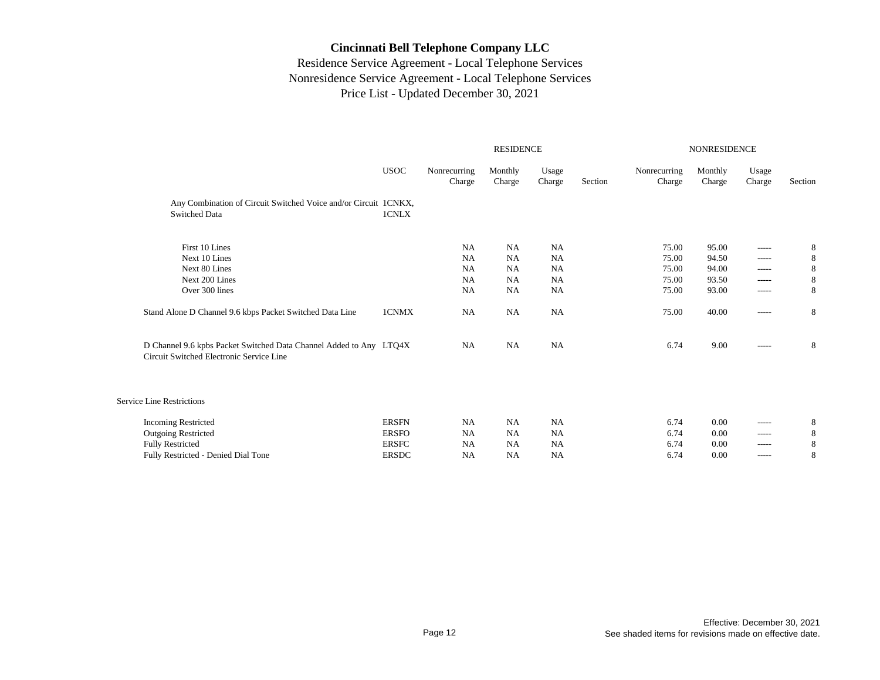# Cincinnati Bell Telephone Company LLC

Residence Service Agreement - Local Telephone Services
Nonresidence Service Agreement - Local Telephone Services
Price List - Updated December 30, 2021

| | | RESIDENCE | | | | NONRESIDENCE | | | |
|---|---|---|---|---|---|---|---|---|---|
| | USOC | Nonrecurring Charge | Monthly Charge | Usage Charge | Section | Nonrecurring Charge | Monthly Charge | Usage Charge | Section |
| Any Combination of Circuit Switched Voice and/or Circuit Switched Data | 1CNKX, 1CNLX | | | | | | | | |
| First 10 Lines | | NA | NA | NA | | 75.00 | 95.00 | ----- | 8 |
| Next 10 Lines | | NA | NA | NA | | 75.00 | 94.50 | ----- | 8 |
| Next 80 Lines | | NA | NA | NA | | 75.00 | 94.00 | ----- | 8 |
| Next 200 Lines | | NA | NA | NA | | 75.00 | 93.50 | ----- | 8 |
| Over 300 lines | | NA | NA | NA | | 75.00 | 93.00 | ----- | 8 |
| Stand Alone D Channel 9.6 kbps Packet Switched Data Line | 1CNMX | NA | NA | NA | | 75.00 | 40.00 | ----- | 8 |
| D Channel 9.6 kpbs Packet Switched Data Channel Added to Any Circuit Switched Electronic Service Line | LTQ4X | NA | NA | NA | | 6.74 | 9.00 | ----- | 8 |
| Service Line Restrictions | | | | | | | | | |
| Incoming Restricted | ERSFN | NA | NA | NA | | 6.74 | 0.00 | ----- | 8 |
| Outgoing Restricted | ERSFO | NA | NA | NA | | 6.74 | 0.00 | ----- | 8 |
| Fully Restricted | ERSFC | NA | NA | NA | | 6.74 | 0.00 | ----- | 8 |
| Fully Restricted - Denied Dial Tone | ERSDC | NA | NA | NA | | 6.74 | 0.00 | ----- | 8 |

Effective: December 30, 2021
See shaded items for revisions made on effective date.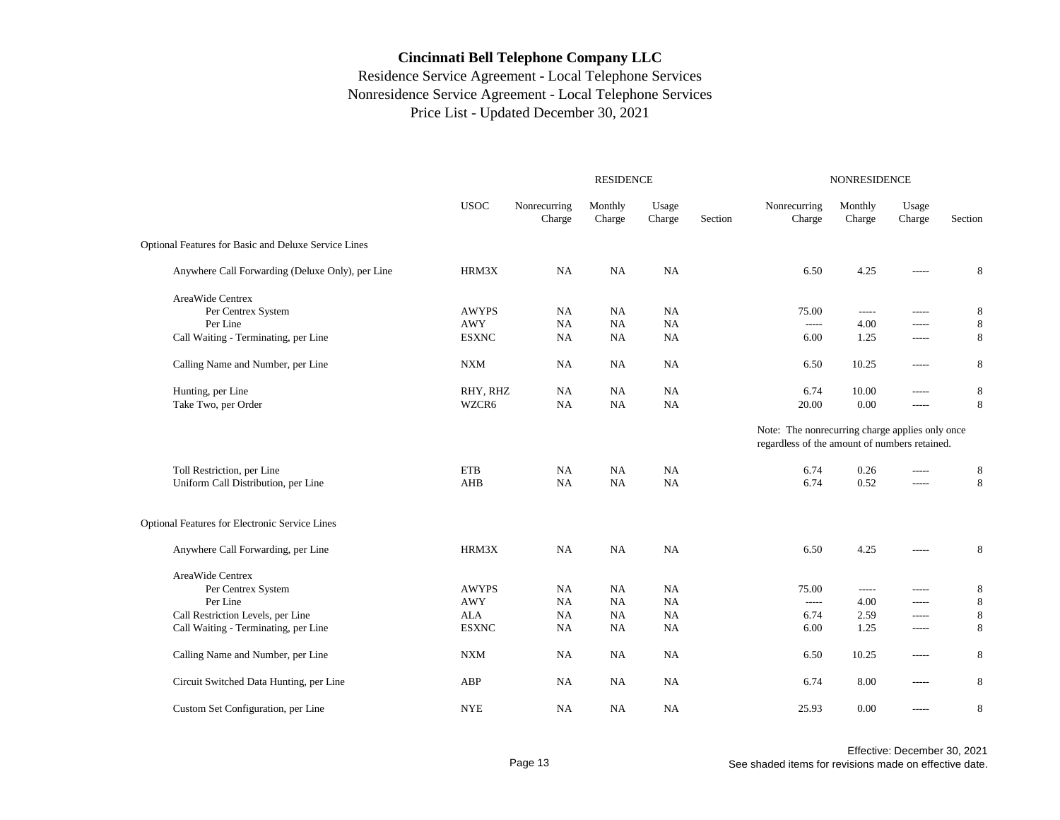**Cincinnati Bell Telephone Company LLC**

Residence Service Agreement - Local Telephone Services
Nonresidence Service Agreement - Local Telephone Services
Price List - Updated December 30, 2021

| | | RESIDENCE | | | | NONRESIDENCE | | | |
|---|---|---|---|---|---|---|---|---|---|
| | USOC | Nonrecurring Charge | Monthly Charge | Usage Charge | Section | Nonrecurring Charge | Monthly Charge | Usage Charge | Section |
| Optional Features for Basic and Deluxe Service Lines | | | | | | | | | |
| Anywhere Call Forwarding (Deluxe Only), per Line | HRM3X | NA | NA | NA | | 6.50 | 4.25 | ----- | 8 |
| AreaWide Centrex | | | | | | | | | |
| Per Centrex System | AWYPS | NA | NA | NA | | 75.00 | ----- | ----- | 8 |
| Per Line | AWY | NA | NA | NA | | ----- | 4.00 | ----- | 8 |
| Call Waiting - Terminating, per Line | ESXNC | NA | NA | NA | | 6.00 | 1.25 | ----- | 8 |
| Calling Name and Number, per Line | NXM | NA | NA | NA | | 6.50 | 10.25 | ----- | 8 |
| Hunting, per Line | RHY, RHZ | NA | NA | NA | | 6.74 | 10.00 | ----- | 8 |
| Take Two, per Order | WZCR6 | NA | NA | NA | | 20.00 | 0.00 | ----- | 8 |
| | | | | | | Note: The nonrecurring charge applies only once regardless of the amount of numbers retained. | | | |
| Toll Restriction, per Line | ETB | NA | NA | NA | | 6.74 | 0.26 | ----- | 8 |
| Uniform Call Distribution, per Line | AHB | NA | NA | NA | | 6.74 | 0.52 | ----- | 8 |
| Optional Features for Electronic Service Lines | | | | | | | | | |
| Anywhere Call Forwarding, per Line | HRM3X | NA | NA | NA | | 6.50 | 4.25 | ----- | 8 |
| AreaWide Centrex | | | | | | | | | |
| Per Centrex System | AWYPS | NA | NA | NA | | 75.00 | ----- | ----- | 8 |
| Per Line | AWY | NA | NA | NA | | ----- | 4.00 | ----- | 8 |
| Call Restriction Levels, per Line | ALA | NA | NA | NA | | 6.74 | 2.59 | ----- | 8 |
| Call Waiting - Terminating, per Line | ESXNC | NA | NA | NA | | 6.00 | 1.25 | ----- | 8 |
| Calling Name and Number, per Line | NXM | NA | NA | NA | | 6.50 | 10.25 | ----- | 8 |
| Circuit Switched Data Hunting, per Line | ABP | NA | NA | NA | | 6.74 | 8.00 | ----- | 8 |
| Custom Set Configuration, per Line | NYE | NA | NA | NA | | 25.93 | 0.00 | ----- | 8 |

Effective: December 30, 2021
See shaded items for revisions made on effective date.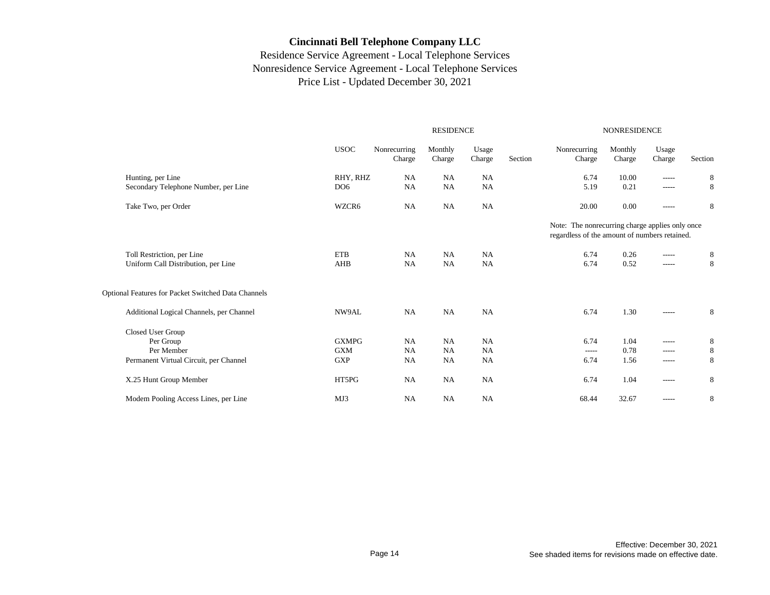# Cincinnati Bell Telephone Company LLC

Residence Service Agreement - Local Telephone Services
Nonresidence Service Agreement - Local Telephone Services
Price List - Updated December 30, 2021

| | | RESIDENCE | | | | NONRESIDENCE | | | |
|---|---|---|---|---|---|---|---|---|---|
| | USOC | Nonrecurring Charge | Monthly Charge | Usage Charge | Section | Nonrecurring Charge | Monthly Charge | Usage Charge | Section |
| Hunting, per Line | RHY, RHZ | NA | NA | NA | | 6.74 | 10.00 | ----- | 8 |
| Secondary Telephone Number, per Line | DO6 | NA | NA | NA | | 5.19 | 0.21 | ----- | 8 |
| Take Two, per Order | WZCR6 | NA | NA | NA | | 20.00 | 0.00 | ----- | 8 |
| | | | | | | Note: The nonrecurring charge applies only once regardless of the amount of numbers retained. | | | |
| Toll Restriction, per Line | ETB | NA | NA | NA | | 6.74 | 0.26 | ----- | 8 |
| Uniform Call Distribution, per Line | AHB | NA | NA | NA | | 6.74 | 0.52 | ----- | 8 |
| **Optional Features for Packet Switched Data Channels** | | | | | | | | | |
| Additional Logical Channels, per Channel | NW9AL | NA | NA | NA | | 6.74 | 1.30 | ----- | 8 |
| Closed User Group | | | | | | | | | |
| Per Group | GXMPG | NA | NA | NA | | 6.74 | 1.04 | ----- | 8 |
| Per Member | GXM | NA | NA | NA | | ----- | 0.78 | ----- | 8 |
| Permanent Virtual Circuit, per Channel | GXP | NA | NA | NA | | 6.74 | 1.56 | ----- | 8 |
| X.25 Hunt Group Member | HT5PG | NA | NA | NA | | 6.74 | 1.04 | ----- | 8 |
| Modem Pooling Access Lines, per Line | MJ3 | NA | NA | NA | | 68.44 | 32.67 | ----- | 8 |

Effective: December 30, 2021
See shaded items for revisions made on effective date.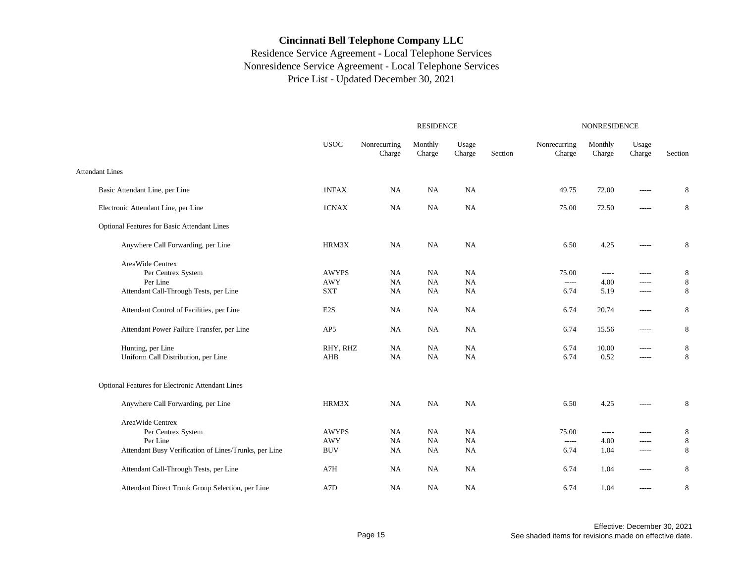# Cincinnati Bell Telephone Company LLC

Residence Service Agreement - Local Telephone Services
Nonresidence Service Agreement - Local Telephone Services
Price List - Updated December 30, 2021

| | USOC | RESIDENCE Nonrecurring Charge | RESIDENCE Monthly Charge | RESIDENCE Usage Charge | RESIDENCE Section | NONRESIDENCE Nonrecurring Charge | NONRESIDENCE Monthly Charge | NONRESIDENCE Usage Charge | NONRESIDENCE Section |
|---|---|---|---|---|---|---|---|---|---|
| Attendant Lines | | | | | | | | | |
| Basic Attendant Line, per Line | 1NFAX | NA | NA | NA | | 49.75 | 72.00 | ----- | 8 |
| Electronic Attendant Line, per Line | 1CNAX | NA | NA | NA | | 75.00 | 72.50 | ----- | 8 |
| Optional Features for Basic Attendant Lines | | | | | | | | | |
| Anywhere Call Forwarding, per Line | HRM3X | NA | NA | NA | | 6.50 | 4.25 | ----- | 8 |
| AreaWide Centrex | | | | | | | | | |
| Per Centrex System | AWYPS | NA | NA | NA | | 75.00 | ----- | ----- | 8 |
| Per Line | AWY | NA | NA | NA | | ----- | 4.00 | ----- | 8 |
| Attendant Call-Through Tests, per Line | SXT | NA | NA | NA | | 6.74 | 5.19 | ----- | 8 |
| Attendant Control of Facilities, per Line | E2S | NA | NA | NA | | 6.74 | 20.74 | ----- | 8 |
| Attendant Power Failure Transfer, per Line | AP5 | NA | NA | NA | | 6.74 | 15.56 | ----- | 8 |
| Hunting, per Line | RHY, RHZ | NA | NA | NA | | 6.74 | 10.00 | ----- | 8 |
| Uniform Call Distribution, per Line | AHB | NA | NA | NA | | 6.74 | 0.52 | ----- | 8 |
| Optional Features for Electronic Attendant Lines | | | | | | | | | |
| Anywhere Call Forwarding, per Line | HRM3X | NA | NA | NA | | 6.50 | 4.25 | ----- | 8 |
| AreaWide Centrex | | | | | | | | | |
| Per Centrex System | AWYPS | NA | NA | NA | | 75.00 | ----- | ----- | 8 |
| Per Line | AWY | NA | NA | NA | | ----- | 4.00 | ----- | 8 |
| Attendant Busy Verification of Lines/Trunks, per Line | BUV | NA | NA | NA | | 6.74 | 1.04 | ----- | 8 |
| Attendant Call-Through Tests, per Line | A7H | NA | NA | NA | | 6.74 | 1.04 | ----- | 8 |
| Attendant Direct Trunk Group Selection, per Line | A7D | NA | NA | NA | | 6.74 | 1.04 | ----- | 8 |

Effective: December 30, 2021
See shaded items for revisions made on effective date.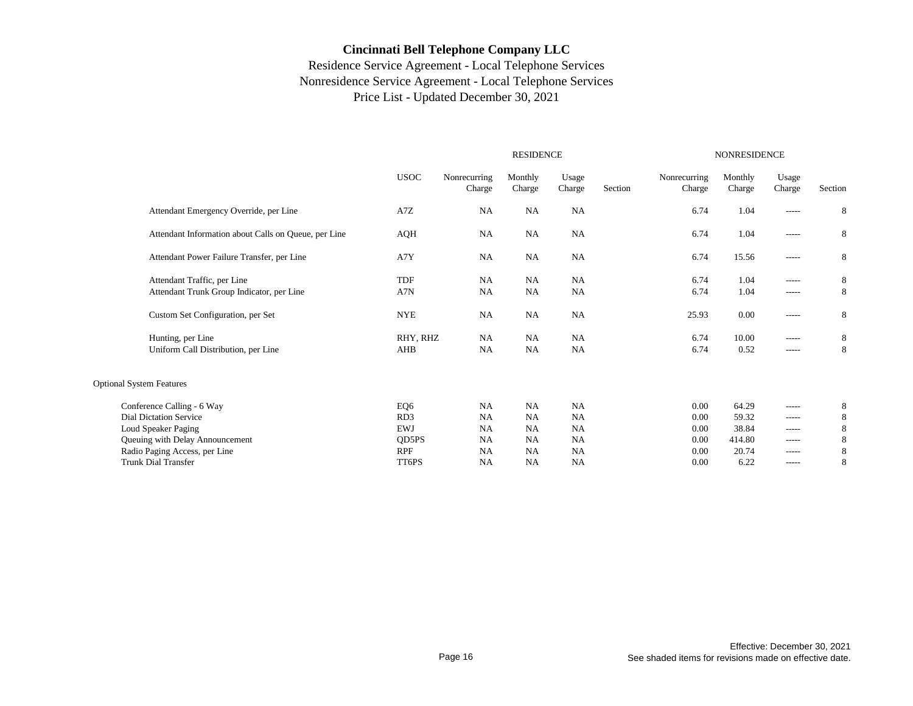# Cincinnati Bell Telephone Company LLC

Residence Service Agreement - Local Telephone Services
Nonresidence Service Agreement - Local Telephone Services
Price List - Updated December 30, 2021

| | USOC | RESIDENCE Nonrecurring Charge | RESIDENCE Monthly Charge | RESIDENCE Usage Charge | RESIDENCE Section | NONRESIDENCE Nonrecurring Charge | NONRESIDENCE Monthly Charge | NONRESIDENCE Usage Charge | NONRESIDENCE Section |
|---|---|---|---|---|---|---|---|---|---|
| Attendant Emergency Override, per Line | A7Z | NA | NA | NA | | 6.74 | 1.04 | ----- | 8 |
| Attendant Information about Calls on Queue, per Line | AQH | NA | NA | NA | | 6.74 | 1.04 | ----- | 8 |
| Attendant Power Failure Transfer, per Line | A7Y | NA | NA | NA | | 6.74 | 15.56 | ----- | 8 |
| Attendant Traffic, per Line | TDF | NA | NA | NA | | 6.74 | 1.04 | ----- | 8 |
| Attendant Trunk Group Indicator, per Line | A7N | NA | NA | NA | | 6.74 | 1.04 | ----- | 8 |
| Custom Set Configuration, per Set | NYE | NA | NA | NA | | 25.93 | 0.00 | ----- | 8 |
| Hunting, per Line | RHY, RHZ | NA | NA | NA | | 6.74 | 10.00 | ----- | 8 |
| Uniform Call Distribution, per Line | AHB | NA | NA | NA | | 6.74 | 0.52 | ----- | 8 |
| **Optional System Features** | | | | | | | | | |
| Conference Calling - 6 Way | EQ6 | NA | NA | NA | | 0.00 | 64.29 | ----- | 8 |
| Dial Dictation Service | RD3 | NA | NA | NA | | 0.00 | 59.32 | ----- | 8 |
| Loud Speaker Paging | EWJ | NA | NA | NA | | 0.00 | 38.84 | ----- | 8 |
| Queuing with Delay Announcement | QD5PS | NA | NA | NA | | 0.00 | 414.80 | ----- | 8 |
| Radio Paging Access, per Line | RPF | NA | NA | NA | | 0.00 | 20.74 | ----- | 8 |
| Trunk Dial Transfer | TT6PS | NA | NA | NA | | 0.00 | 6.22 | ----- | 8 |

Effective: December 30, 2021
See shaded items for revisions made on effective date.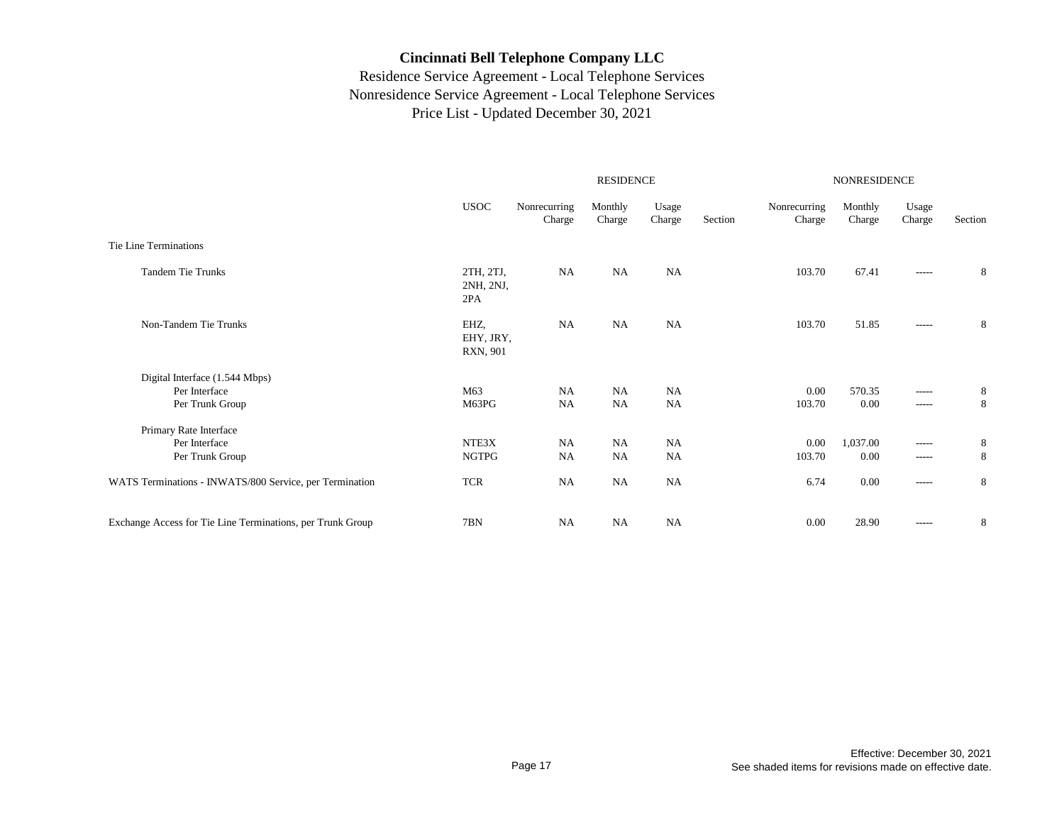# Cincinnati Bell Telephone Company LLC

Residence Service Agreement - Local Telephone Services
Nonresidence Service Agreement - Local Telephone Services
Price List - Updated December 30, 2021

| | USOC | RESIDENCE Nonrecurring Charge | RESIDENCE Monthly Charge | RESIDENCE Usage Charge | RESIDENCE Section | NONRESIDENCE Nonrecurring Charge | NONRESIDENCE Monthly Charge | NONRESIDENCE Usage Charge | NONRESIDENCE Section |
|---|---|---|---|---|---|---|---|---|---|
| Tie Line Terminations | | | | | | | | | |
| Tandem Tie Trunks | 2TH, 2TJ, 2NH, 2NJ, 2PA | NA | NA | NA | | 103.70 | 67.41 | ----- | 8 |
| Non-Tandem Tie Trunks | EHZ, EHY, JRY, RXN, 901 | NA | NA | NA | | 103.70 | 51.85 | ----- | 8 |
| Digital Interface (1.544 Mbps) | | | | | | | | | |
| Per Interface | M63 | NA | NA | NA | | 0.00 | 570.35 | ----- | 8 |
| Per Trunk Group | M63PG | NA | NA | NA | | 103.70 | 0.00 | ----- | 8 |
| Primary Rate Interface | | | | | | | | | |
| Per Interface | NTE3X | NA | NA | NA | | 0.00 | 1,037.00 | ----- | 8 |
| Per Trunk Group | NGTPG | NA | NA | NA | | 103.70 | 0.00 | ----- | 8 |
| WATS Terminations - INWATS/800 Service, per Termination | TCR | NA | NA | NA | | 6.74 | 0.00 | ----- | 8 |
| Exchange Access for Tie Line Terminations, per Trunk Group | 7BN | NA | NA | NA | | 0.00 | 28.90 | ----- | 8 |

Effective: December 30, 2021
See shaded items for revisions made on effective date.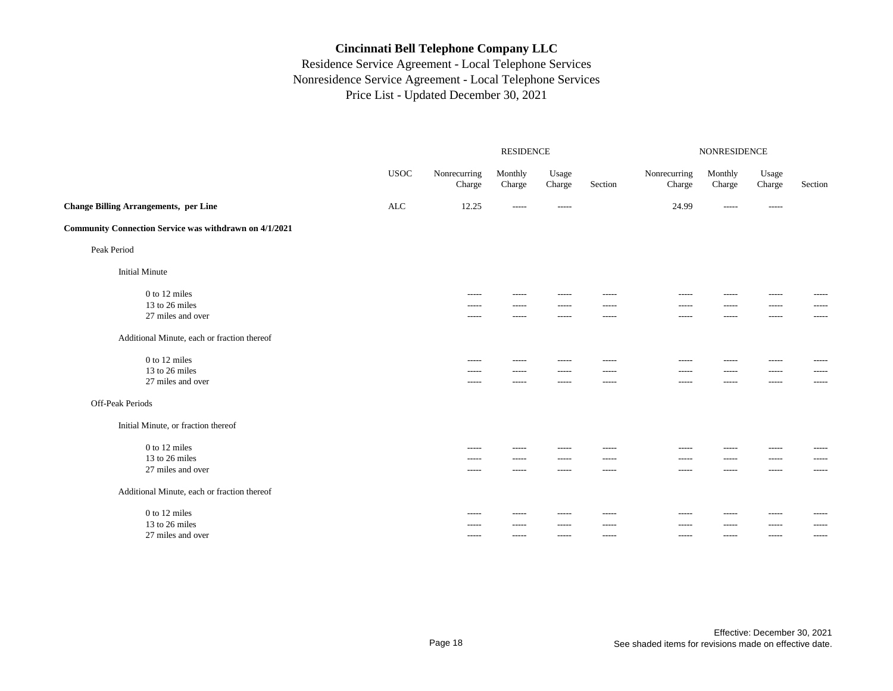# Cincinnati Bell Telephone Company LLC

Residence Service Agreement - Local Telephone Services
Nonresidence Service Agreement - Local Telephone Services
Price List - Updated December 30, 2021

| | | RESIDENCE | | | | NONRESIDENCE | | | |
|---|---|---|---|---|---|---|---|---|---|
| | USOC | Nonrecurring Charge | Monthly Charge | Usage Charge | Section | Nonrecurring Charge | Monthly Charge | Usage Charge | Section |
| **Change Billing Arrangements, per Line** | ALC | 12.25 | ----- | ----- | | 24.99 | ----- | ----- | |
| **Community Connection Service was withdrawn on 4/1/2021** | | | | | | | | | |
| Peak Period | | | | | | | | | |
| Initial Minute | | | | | | | | | |
| 0 to 12 miles | | ----- | ----- | ----- | ----- | ----- | ----- | ----- | ----- |
| 13 to 26 miles | | ----- | ----- | ----- | ----- | ----- | ----- | ----- | ----- |
| 27 miles and over | | ----- | ----- | ----- | ----- | ----- | ----- | ----- | ----- |
| Additional Minute, each or fraction thereof | | | | | | | | | |
| 0 to 12 miles | | ----- | ----- | ----- | ----- | ----- | ----- | ----- | ----- |
| 13 to 26 miles | | ----- | ----- | ----- | ----- | ----- | ----- | ----- | ----- |
| 27 miles and over | | ----- | ----- | ----- | ----- | ----- | ----- | ----- | ----- |
| Off-Peak Periods | | | | | | | | | |
| Initial Minute, or fraction thereof | | | | | | | | | |
| 0 to 12 miles | | ----- | ----- | ----- | ----- | ----- | ----- | ----- | ----- |
| 13 to 26 miles | | ----- | ----- | ----- | ----- | ----- | ----- | ----- | ----- |
| 27 miles and over | | ----- | ----- | ----- | ----- | ----- | ----- | ----- | ----- |
| Additional Minute, each or fraction thereof | | | | | | | | | |
| 0 to 12 miles | | ----- | ----- | ----- | ----- | ----- | ----- | ----- | ----- |
| 13 to 26 miles | | ----- | ----- | ----- | ----- | ----- | ----- | ----- | ----- |
| 27 miles and over | | ----- | ----- | ----- | ----- | ----- | ----- | ----- | ----- |

Effective: December 30, 2021
See shaded items for revisions made on effective date.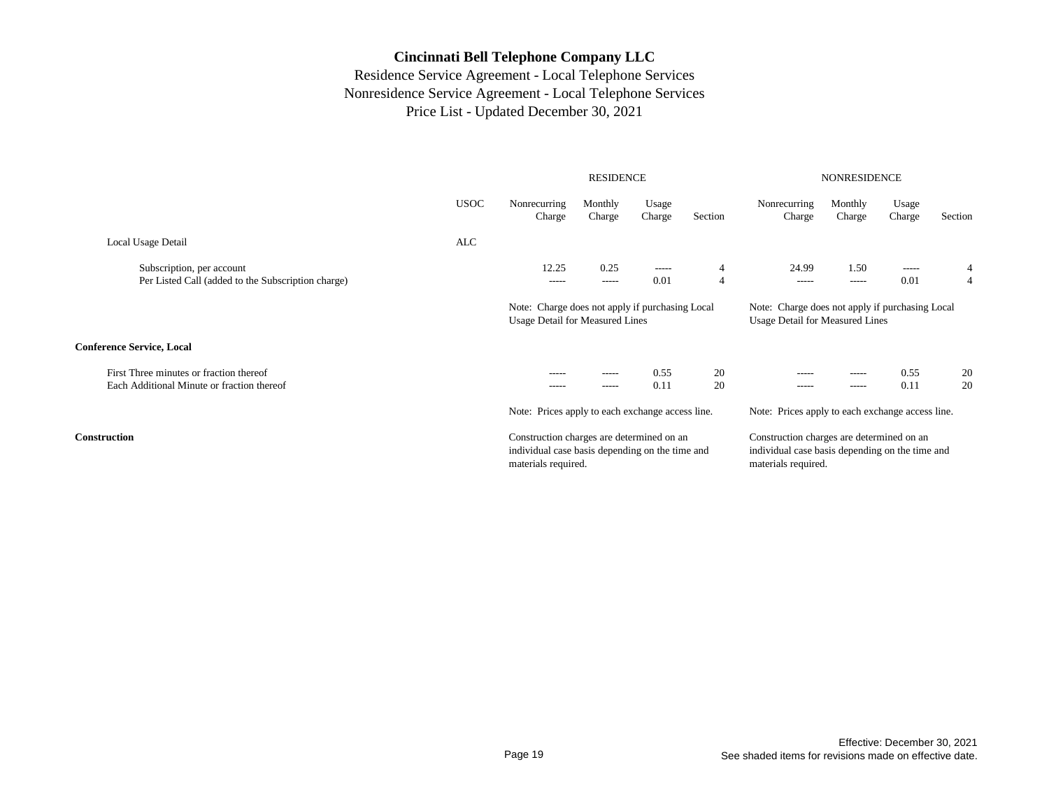# Cincinnati Bell Telephone Company LLC

Residence Service Agreement - Local Telephone Services
Nonresidence Service Agreement - Local Telephone Services
Price List - Updated December 30, 2021

| | USOC | RESIDENCE Nonrecurring Charge | RESIDENCE Monthly Charge | RESIDENCE Usage Charge | RESIDENCE Section | NONRESIDENCE Nonrecurring Charge | NONRESIDENCE Monthly Charge | NONRESIDENCE Usage Charge | NONRESIDENCE Section |
|---|---|---|---|---|---|---|---|---|---|
| Local Usage Detail | ALC | | | | | | | | |
| Subscription, per account | | 12.25 | 0.25 | ----- | 4 | 24.99 | 1.50 | ----- | 4 |
| Per Listed Call (added to the Subscription charge) | | ----- | ----- | 0.01 | 4 | ----- | ----- | 0.01 | 4 |
| | | Note: Charge does not apply if purchasing Local Usage Detail for Measured Lines | | | | Note: Charge does not apply if purchasing Local Usage Detail for Measured Lines | | | |
| **Conference Service, Local** | | | | | | | | | |
| First Three minutes or fraction thereof | | ----- | ----- | 0.55 | 20 | ----- | ----- | 0.55 | 20 |
| Each Additional Minute or fraction thereof | | ----- | ----- | 0.11 | 20 | ----- | ----- | 0.11 | 20 |
| | | Note: Prices apply to each exchange access line. | | | | Note: Prices apply to each exchange access line. | | | |
| **Construction** | | Construction charges are determined on an individual case basis depending on the time and materials required. | | | | Construction charges are determined on an individual case basis depending on the time and materials required. | | | |

Effective: December 30, 2021
See shaded items for revisions made on effective date.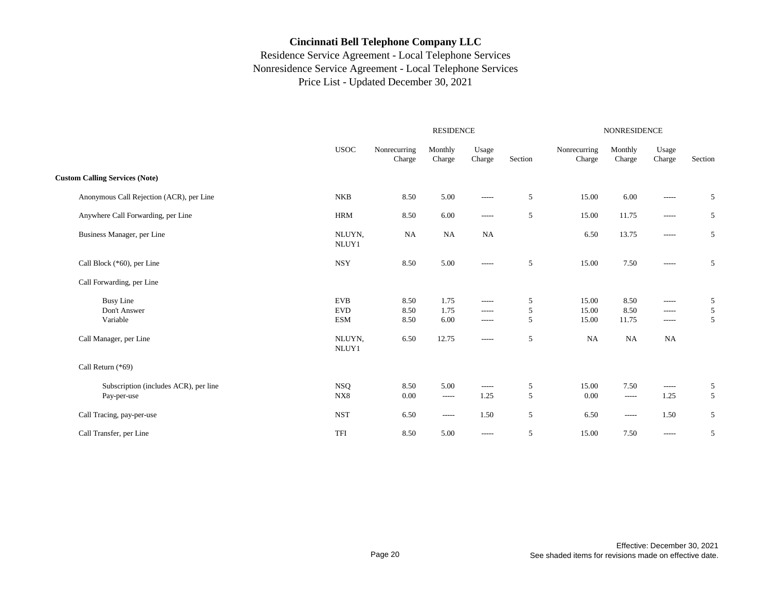# Cincinnati Bell Telephone Company LLC

Residence Service Agreement - Local Telephone Services
Nonresidence Service Agreement - Local Telephone Services
Price List - Updated December 30, 2021

| | USOC | RESIDENCE Nonrecurring Charge | RESIDENCE Monthly Charge | RESIDENCE Usage Charge | RESIDENCE Section | NONRESIDENCE Nonrecurring Charge | NONRESIDENCE Monthly Charge | NONRESIDENCE Usage Charge | NONRESIDENCE Section |
|---|---|---|---|---|---|---|---|---|---|
| **Custom Calling Services (Note)** | | | | | | | | | |
| Anonymous Call Rejection (ACR), per Line | NKB | 8.50 | 5.00 | ----- | 5 | 15.00 | 6.00 | ----- | 5 |
| Anywhere Call Forwarding, per Line | HRM | 8.50 | 6.00 | ----- | 5 | 15.00 | 11.75 | ----- | 5 |
| Business Manager, per Line | NLUYN, NLUY1 | NA | NA | NA | | 6.50 | 13.75 | ----- | 5 |
| Call Block (*60), per Line | NSY | 8.50 | 5.00 | ----- | 5 | 15.00 | 7.50 | ----- | 5 |
| Call Forwarding, per Line | | | | | | | | | |
| Busy Line | EVB | 8.50 | 1.75 | ----- | 5 | 15.00 | 8.50 | ----- | 5 |
| Don't Answer | EVD | 8.50 | 1.75 | ----- | 5 | 15.00 | 8.50 | ----- | 5 |
| Variable | ESM | 8.50 | 6.00 | ----- | 5 | 15.00 | 11.75 | ----- | 5 |
| Call Manager, per Line | NLUYN, NLUY1 | 6.50 | 12.75 | ----- | 5 | NA | NA | NA | |
| Call Return (*69) | | | | | | | | | |
| Subscription (includes ACR), per line | NSQ | 8.50 | 5.00 | ----- | 5 | 15.00 | 7.50 | ----- | 5 |
| Pay-per-use | NX8 | 0.00 | ----- | 1.25 | 5 | 0.00 | ----- | 1.25 | 5 |
| Call Tracing, pay-per-use | NST | 6.50 | ----- | 1.50 | 5 | 6.50 | ----- | 1.50 | 5 |
| Call Transfer, per Line | TFI | 8.50 | 5.00 | ----- | 5 | 15.00 | 7.50 | ----- | 5 |

Effective: December 30, 2021
See shaded items for revisions made on effective date.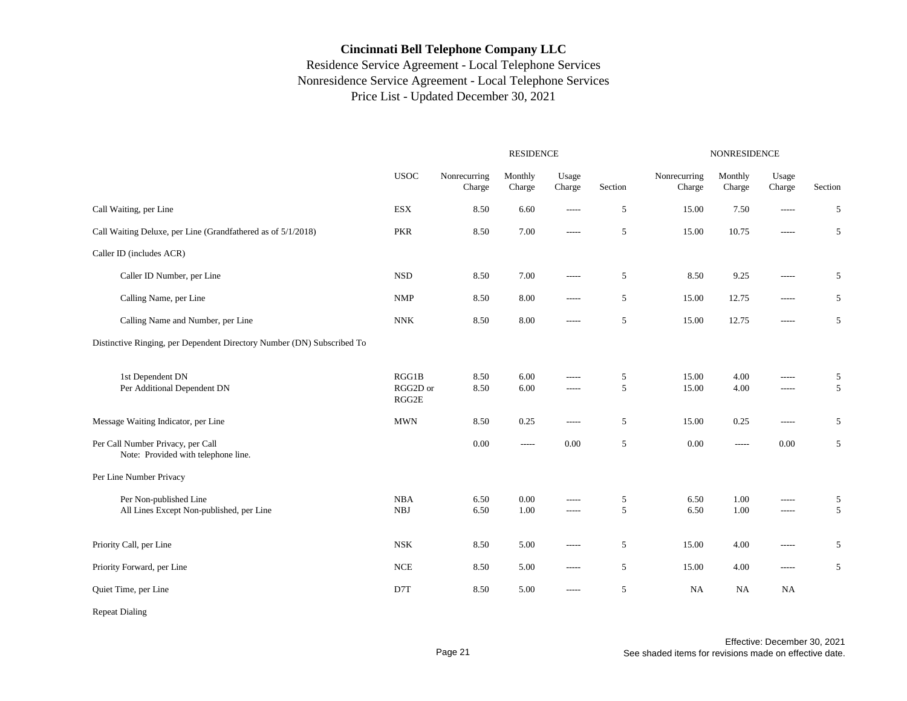# Cincinnati Bell Telephone Company LLC

Residence Service Agreement - Local Telephone Services
Nonresidence Service Agreement - Local Telephone Services
Price List - Updated December 30, 2021

| | USOC | RESIDENCE Nonrecurring Charge | Monthly Charge | Usage Charge | Section | NONRESIDENCE Nonrecurring Charge | Monthly Charge | Usage Charge | Section |
|---|---|---|---|---|---|---|---|---|---|
| Call Waiting, per Line | ESX | 8.50 | 6.60 | ----- | 5 | 15.00 | 7.50 | ----- | 5 |
| Call Waiting Deluxe, per Line (Grandfathered as of 5/1/2018) | PKR | 8.50 | 7.00 | ----- | 5 | 15.00 | 10.75 | ----- | 5 |
| Caller ID (includes ACR) | | | | | | | | | |
| Caller ID Number, per Line | NSD | 8.50 | 7.00 | ----- | 5 | 8.50 | 9.25 | ----- | 5 |
| Calling Name, per Line | NMP | 8.50 | 8.00 | ----- | 5 | 15.00 | 12.75 | ----- | 5 |
| Calling Name and Number, per Line | NNK | 8.50 | 8.00 | ----- | 5 | 15.00 | 12.75 | ----- | 5 |
| Distinctive Ringing, per Dependent Directory Number (DN) Subscribed To | | | | | | | | | |
| 1st Dependent DN | RGG1B | 8.50 | 6.00 | ----- | 5 | 15.00 | 4.00 | ----- | 5 |
| Per Additional Dependent DN | RGG2D or RGG2E | 8.50 | 6.00 | ----- | 5 | 15.00 | 4.00 | ----- | 5 |
| Message Waiting Indicator, per Line | MWN | 8.50 | 0.25 | ----- | 5 | 15.00 | 0.25 | ----- | 5 |
| Per Call Number Privacy, per Call<br>Note: Provided with telephone line. | | 0.00 | ----- | 0.00 | 5 | 0.00 | ----- | 0.00 | 5 |
| Per Line Number Privacy | | | | | | | | | |
| Per Non-published Line | NBA | 6.50 | 0.00 | ----- | 5 | 6.50 | 1.00 | ----- | 5 |
| All Lines Except Non-published, per Line | NBJ | 6.50 | 1.00 | ----- | 5 | 6.50 | 1.00 | ----- | 5 |
| Priority Call, per Line | NSK | 8.50 | 5.00 | ----- | 5 | 15.00 | 4.00 | ----- | 5 |
| Priority Forward, per Line | NCE | 8.50 | 5.00 | ----- | 5 | 15.00 | 4.00 | ----- | 5 |
| Quiet Time, per Line | D7T | 8.50 | 5.00 | ----- | 5 | NA | NA | NA | |
| Repeat Dialing | | | | | | | | | |

Effective: December 30, 2021
See shaded items for revisions made on effective date.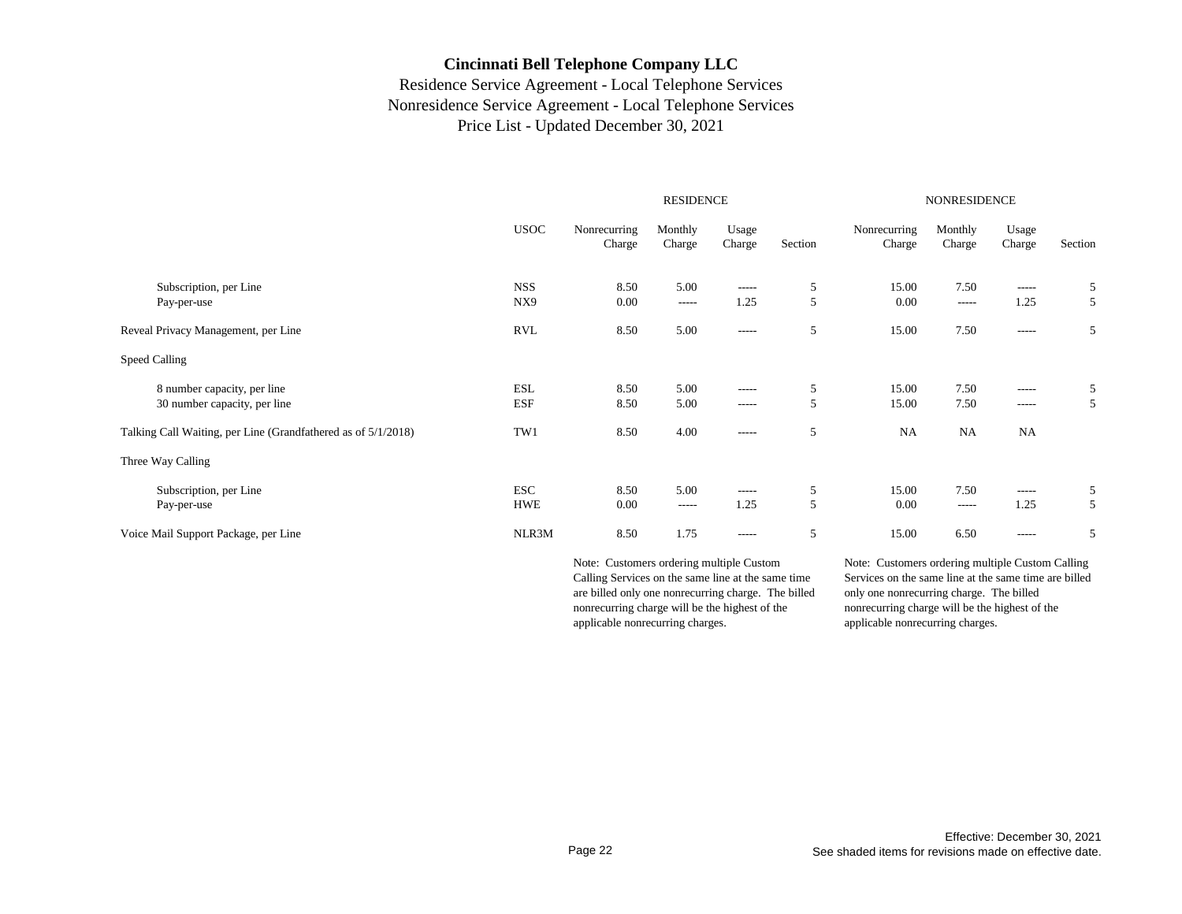# Cincinnati Bell Telephone Company LLC

Residence Service Agreement - Local Telephone Services
Nonresidence Service Agreement - Local Telephone Services
Price List - Updated December 30, 2021

| | USOC | RESIDENCE Nonrecurring Charge | RESIDENCE Monthly Charge | RESIDENCE Usage Charge | RESIDENCE Section | NONRESIDENCE Nonrecurring Charge | NONRESIDENCE Monthly Charge | NONRESIDENCE Usage Charge | NONRESIDENCE Section |
|---|---|---|---|---|---|---|---|---|---|
| Subscription, per Line | NSS | 8.50 | 5.00 | ----- | 5 | 15.00 | 7.50 | ----- | 5 |
| Pay-per-use | NX9 | 0.00 | ----- | 1.25 | 5 | 0.00 | ----- | 1.25 | 5 |
| Reveal Privacy Management, per Line | RVL | 8.50 | 5.00 | ----- | 5 | 15.00 | 7.50 | ----- | 5 |
| Speed Calling | | | | | | | | | |
| 8 number capacity, per line | ESL | 8.50 | 5.00 | ----- | 5 | 15.00 | 7.50 | ----- | 5 |
| 30 number capacity, per line | ESF | 8.50 | 5.00 | ----- | 5 | 15.00 | 7.50 | ----- | 5 |
| Talking Call Waiting, per Line (Grandfathered as of 5/1/2018) | TW1 | 8.50 | 4.00 | ----- | 5 | NA | NA | NA | |
| Three Way Calling | | | | | | | | | |
| Subscription, per Line | ESC | 8.50 | 5.00 | ----- | 5 | 15.00 | 7.50 | ----- | 5 |
| Pay-per-use | HWE | 0.00 | ----- | 1.25 | 5 | 0.00 | ----- | 1.25 | 5 |
| Voice Mail Support Package, per Line | NLR3M | 8.50 | 1.75 | ----- | 5 | 15.00 | 6.50 | ----- | 5 |

Residence — Note: Customers ordering multiple Custom Calling Services on the same line at the same time are billed only one nonrecurring charge. The billed nonrecurring charge will be the highest of the applicable nonrecurring charges.

Nonresidence — Note: Customers ordering multiple Custom Calling Services on the same line at the same time are billed only one nonrecurring charge. The billed nonrecurring charge will be the highest of the applicable nonrecurring charges.

Effective: December 30, 2021
See shaded items for revisions made on effective date.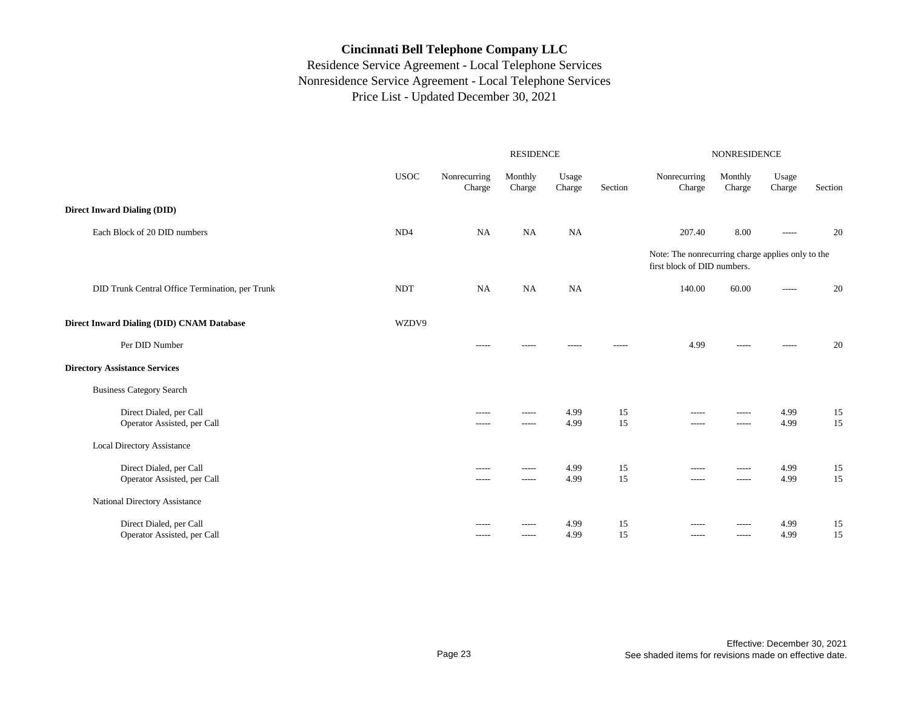# Cincinnati Bell Telephone Company LLC

Residence Service Agreement - Local Telephone Services
Nonresidence Service Agreement - Local Telephone Services
Price List - Updated December 30, 2021

| | | RESIDENCE | | | | NONRESIDENCE | | | |
|---|---|---|---|---|---|---|---|---|---|
| | USOC | Nonrecurring Charge | Monthly Charge | Usage Charge | Section | Nonrecurring Charge | Monthly Charge | Usage Charge | Section |
| **Direct Inward Dialing (DID)** | | | | | | | | | |
| Each Block of 20 DID numbers | ND4 | NA | NA | NA | | 207.40 | 8.00 | ----- | 20 |
| | | | | | | Note: The nonrecurring charge applies only to the first block of DID numbers. | | | |
| DID Trunk Central Office Termination, per Trunk | NDT | NA | NA | NA | | 140.00 | 60.00 | ----- | 20 |
| **Direct Inward Dialing (DID) CNAM Database** | WZDV9 | | | | | | | | |
| Per DID Number | | ----- | ----- | ----- | ----- | 4.99 | ----- | ----- | 20 |
| **Directory Assistance Services** | | | | | | | | | |
| Business Category Search | | | | | | | | | |
| Direct Dialed, per Call | | ----- | ----- | 4.99 | 15 | ----- | ----- | 4.99 | 15 |
| Operator Assisted, per Call | | ----- | ----- | 4.99 | 15 | ----- | ----- | 4.99 | 15 |
| Local Directory Assistance | | | | | | | | | |
| Direct Dialed, per Call | | ----- | ----- | 4.99 | 15 | ----- | ----- | 4.99 | 15 |
| Operator Assisted, per Call | | ----- | ----- | 4.99 | 15 | ----- | ----- | 4.99 | 15 |
| National Directory Assistance | | | | | | | | | |
| Direct Dialed, per Call | | ----- | ----- | 4.99 | 15 | ----- | ----- | 4.99 | 15 |
| Operator Assisted, per Call | | ----- | ----- | 4.99 | 15 | ----- | ----- | 4.99 | 15 |

Effective: December 30, 2021
See shaded items for revisions made on effective date.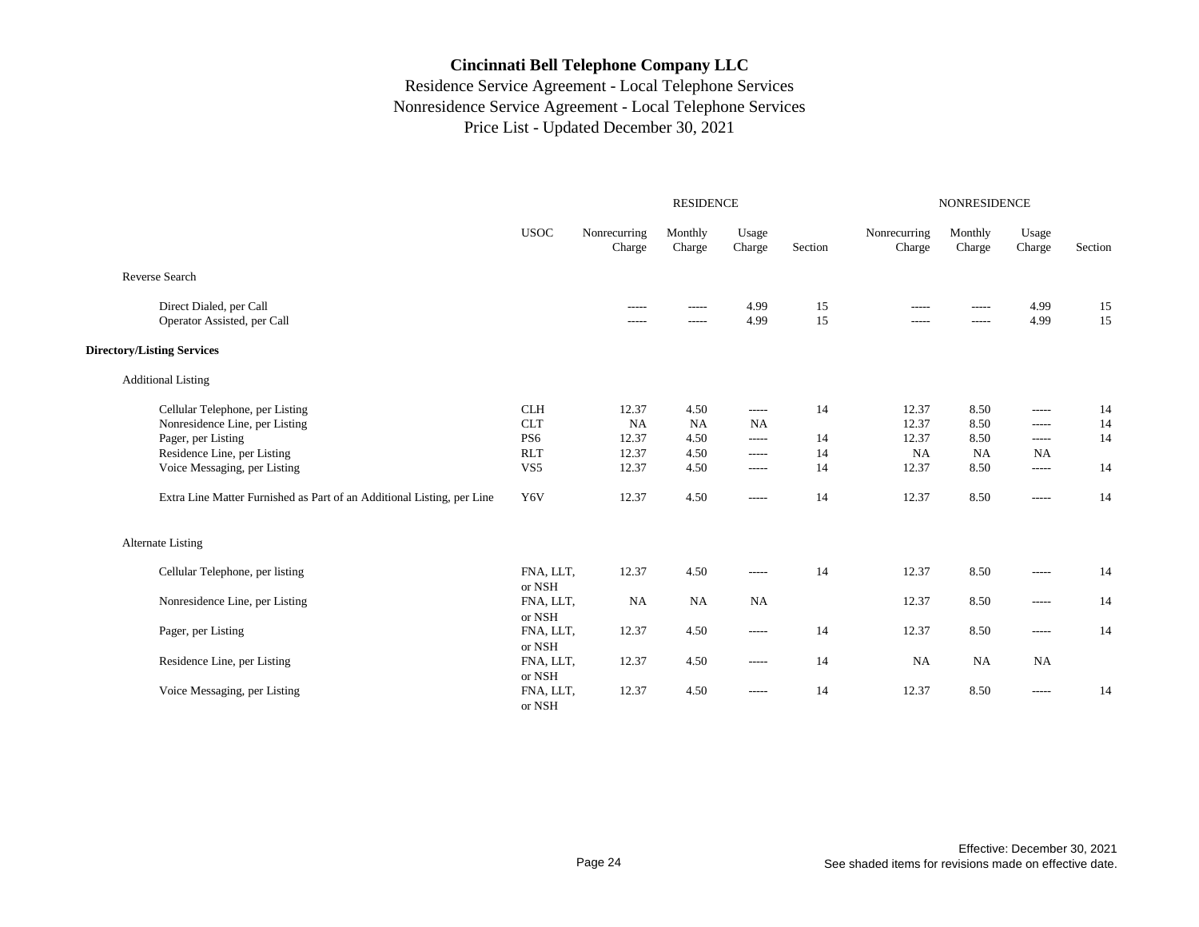# Cincinnati Bell Telephone Company LLC

Residence Service Agreement - Local Telephone Services
Nonresidence Service Agreement - Local Telephone Services
Price List - Updated December 30, 2021

| | | RESIDENCE | | | | NONRESIDENCE | | | |
|---|---|---|---|---|---|---|---|---|---|
| | USOC | Nonrecurring Charge | Monthly Charge | Usage Charge | Section | Nonrecurring Charge | Monthly Charge | Usage Charge | Section |
| Reverse Search | | | | | | | | | |
| Direct Dialed, per Call | | ----- | ----- | 4.99 | 15 | ----- | ----- | 4.99 | 15 |
| Operator Assisted, per Call | | ----- | ----- | 4.99 | 15 | ----- | ----- | 4.99 | 15 |
| **Directory/Listing Services** | | | | | | | | | |
| Additional Listing | | | | | | | | | |
| Cellular Telephone, per Listing | CLH | 12.37 | 4.50 | ----- | 14 | 12.37 | 8.50 | ----- | 14 |
| Nonresidence Line, per Listing | CLT | NA | NA | NA | | 12.37 | 8.50 | ----- | 14 |
| Pager, per Listing | PS6 | 12.37 | 4.50 | ----- | 14 | 12.37 | 8.50 | ----- | 14 |
| Residence Line, per Listing | RLT | 12.37 | 4.50 | ----- | 14 | NA | NA | NA | |
| Voice Messaging, per Listing | VS5 | 12.37 | 4.50 | ----- | 14 | 12.37 | 8.50 | ----- | 14 |
| Extra Line Matter Furnished as Part of an Additional Listing, per Line | Y6V | 12.37 | 4.50 | ----- | 14 | 12.37 | 8.50 | ----- | 14 |
| Alternate Listing | | | | | | | | | |
| Cellular Telephone, per listing | FNA, LLT, or NSH | 12.37 | 4.50 | ----- | 14 | 12.37 | 8.50 | ----- | 14 |
| Nonresidence Line, per Listing | FNA, LLT, or NSH | NA | NA | NA | | 12.37 | 8.50 | ----- | 14 |
| Pager, per Listing | FNA, LLT, or NSH | 12.37 | 4.50 | ----- | 14 | 12.37 | 8.50 | ----- | 14 |
| Residence Line, per Listing | FNA, LLT, or NSH | 12.37 | 4.50 | ----- | 14 | NA | NA | NA | |
| Voice Messaging, per Listing | FNA, LLT, or NSH | 12.37 | 4.50 | ----- | 14 | 12.37 | 8.50 | ----- | 14 |

Effective: December 30, 2021
See shaded items for revisions made on effective date.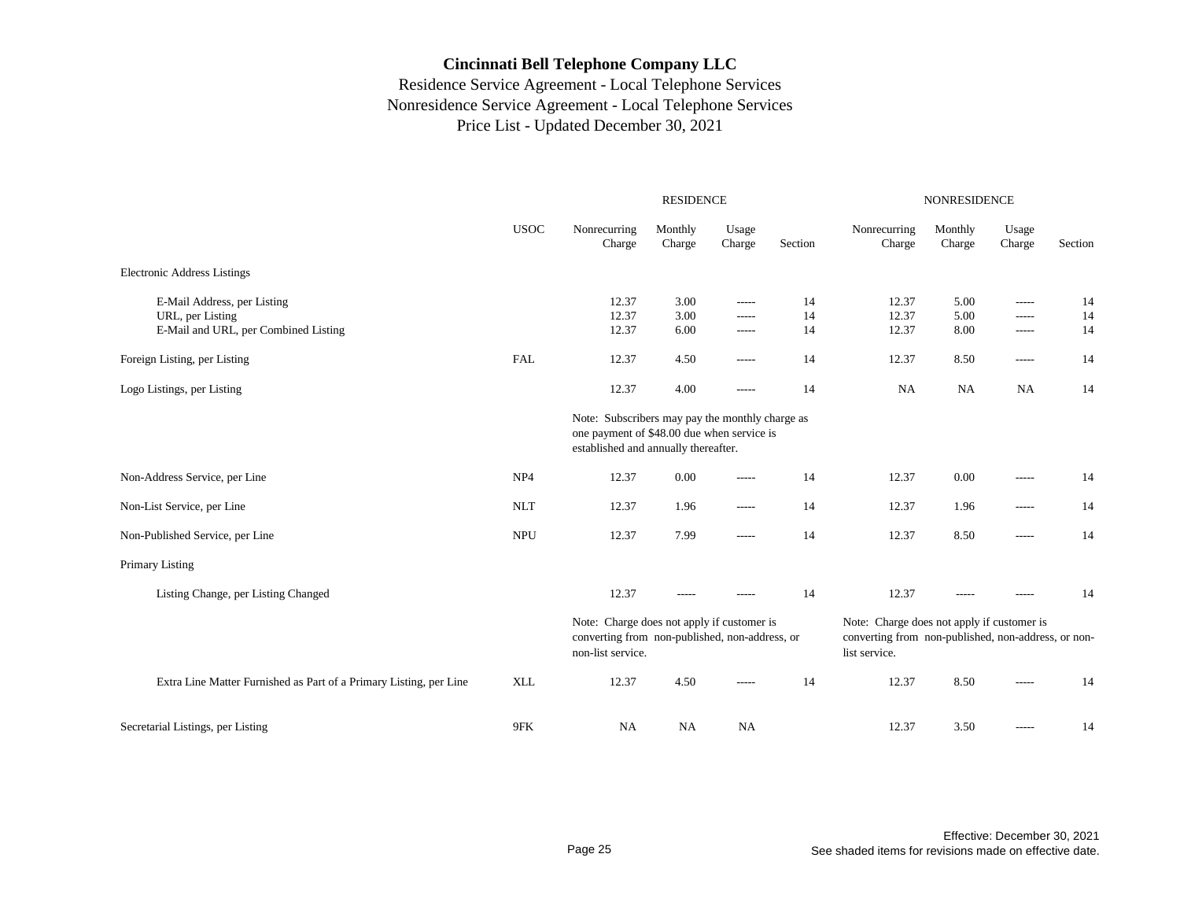# Cincinnati Bell Telephone Company LLC

Residence Service Agreement - Local Telephone Services
Nonresidence Service Agreement - Local Telephone Services
Price List - Updated December 30, 2021

| | | RESIDENCE | | | | NONRESIDENCE | | | |
|---|---|---|---|---|---|---|---|---|---|
| | USOC | Nonrecurring Charge | Monthly Charge | Usage Charge | Section | Nonrecurring Charge | Monthly Charge | Usage Charge | Section |
| Electronic Address Listings | | | | | | | | | |
| E-Mail Address, per Listing | | 12.37 | 3.00 | ----- | 14 | 12.37 | 5.00 | ----- | 14 |
| URL, per Listing | | 12.37 | 3.00 | ----- | 14 | 12.37 | 5.00 | ----- | 14 |
| E-Mail and URL, per Combined Listing | | 12.37 | 6.00 | ----- | 14 | 12.37 | 8.00 | ----- | 14 |
| Foreign Listing, per Listing | FAL | 12.37 | 4.50 | ----- | 14 | 12.37 | 8.50 | ----- | 14 |
| Logo Listings, per Listing | | 12.37 | 4.00 | ----- | 14 | NA | NA | NA | 14 |
| | | Note: Subscribers may pay the monthly charge as one payment of $48.00 due when service is established and annually thereafter. | | | | | | | |
| Non-Address Service, per Line | NP4 | 12.37 | 0.00 | ----- | 14 | 12.37 | 0.00 | ----- | 14 |
| Non-List Service, per Line | NLT | 12.37 | 1.96 | ----- | 14 | 12.37 | 1.96 | ----- | 14 |
| Non-Published Service, per Line | NPU | 12.37 | 7.99 | ----- | 14 | 12.37 | 8.50 | ----- | 14 |
| Primary Listing | | | | | | | | | |
| Listing Change, per Listing Changed | | 12.37 | ----- | ----- | 14 | 12.37 | ----- | ----- | 14 |
| | | Note: Charge does not apply if customer is converting from non-published, non-address, or non-list service. | | | | Note: Charge does not apply if customer is converting from non-published, non-address, or non-list service. | | | |
| Extra Line Matter Furnished as Part of a Primary Listing, per Line | XLL | 12.37 | 4.50 | ----- | 14 | 12.37 | 8.50 | ----- | 14 |
| Secretarial Listings, per Listing | 9FK | NA | NA | NA | | 12.37 | 3.50 | ----- | 14 |

Effective: December 30, 2021
See shaded items for revisions made on effective date.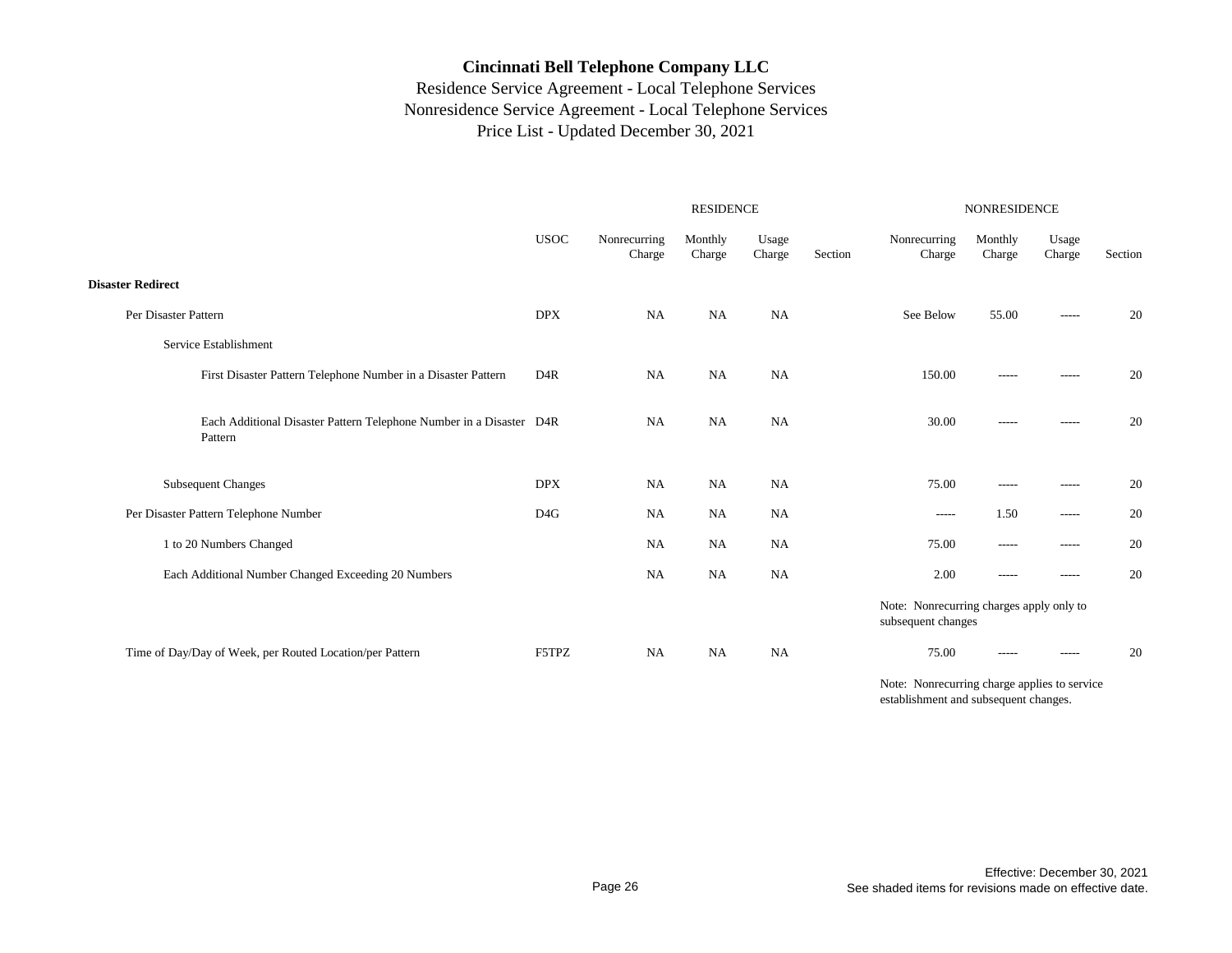# Cincinnati Bell Telephone Company LLC

Residence Service Agreement - Local Telephone Services
Nonresidence Service Agreement - Local Telephone Services
Price List - Updated December 30, 2021

| | | RESIDENCE | | | | NONRESIDENCE | | | |
|---|---|---|---|---|---|---|---|---|---|
| | USOC | Nonrecurring Charge | Monthly Charge | Usage Charge | Section | Nonrecurring Charge | Monthly Charge | Usage Charge | Section |
| **Disaster Redirect** | | | | | | | | | |
| Per Disaster Pattern | DPX | NA | NA | NA | | See Below | 55.00 | ----- | 20 |
| Service Establishment | | | | | | | | | |
| First Disaster Pattern Telephone Number in a Disaster Pattern | D4R | NA | NA | NA | | 150.00 | ----- | ----- | 20 |
| Each Additional Disaster Pattern Telephone Number in a Disaster Pattern | D4R | NA | NA | NA | | 30.00 | ----- | ----- | 20 |
| Subsequent Changes | DPX | NA | NA | NA | | 75.00 | ----- | ----- | 20 |
| Per Disaster Pattern Telephone Number | D4G | NA | NA | NA | | ----- | 1.50 | ----- | 20 |
| 1 to 20 Numbers Changed | | NA | NA | NA | | 75.00 | ----- | ----- | 20 |
| Each Additional Number Changed Exceeding 20 Numbers | | NA | NA | NA | | 2.00 | ----- | ----- | 20 |
| | | | | | | Note: Nonrecurring charges apply only to subsequent changes | | | |
| Time of Day/Day of Week, per Routed Location/per Pattern | F5TPZ | NA | NA | NA | | 75.00 | ----- | ----- | 20 |
| | | | | | | Note: Nonrecurring charge applies to service establishment and subsequent changes. | | | |

Effective: December 30, 2021
See shaded items for revisions made on effective date.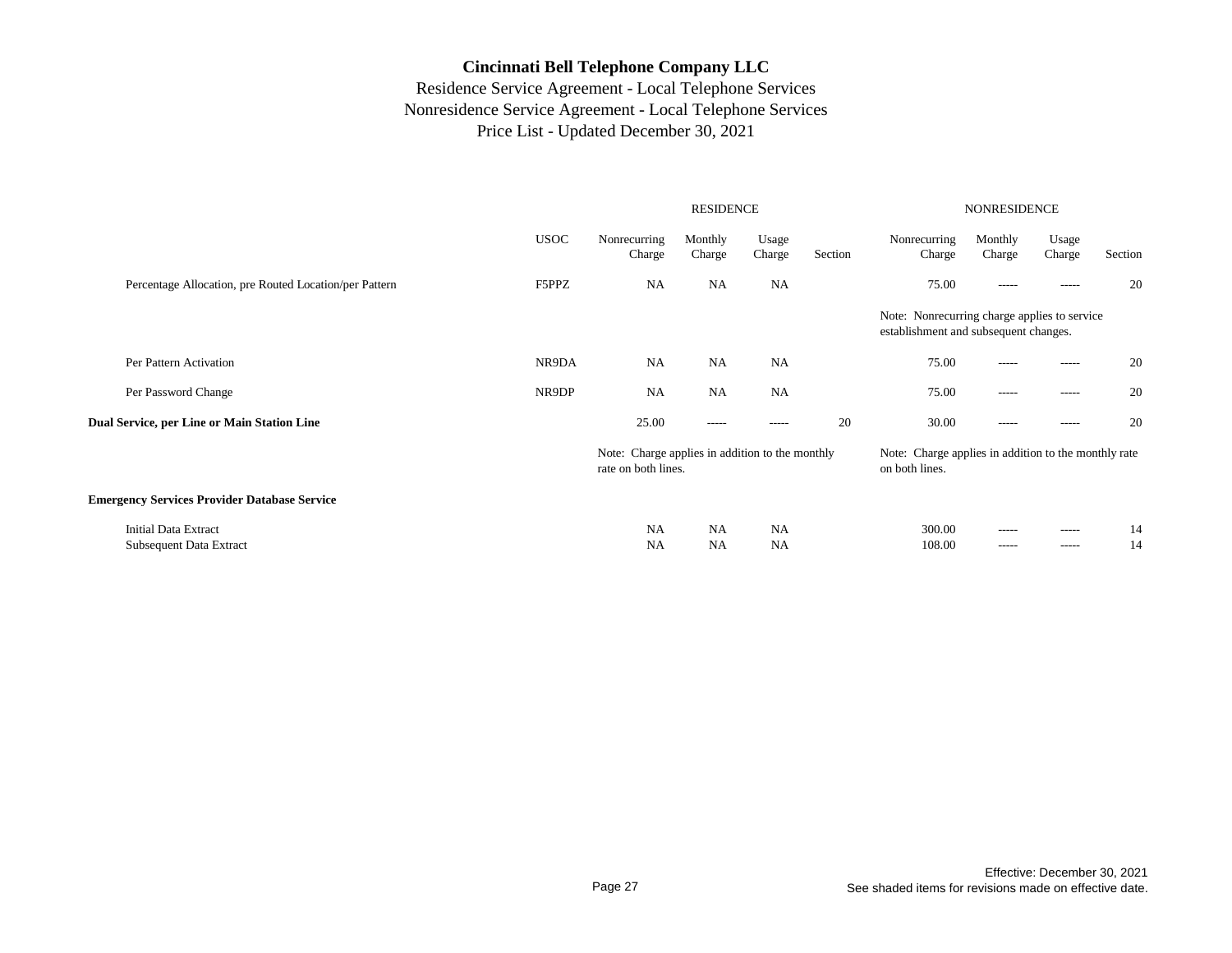# Cincinnati Bell Telephone Company LLC

Residence Service Agreement - Local Telephone Services
Nonresidence Service Agreement - Local Telephone Services
Price List - Updated December 30, 2021

| | USOC | RESIDENCE Nonrecurring Charge | RESIDENCE Monthly Charge | RESIDENCE Usage Charge | RESIDENCE Section | NONRESIDENCE Nonrecurring Charge | NONRESIDENCE Monthly Charge | NONRESIDENCE Usage Charge | NONRESIDENCE Section |
|---|---|---|---|---|---|---|---|---|---|
| Percentage Allocation, pre Routed Location/per Pattern | F5PPZ | NA | NA | NA | | 75.00 | ----- | ----- | 20 |
| | | | | | | Note: Nonrecurring charge applies to service establishment and subsequent changes. | | | |
| Per Pattern Activation | NR9DA | NA | NA | NA | | 75.00 | ----- | ----- | 20 |
| Per Password Change | NR9DP | NA | NA | NA | | 75.00 | ----- | ----- | 20 |
| **Dual Service, per Line or Main Station Line** | | 25.00 | ----- | ----- | 20 | 30.00 | ----- | ----- | 20 |
| | | Note: Charge applies in addition to the monthly rate on both lines. | | | | Note: Charge applies in addition to the monthly rate on both lines. | | | |
| **Emergency Services Provider Database Service** | | | | | | | | | |
| Initial Data Extract | | NA | NA | NA | | 300.00 | ----- | ----- | 14 |
| Subsequent Data Extract | | NA | NA | NA | | 108.00 | ----- | ----- | 14 |

Effective: December 30, 2021
See shaded items for revisions made on effective date.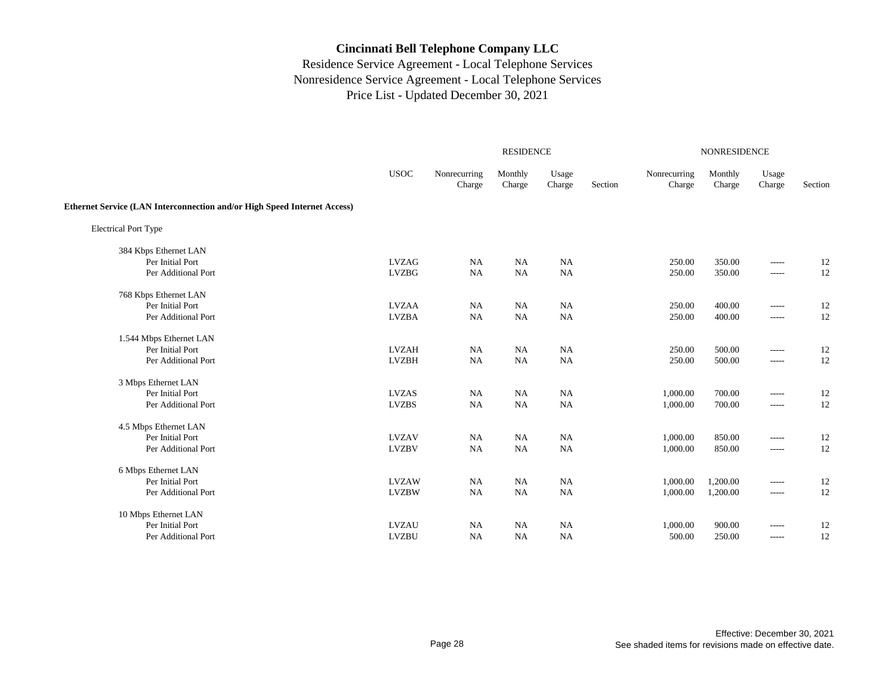# Cincinnati Bell Telephone Company LLC

Residence Service Agreement - Local Telephone Services
Nonresidence Service Agreement - Local Telephone Services
Price List - Updated December 30, 2021

| | | RESIDENCE | | | | NONRESIDENCE | | | |
|---|---|---|---|---|---|---|---|---|---|
| | USOC | Nonrecurring Charge | Monthly Charge | Usage Charge | Section | Nonrecurring Charge | Monthly Charge | Usage Charge | Section |
| **Ethernet Service (LAN Interconnection and/or High Speed Internet Access)** | | | | | | | | | |
| Electrical Port Type | | | | | | | | | |
| 384 Kbps Ethernet LAN | | | | | | | | | |
| Per Initial Port | LVZAG | NA | NA | NA | | 250.00 | 350.00 | ----- | 12 |
| Per Additional Port | LVZBG | NA | NA | NA | | 250.00 | 350.00 | ----- | 12 |
| 768 Kbps Ethernet LAN | | | | | | | | | |
| Per Initial Port | LVZAA | NA | NA | NA | | 250.00 | 400.00 | ----- | 12 |
| Per Additional Port | LVZBA | NA | NA | NA | | 250.00 | 400.00 | ----- | 12 |
| 1.544 Mbps Ethernet LAN | | | | | | | | | |
| Per Initial Port | LVZAH | NA | NA | NA | | 250.00 | 500.00 | ----- | 12 |
| Per Additional Port | LVZBH | NA | NA | NA | | 250.00 | 500.00 | ----- | 12 |
| 3 Mbps Ethernet LAN | | | | | | | | | |
| Per Initial Port | LVZAS | NA | NA | NA | | 1,000.00 | 700.00 | ----- | 12 |
| Per Additional Port | LVZBS | NA | NA | NA | | 1,000.00 | 700.00 | ----- | 12 |
| 4.5 Mbps Ethernet LAN | | | | | | | | | |
| Per Initial Port | LVZAV | NA | NA | NA | | 1,000.00 | 850.00 | ----- | 12 |
| Per Additional Port | LVZBV | NA | NA | NA | | 1,000.00 | 850.00 | ----- | 12 |
| 6 Mbps Ethernet LAN | | | | | | | | | |
| Per Initial Port | LVZAW | NA | NA | NA | | 1,000.00 | 1,200.00 | ----- | 12 |
| Per Additional Port | LVZBW | NA | NA | NA | | 1,000.00 | 1,200.00 | ----- | 12 |
| 10 Mbps Ethernet LAN | | | | | | | | | |
| Per Initial Port | LVZAU | NA | NA | NA | | 1,000.00 | 900.00 | ----- | 12 |
| Per Additional Port | LVZBU | NA | NA | NA | | 500.00 | 250.00 | ----- | 12 |

Effective: December 30, 2021
See shaded items for revisions made on effective date.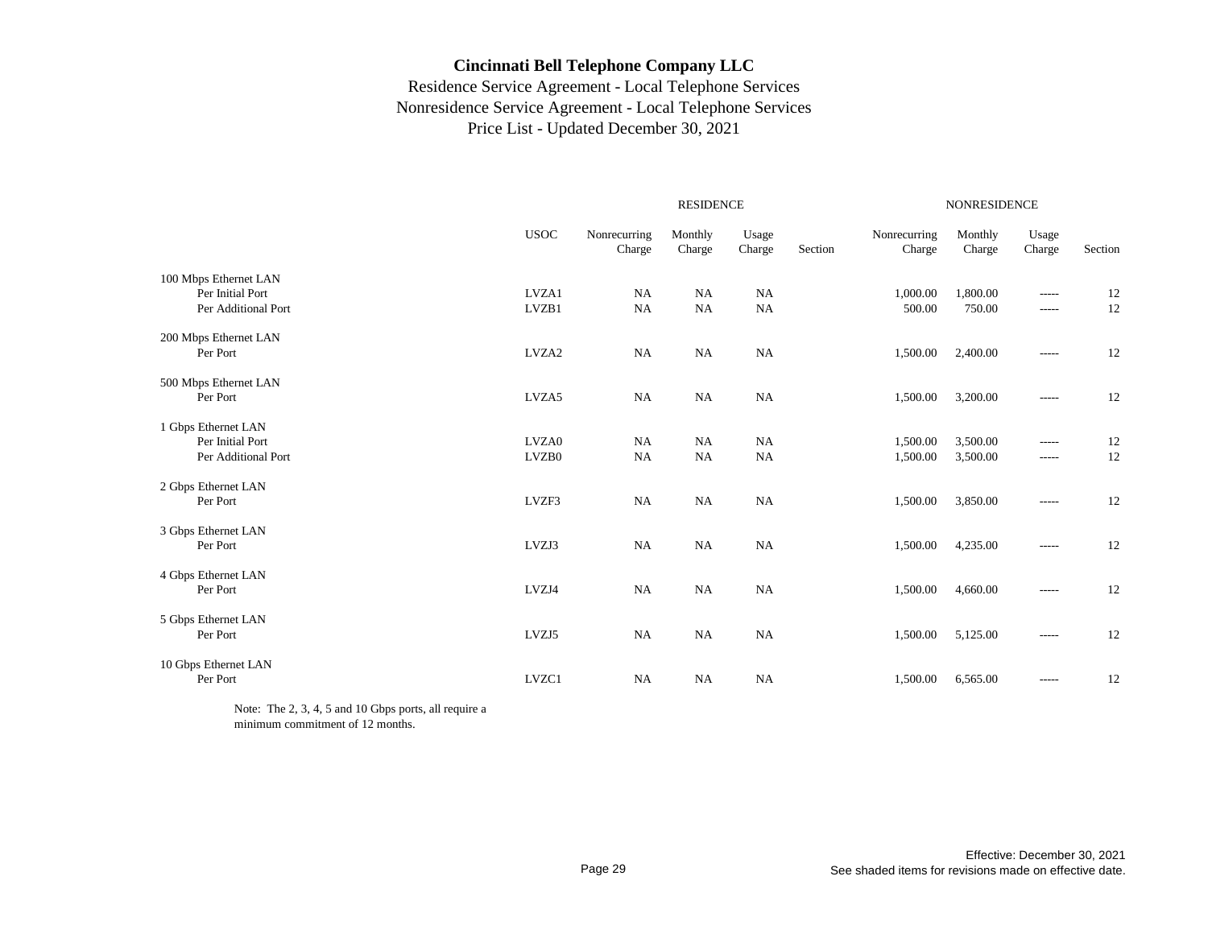# Cincinnati Bell Telephone Company LLC

Residence Service Agreement - Local Telephone Services
Nonresidence Service Agreement - Local Telephone Services
Price List - Updated December 30, 2021

| | | RESIDENCE | | | | NONRESIDENCE | | | |
|---|---|---|---|---|---|---|---|---|---|
| | USOC | Nonrecurring Charge | Monthly Charge | Usage Charge | Section | Nonrecurring Charge | Monthly Charge | Usage Charge | Section |
| 100 Mbps Ethernet LAN | | | | | | | | | |
| Per Initial Port | LVZA1 | NA | NA | NA | | 1,000.00 | 1,800.00 | ----- | 12 |
| Per Additional Port | LVZB1 | NA | NA | NA | | 500.00 | 750.00 | ----- | 12 |
| 200 Mbps Ethernet LAN | | | | | | | | | |
| Per Port | LVZA2 | NA | NA | NA | | 1,500.00 | 2,400.00 | ----- | 12 |
| 500 Mbps Ethernet LAN | | | | | | | | | |
| Per Port | LVZA5 | NA | NA | NA | | 1,500.00 | 3,200.00 | ----- | 12 |
| 1 Gbps Ethernet LAN | | | | | | | | | |
| Per Initial Port | LVZA0 | NA | NA | NA | | 1,500.00 | 3,500.00 | ----- | 12 |
| Per Additional Port | LVZB0 | NA | NA | NA | | 1,500.00 | 3,500.00 | ----- | 12 |
| 2 Gbps Ethernet LAN | | | | | | | | | |
| Per Port | LVZF3 | NA | NA | NA | | 1,500.00 | 3,850.00 | ----- | 12 |
| 3 Gbps Ethernet LAN | | | | | | | | | |
| Per Port | LVZJ3 | NA | NA | NA | | 1,500.00 | 4,235.00 | ----- | 12 |
| 4 Gbps Ethernet LAN | | | | | | | | | |
| Per Port | LVZJ4 | NA | NA | NA | | 1,500.00 | 4,660.00 | ----- | 12 |
| 5 Gbps Ethernet LAN | | | | | | | | | |
| Per Port | LVZJ5 | NA | NA | NA | | 1,500.00 | 5,125.00 | ----- | 12 |
| 10 Gbps Ethernet LAN | | | | | | | | | |
| Per Port | LVZC1 | NA | NA | NA | | 1,500.00 | 6,565.00 | ----- | 12 |

Note: The 2, 3, 4, 5 and 10 Gbps ports, all require a minimum commitment of 12 months.

Effective: December 30, 2021
See shaded items for revisions made on effective date.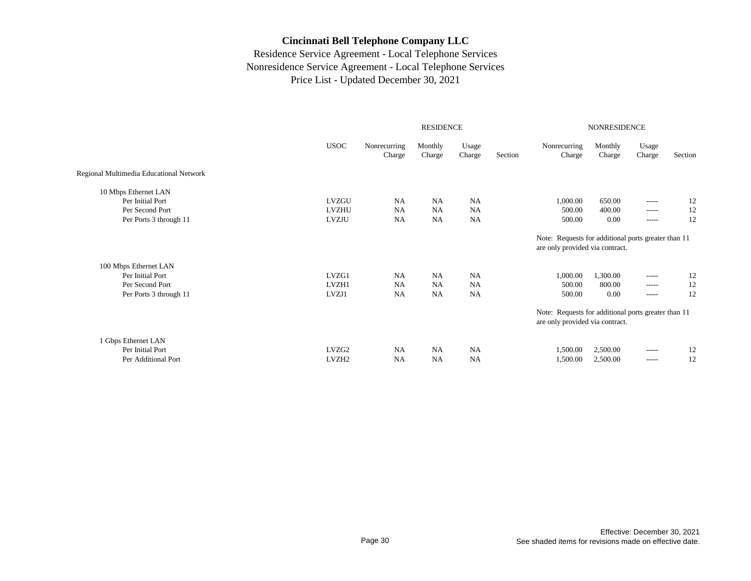# Cincinnati Bell Telephone Company LLC

Residence Service Agreement - Local Telephone Services
Nonresidence Service Agreement - Local Telephone Services
Price List - Updated December 30, 2021

| | | RESIDENCE | | | | NONRESIDENCE | | | |
|---|---|---|---|---|---|---|---|---|---|
| | USOC | Nonrecurring Charge | Monthly Charge | Usage Charge | Section | Nonrecurring Charge | Monthly Charge | Usage Charge | Section |
| Regional Multimedia Educational Network | | | | | | | | | |
| 10 Mbps Ethernet LAN | | | | | | | | | |
| Per Initial Port | LVZGU | NA | NA | NA | | 1,000.00 | 650.00 | ----- | 12 |
| Per Second Port | LVZHU | NA | NA | NA | | 500.00 | 400.00 | ----- | 12 |
| Per Ports 3 through 11 | LVZJU | NA | NA | NA | | 500.00 | 0.00 | ----- | 12 |
| | | | | | | Note: Requests for additional ports greater than 11 are only provided via contract. | | | |
| 100 Mbps Ethernet LAN | | | | | | | | | |
| Per Initial Port | LVZG1 | NA | NA | NA | | 1,000.00 | 1,300.00 | ----- | 12 |
| Per Second Port | LVZH1 | NA | NA | NA | | 500.00 | 800.00 | ----- | 12 |
| Per Ports 3 through 11 | LVZJ1 | NA | NA | NA | | 500.00 | 0.00 | ----- | 12 |
| | | | | | | Note: Requests for additional ports greater than 11 are only provided via contract. | | | |
| 1 Gbps Ethernet LAN | | | | | | | | | |
| Per Initial Port | LVZG2 | NA | NA | NA | | 1,500.00 | 2,500.00 | ----- | 12 |
| Per Additional Port | LVZH2 | NA | NA | NA | | 1,500.00 | 2,500.00 | ----- | 12 |

Effective: December 30, 2021
See shaded items for revisions made on effective date.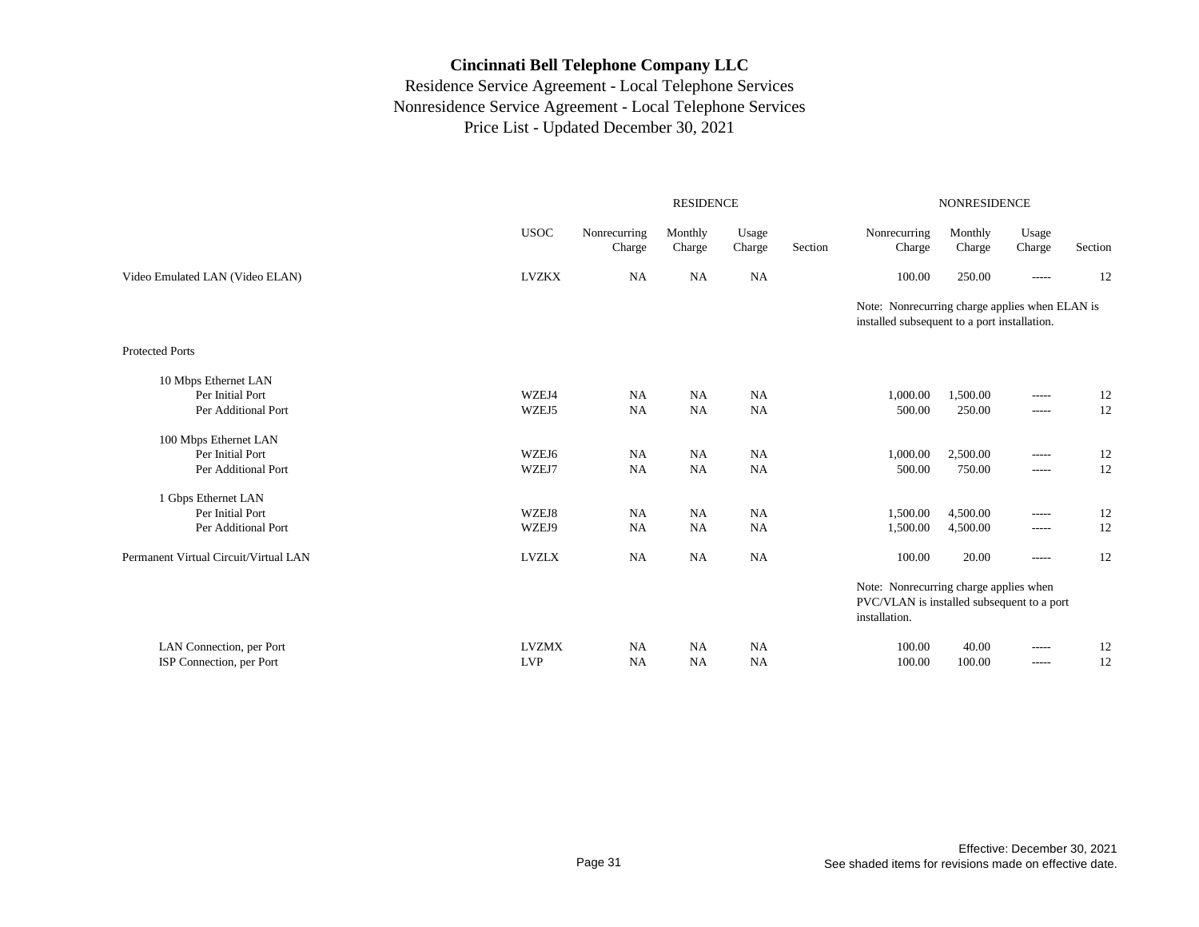# Cincinnati Bell Telephone Company LLC

Residence Service Agreement - Local Telephone Services
Nonresidence Service Agreement - Local Telephone Services
Price List - Updated December 30, 2021

| | | RESIDENCE | | | | NONRESIDENCE | | | |
|---|---|---|---|---|---|---|---|---|---|
| | USOC | Nonrecurring Charge | Monthly Charge | Usage Charge | Section | Nonrecurring Charge | Monthly Charge | Usage Charge | Section |
| Video Emulated LAN (Video ELAN) | LVZKX | NA | NA | NA | | 100.00 | 250.00 | ----- | 12 |
| | | | | | | Note: Nonrecurring charge applies when ELAN is installed subsequent to a port installation. | | | |
| Protected Ports | | | | | | | | | |
| 10 Mbps Ethernet LAN | | | | | | | | | |
| Per Initial Port | WZEJ4 | NA | NA | NA | | 1,000.00 | 1,500.00 | ----- | 12 |
| Per Additional Port | WZEJ5 | NA | NA | NA | | 500.00 | 250.00 | ----- | 12 |
| 100 Mbps Ethernet LAN | | | | | | | | | |
| Per Initial Port | WZEJ6 | NA | NA | NA | | 1,000.00 | 2,500.00 | ----- | 12 |
| Per Additional Port | WZEJ7 | NA | NA | NA | | 500.00 | 750.00 | ----- | 12 |
| 1 Gbps Ethernet LAN | | | | | | | | | |
| Per Initial Port | WZEJ8 | NA | NA | NA | | 1,500.00 | 4,500.00 | ----- | 12 |
| Per Additional Port | WZEJ9 | NA | NA | NA | | 1,500.00 | 4,500.00 | ----- | 12 |
| Permanent Virtual Circuit/Virtual LAN | LVZLX | NA | NA | NA | | 100.00 | 20.00 | ----- | 12 |
| | | | | | | Note: Nonrecurring charge applies when PVC/VLAN is installed subsequent to a port installation. | | | |
| LAN Connection, per Port | LVZMX | NA | NA | NA | | 100.00 | 40.00 | ----- | 12 |
| ISP Connection, per Port | LVP | NA | NA | NA | | 100.00 | 100.00 | ----- | 12 |

Effective: December 30, 2021
See shaded items for revisions made on effective date.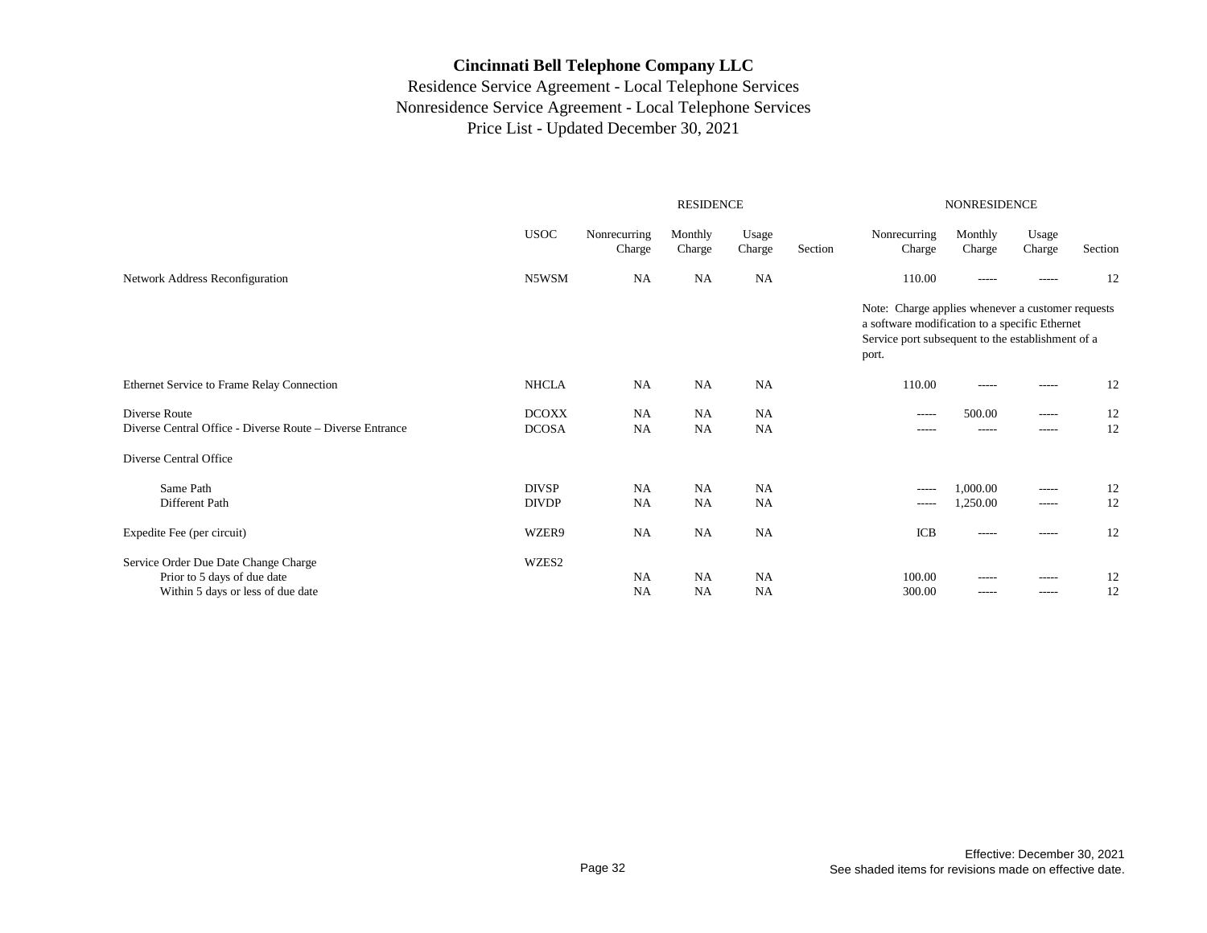# Cincinnati Bell Telephone Company LLC

Residence Service Agreement - Local Telephone Services
Nonresidence Service Agreement - Local Telephone Services
Price List - Updated December 30, 2021

| | | RESIDENCE | | | | NONRESIDENCE | | | |
|---|---|---|---|---|---|---|---|---|---|
| | USOC | Nonrecurring Charge | Monthly Charge | Usage Charge | Section | Nonrecurring Charge | Monthly Charge | Usage Charge | Section |
| Network Address Reconfiguration | N5WSM | NA | NA | NA | | 110.00 | ----- | ----- | 12 |
| | | | | | | Note: Charge applies whenever a customer requests a software modification to a specific Ethernet Service port subsequent to the establishment of a port. | | | |
| Ethernet Service to Frame Relay Connection | NHCLA | NA | NA | NA | | 110.00 | ----- | ----- | 12 |
| Diverse Route | DCOXX | NA | NA | NA | | ----- | 500.00 | ----- | 12 |
| Diverse Central Office - Diverse Route – Diverse Entrance | DCOSA | NA | NA | NA | | ----- | ----- | ----- | 12 |
| Diverse Central Office | | | | | | | | | |
| Same Path | DIVSP | NA | NA | NA | | ----- | 1,000.00 | ----- | 12 |
| Different Path | DIVDP | NA | NA | NA | | ----- | 1,250.00 | ----- | 12 |
| Expedite Fee (per circuit) | WZER9 | NA | NA | NA | | ICB | ----- | ----- | 12 |
| Service Order Due Date Change Charge | WZES2 | | | | | | | | |
| Prior to 5 days of due date | | NA | NA | NA | | 100.00 | ----- | ----- | 12 |
| Within 5 days or less of due date | | NA | NA | NA | | 300.00 | ----- | ----- | 12 |

Effective: December 30, 2021
See shaded items for revisions made on effective date.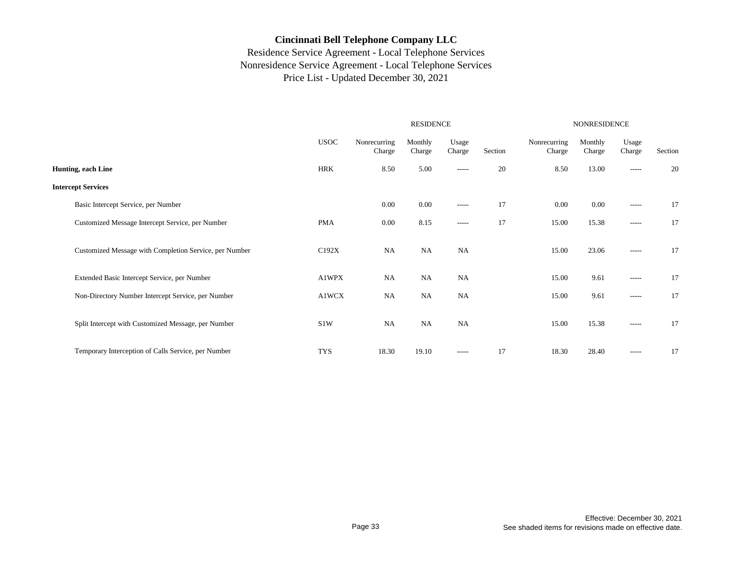# Cincinnati Bell Telephone Company LLC

Residence Service Agreement - Local Telephone Services
Nonresidence Service Agreement - Local Telephone Services
Price List - Updated December 30, 2021

| | | RESIDENCE | | | | NONRESIDENCE | | | |
|---|---|---|---|---|---|---|---|---|---|
| | USOC | Nonrecurring Charge | Monthly Charge | Usage Charge | Section | Nonrecurring Charge | Monthly Charge | Usage Charge | Section |
| **Hunting, each Line** | HRK | 8.50 | 5.00 | ----- | 20 | 8.50 | 13.00 | ----- | 20 |
| **Intercept Services** | | | | | | | | | |
| Basic Intercept Service, per Number | | 0.00 | 0.00 | ----- | 17 | 0.00 | 0.00 | ----- | 17 |
| Customized Message Intercept Service, per Number | PMA | 0.00 | 8.15 | ----- | 17 | 15.00 | 15.38 | ----- | 17 |
| Customized Message with Completion Service, per Number | C192X | NA | NA | NA | | 15.00 | 23.06 | ----- | 17 |
| Extended Basic Intercept Service, per Number | A1WPX | NA | NA | NA | | 15.00 | 9.61 | ----- | 17 |
| Non-Directory Number Intercept Service, per Number | A1WCX | NA | NA | NA | | 15.00 | 9.61 | ----- | 17 |
| Split Intercept with Customized Message, per Number | S1W | NA | NA | NA | | 15.00 | 15.38 | ----- | 17 |
| Temporary Interception of Calls Service, per Number | TYS | 18.30 | 19.10 | ----- | 17 | 18.30 | 28.40 | ----- | 17 |

Effective: December 30, 2021
See shaded items for revisions made on effective date.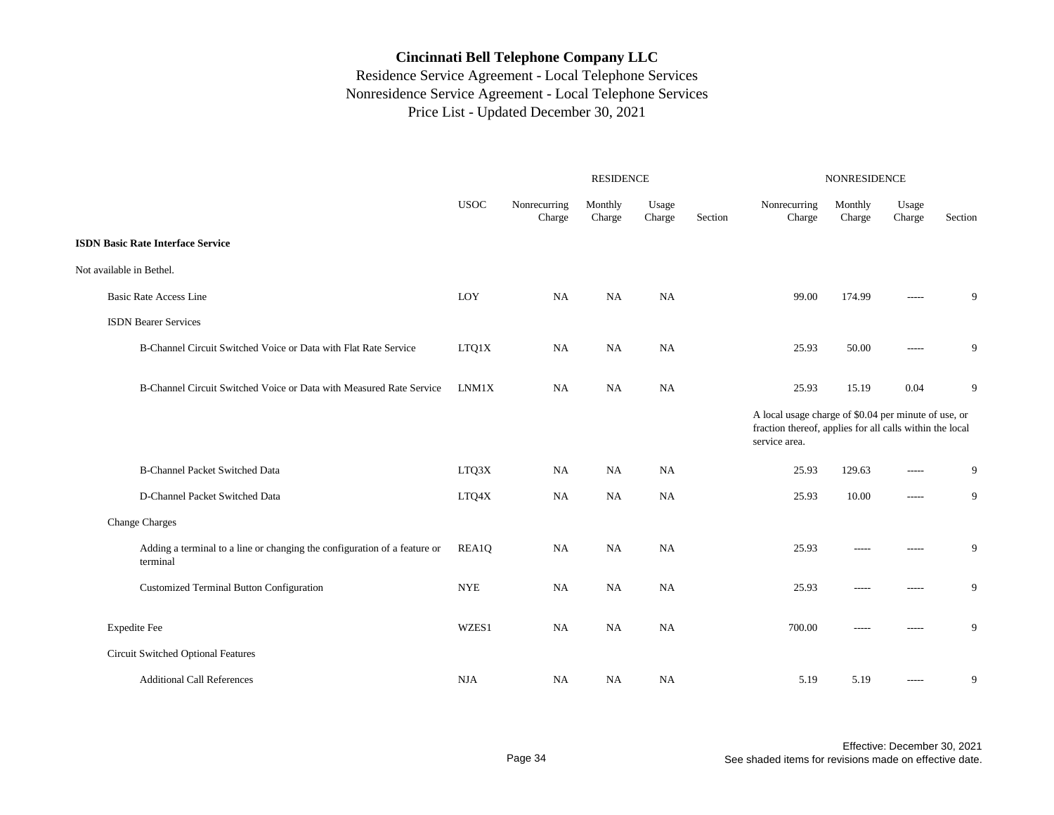# Cincinnati Bell Telephone Company LLC

Residence Service Agreement - Local Telephone Services
Nonresidence Service Agreement - Local Telephone Services
Price List - Updated December 30, 2021

| | | RESIDENCE | | | | NONRESIDENCE | | | |
|---|---|---|---|---|---|---|---|---|---|
| | USOC | Nonrecurring Charge | Monthly Charge | Usage Charge | Section | Nonrecurring Charge | Monthly Charge | Usage Charge | Section |
| **ISDN Basic Rate Interface Service** | | | | | | | | | |
| Not available in Bethel. | | | | | | | | | |
| Basic Rate Access Line | LOY | NA | NA | NA | | 99.00 | 174.99 | ----- | 9 |
| ISDN Bearer Services | | | | | | | | | |
| B-Channel Circuit Switched Voice or Data with Flat Rate Service | LTQ1X | NA | NA | NA | | 25.93 | 50.00 | ----- | 9 |
| B-Channel Circuit Switched Voice or Data with Measured Rate Service | LNM1X | NA | NA | NA | | 25.93 | 15.19 | 0.04 | 9 |
| | | | | | | A local usage charge of $0.04 per minute of use, or fraction thereof, applies for all calls within the local service area. | | | |
| B-Channel Packet Switched Data | LTQ3X | NA | NA | NA | | 25.93 | 129.63 | ----- | 9 |
| D-Channel Packet Switched Data | LTQ4X | NA | NA | NA | | 25.93 | 10.00 | ----- | 9 |
| Change Charges | | | | | | | | | |
| Adding a terminal to a line or changing the configuration of a feature or terminal | REA1Q | NA | NA | NA | | 25.93 | ----- | ----- | 9 |
| Customized Terminal Button Configuration | NYE | NA | NA | NA | | 25.93 | ----- | ----- | 9 |
| Expedite Fee | WZES1 | NA | NA | NA | | 700.00 | ----- | ----- | 9 |
| Circuit Switched Optional Features | | | | | | | | | |
| Additional Call References | NJA | NA | NA | NA | | 5.19 | 5.19 | ----- | 9 |

Effective: December 30, 2021
See shaded items for revisions made on effective date.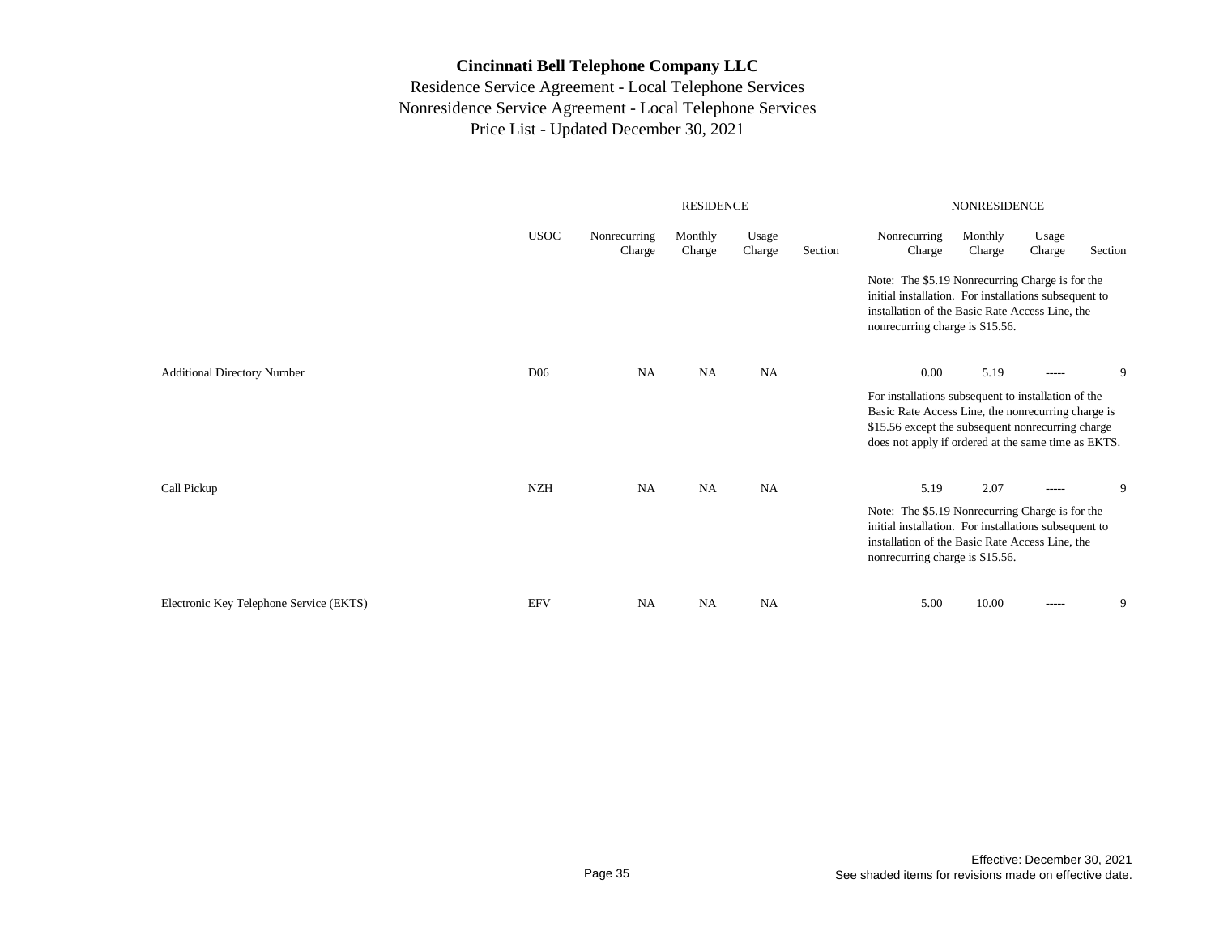**Cincinnati Bell Telephone Company LLC**
Residence Service Agreement - Local Telephone Services
Nonresidence Service Agreement - Local Telephone Services
Price List - Updated December 30, 2021

| | USOC | RESIDENCE Nonrecurring Charge | RESIDENCE Monthly Charge | RESIDENCE Usage Charge | RESIDENCE Section | NONRESIDENCE Nonrecurring Charge | NONRESIDENCE Monthly Charge | NONRESIDENCE Usage Charge | NONRESIDENCE Section |
|---|---|---|---|---|---|---|---|---|---|
| | | | | | | Note: The $5.19 Nonrecurring Charge is for the initial installation. For installations subsequent to installation of the Basic Rate Access Line, the nonrecurring charge is $15.56. | | | |
| Additional Directory Number | D06 | NA | NA | NA | | 0.00 | 5.19 | ----- | 9 |
| | | | | | | For installations subsequent to installation of the Basic Rate Access Line, the nonrecurring charge is $15.56 except the subsequent nonrecurring charge does not apply if ordered at the same time as EKTS. | | | |
| Call Pickup | NZH | NA | NA | NA | | 5.19 | 2.07 | ----- | 9 |
| | | | | | | Note: The $5.19 Nonrecurring Charge is for the initial installation. For installations subsequent to installation of the Basic Rate Access Line, the nonrecurring charge is $15.56. | | | |
| Electronic Key Telephone Service (EKTS) | EFV | NA | NA | NA | | 5.00 | 10.00 | ----- | 9 |

Effective: December 30, 2021
See shaded items for revisions made on effective date.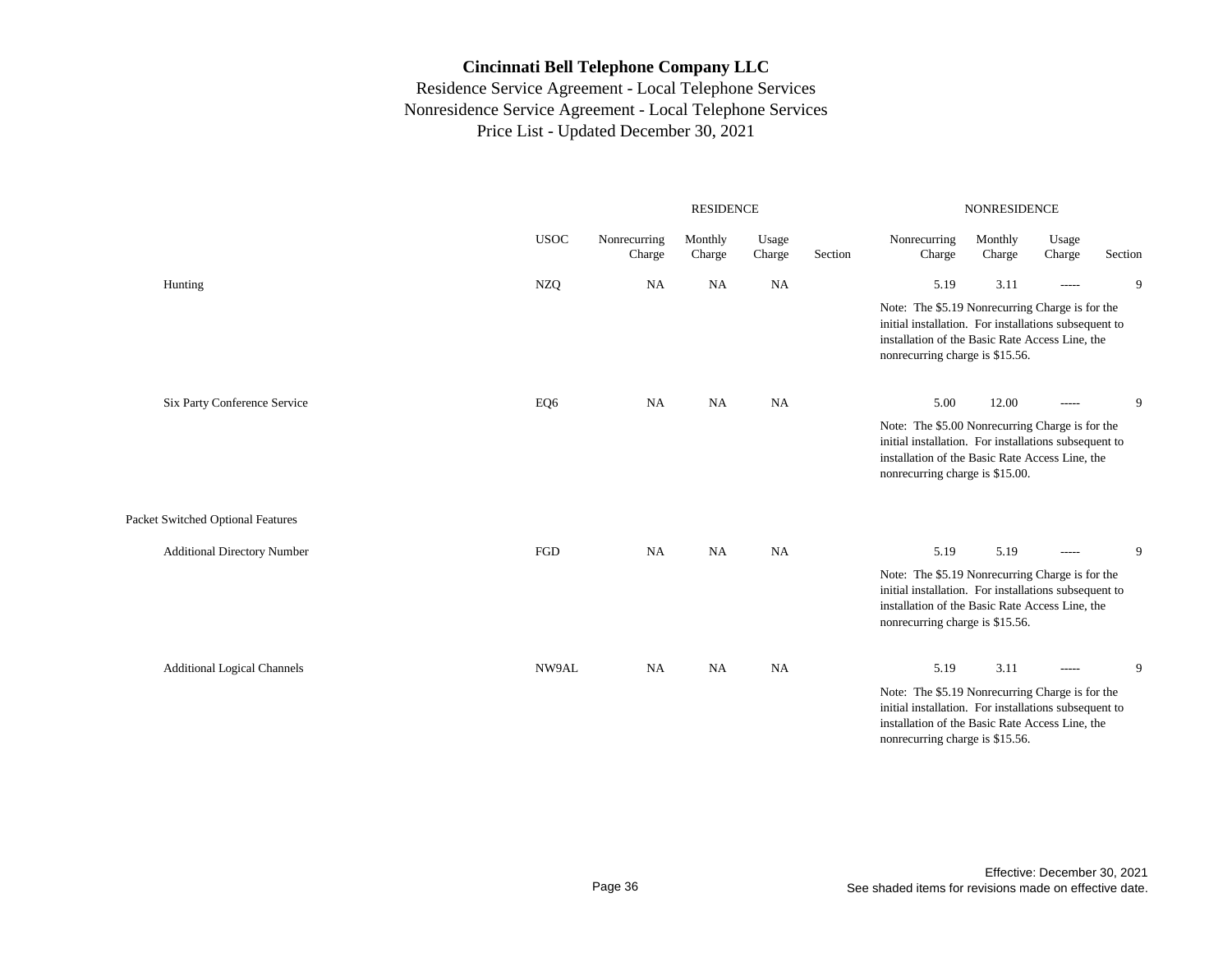# Cincinnati Bell Telephone Company LLC

Residence Service Agreement - Local Telephone Services
Nonresidence Service Agreement - Local Telephone Services
Price List - Updated December 30, 2021

| | | RESIDENCE | | | | NONRESIDENCE | | | |
|---|---|---|---|---|---|---|---|---|---|
| | USOC | Nonrecurring Charge | Monthly Charge | Usage Charge | Section | Nonrecurring Charge | Monthly Charge | Usage Charge | Section |
| Hunting | NZQ | NA | NA | NA | | 5.19 | 3.11 | ----- | 9 |
| | | | | | | Note: The $5.19 Nonrecurring Charge is for the initial installation. For installations subsequent to installation of the Basic Rate Access Line, the nonrecurring charge is $15.56. | | | |
| Six Party Conference Service | EQ6 | NA | NA | NA | | 5.00 | 12.00 | ----- | 9 |
| | | | | | | Note: The $5.00 Nonrecurring Charge is for the initial installation. For installations subsequent to installation of the Basic Rate Access Line, the nonrecurring charge is $15.00. | | | |
| Packet Switched Optional Features | | | | | | | | | |
| Additional Directory Number | FGD | NA | NA | NA | | 5.19 | 5.19 | ----- | 9 |
| | | | | | | Note: The $5.19 Nonrecurring Charge is for the initial installation. For installations subsequent to installation of the Basic Rate Access Line, the nonrecurring charge is $15.56. | | | |
| Additional Logical Channels | NW9AL | NA | NA | NA | | 5.19 | 3.11 | ----- | 9 |
| | | | | | | Note: The $5.19 Nonrecurring Charge is for the initial installation. For installations subsequent to installation of the Basic Rate Access Line, the nonrecurring charge is $15.56. | | | |

Effective: December 30, 2021
See shaded items for revisions made on effective date.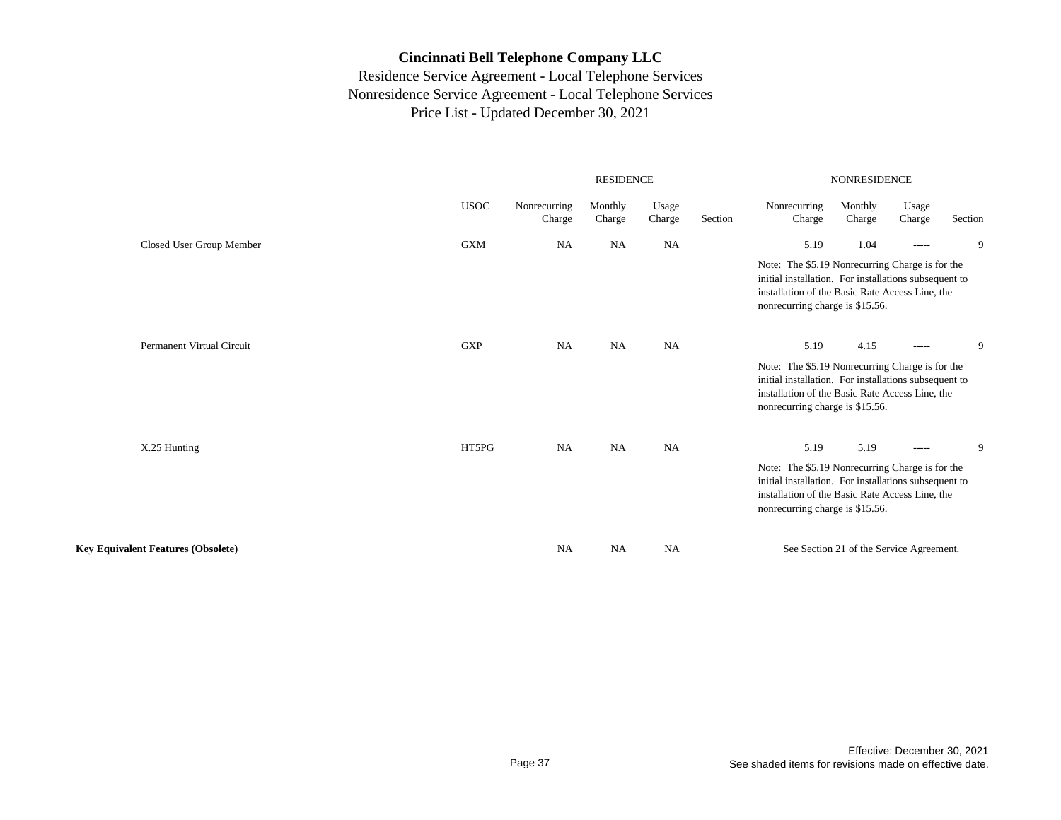# Cincinnati Bell Telephone Company LLC

Residence Service Agreement - Local Telephone Services
Nonresidence Service Agreement - Local Telephone Services
Price List - Updated December 30, 2021

| | USOC | RESIDENCE Nonrecurring Charge | RESIDENCE Monthly Charge | RESIDENCE Usage Charge | RESIDENCE Section | NONRESIDENCE Nonrecurring Charge | NONRESIDENCE Monthly Charge | NONRESIDENCE Usage Charge | NONRESIDENCE Section |
|---|---|---|---|---|---|---|---|---|---|
| Closed User Group Member | GXM | NA | NA | NA | | 5.19 | 1.04 | ----- | 9 |
| | | | | | | Note: The $5.19 Nonrecurring Charge is for the initial installation. For installations subsequent to installation of the Basic Rate Access Line, the nonrecurring charge is $15.56. | | | |
| Permanent Virtual Circuit | GXP | NA | NA | NA | | 5.19 | 4.15 | ----- | 9 |
| | | | | | | Note: The $5.19 Nonrecurring Charge is for the initial installation. For installations subsequent to installation of the Basic Rate Access Line, the nonrecurring charge is $15.56. | | | |
| X.25 Hunting | HT5PG | NA | NA | NA | | 5.19 | 5.19 | ----- | 9 |
| | | | | | | Note: The $5.19 Nonrecurring Charge is for the initial installation. For installations subsequent to installation of the Basic Rate Access Line, the nonrecurring charge is $15.56. | | | |
| **Key Equivalent Features (Obsolete)** | | NA | NA | NA | | See Section 21 of the Service Agreement. | | | |

Effective: December 30, 2021
See shaded items for revisions made on effective date.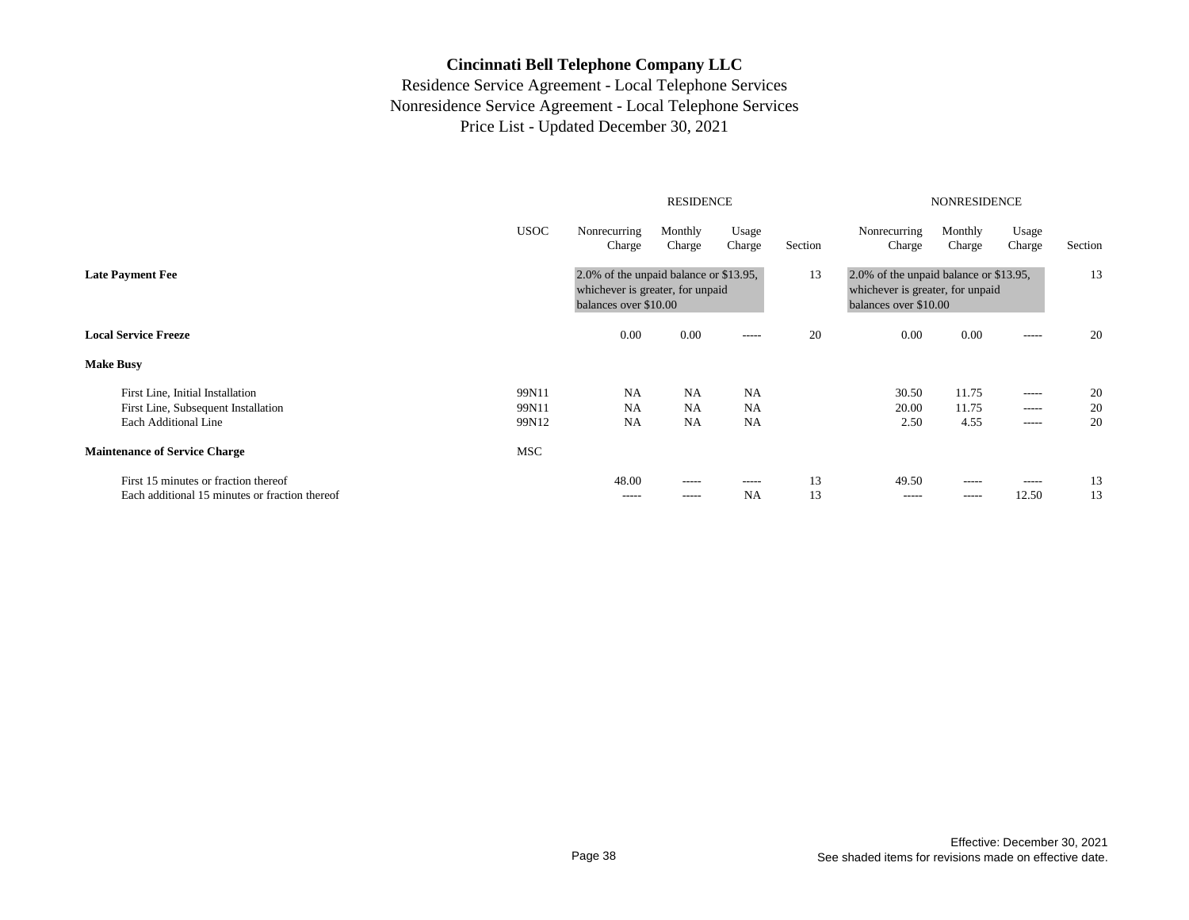# Cincinnati Bell Telephone Company LLC

Residence Service Agreement - Local Telephone Services
Nonresidence Service Agreement - Local Telephone Services
Price List - Updated December 30, 2021

| | USOC | RESIDENCE Nonrecurring Charge | Monthly Charge | Usage Charge | Section | NONRESIDENCE Nonrecurring Charge | Monthly Charge | Usage Charge | Section |
|---|---|---|---|---|---|---|---|---|---|
| **Late Payment Fee** | | 2.0% of the unpaid balance or $13.95, whichever is greater, for unpaid balances over $10.00 | | | 13 | 2.0% of the unpaid balance or $13.95, whichever is greater, for unpaid balances over $10.00 | | | 13 |
| **Local Service Freeze** | | 0.00 | 0.00 | ----- | 20 | 0.00 | 0.00 | ----- | 20 |
| **Make Busy** | | | | | | | | | |
| First Line, Initial Installation | 99N11 | NA | NA | NA | | 30.50 | 11.75 | ----- | 20 |
| First Line, Subsequent Installation | 99N11 | NA | NA | NA | | 20.00 | 11.75 | ----- | 20 |
| Each Additional Line | 99N12 | NA | NA | NA | | 2.50 | 4.55 | ----- | 20 |
| **Maintenance of Service Charge** | MSC | | | | | | | | |
| First 15 minutes or fraction thereof | | 48.00 | ----- | ----- | 13 | 49.50 | ----- | ----- | 13 |
| Each additional 15 minutes or fraction thereof | | ----- | ----- | NA | 13 | ----- | ----- | 12.50 | 13 |

Effective: December 30, 2021
See shaded items for revisions made on effective date.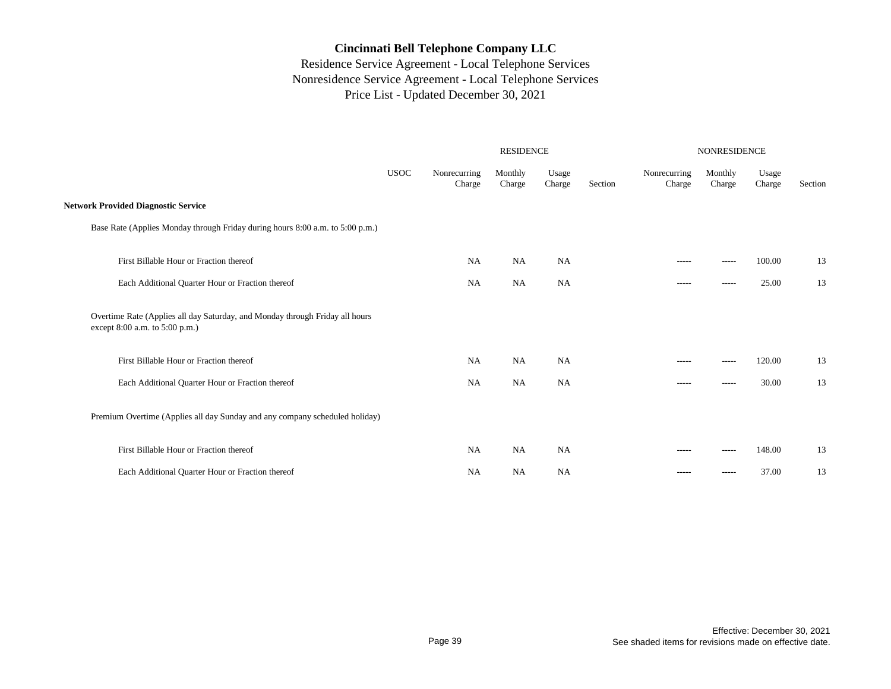# Cincinnati Bell Telephone Company LLC

Residence Service Agreement - Local Telephone Services
Nonresidence Service Agreement - Local Telephone Services
Price List - Updated December 30, 2021

| | USOC | RESIDENCE Nonrecurring Charge | RESIDENCE Monthly Charge | RESIDENCE Usage Charge | RESIDENCE Section | NONRESIDENCE Nonrecurring Charge | NONRESIDENCE Monthly Charge | NONRESIDENCE Usage Charge | NONRESIDENCE Section |
|---|---|---|---|---|---|---|---|---|---|
| **Network Provided Diagnostic Service** | | | | | | | | | |
| Base Rate (Applies Monday through Friday during hours 8:00 a.m. to 5:00 p.m.) | | | | | | | | | |
| First Billable Hour or Fraction thereof | | NA | NA | NA | | ----- | ----- | 100.00 | 13 |
| Each Additional Quarter Hour or Fraction thereof | | NA | NA | NA | | ----- | ----- | 25.00 | 13 |
| Overtime Rate (Applies all day Saturday, and Monday through Friday all hours except 8:00 a.m. to 5:00 p.m.) | | | | | | | | | |
| First Billable Hour or Fraction thereof | | NA | NA | NA | | ----- | ----- | 120.00 | 13 |
| Each Additional Quarter Hour or Fraction thereof | | NA | NA | NA | | ----- | ----- | 30.00 | 13 |
| Premium Overtime (Applies all day Sunday and any company scheduled holiday) | | | | | | | | | |
| First Billable Hour or Fraction thereof | | NA | NA | NA | | ----- | ----- | 148.00 | 13 |
| Each Additional Quarter Hour or Fraction thereof | | NA | NA | NA | | ----- | ----- | 37.00 | 13 |

Effective: December 30, 2021
See shaded items for revisions made on effective date.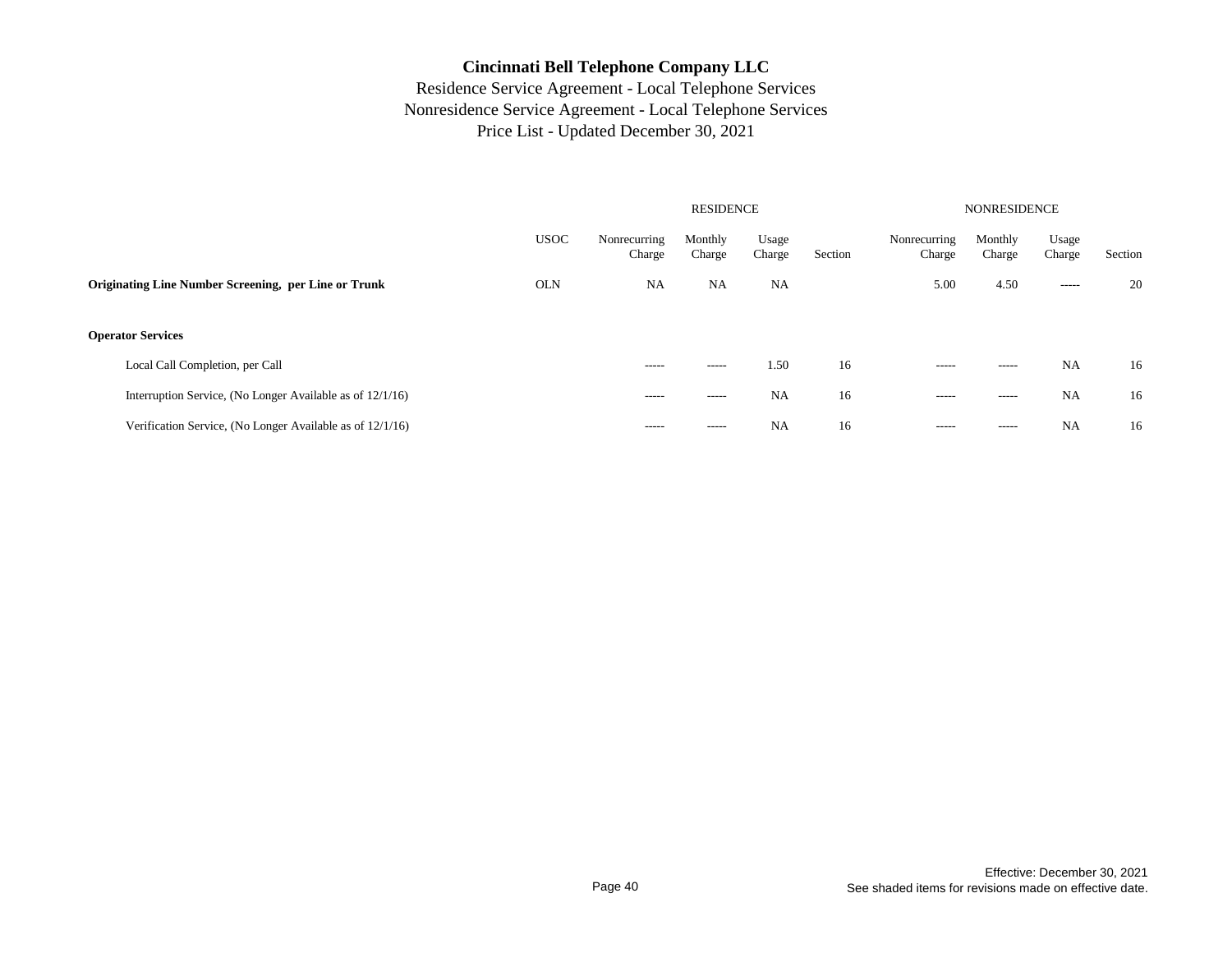**Cincinnati Bell Telephone Company LLC**

Residence Service Agreement - Local Telephone Services
Nonresidence Service Agreement - Local Telephone Services
Price List - Updated December 30, 2021

| | USOC | RESIDENCE Nonrecurring Charge | RESIDENCE Monthly Charge | RESIDENCE Usage Charge | RESIDENCE Section | NONRESIDENCE Nonrecurring Charge | NONRESIDENCE Monthly Charge | NONRESIDENCE Usage Charge | NONRESIDENCE Section |
|---|---|---|---|---|---|---|---|---|---|
| **Originating Line Number Screening, per Line or Trunk** | OLN | NA | NA | NA | | 5.00 | 4.50 | ----- | 20 |
| **Operator Services** | | | | | | | | | |
| Local Call Completion, per Call | | ----- | ----- | 1.50 | 16 | ----- | ----- | NA | 16 |
| Interruption Service, (No Longer Available as of 12/1/16) | | ----- | ----- | NA | 16 | ----- | ----- | NA | 16 |
| Verification Service, (No Longer Available as of 12/1/16) | | ----- | ----- | NA | 16 | ----- | ----- | NA | 16 |

Effective: December 30, 2021
See shaded items for revisions made on effective date.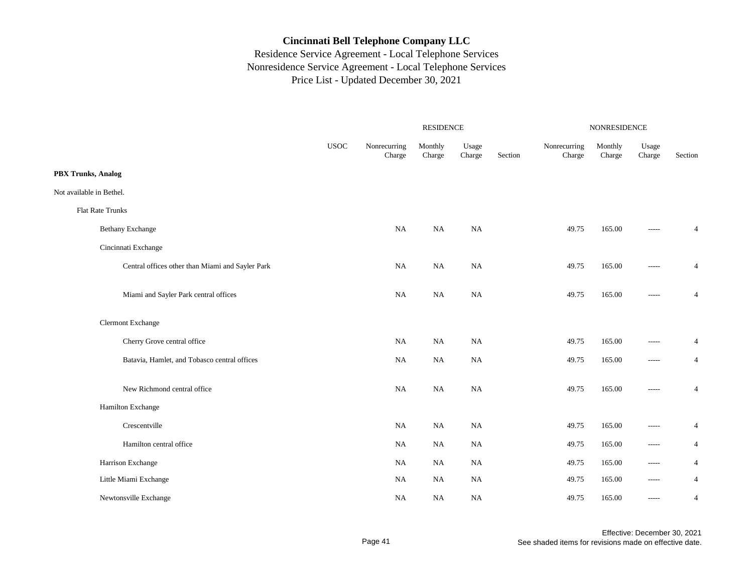# Cincinnati Bell Telephone Company LLC

Residence Service Agreement - Local Telephone Services
Nonresidence Service Agreement - Local Telephone Services
Price List - Updated December 30, 2021

| | USOC | RESIDENCE Nonrecurring Charge | RESIDENCE Monthly Charge | RESIDENCE Usage Charge | RESIDENCE Section | NONRESIDENCE Nonrecurring Charge | NONRESIDENCE Monthly Charge | NONRESIDENCE Usage Charge | NONRESIDENCE Section |
|---|---|---|---|---|---|---|---|---|---|
| **PBX Trunks, Analog** | | | | | | | | | |
| Not available in Bethel. | | | | | | | | | |
| Flat Rate Trunks | | | | | | | | | |
| Bethany Exchange | | NA | NA | NA | | 49.75 | 165.00 | ----- | 4 |
| Cincinnati Exchange | | | | | | | | | |
| Central offices other than Miami and Sayler Park | | NA | NA | NA | | 49.75 | 165.00 | ----- | 4 |
| Miami and Sayler Park central offices | | NA | NA | NA | | 49.75 | 165.00 | ----- | 4 |
| Clermont Exchange | | | | | | | | | |
| Cherry Grove central office | | NA | NA | NA | | 49.75 | 165.00 | ----- | 4 |
| Batavia, Hamlet, and Tobasco central offices | | NA | NA | NA | | 49.75 | 165.00 | ----- | 4 |
| New Richmond central office | | NA | NA | NA | | 49.75 | 165.00 | ----- | 4 |
| Hamilton Exchange | | | | | | | | | |
| Crescentville | | NA | NA | NA | | 49.75 | 165.00 | ----- | 4 |
| Hamilton central office | | NA | NA | NA | | 49.75 | 165.00 | ----- | 4 |
| Harrison Exchange | | NA | NA | NA | | 49.75 | 165.00 | ----- | 4 |
| Little Miami Exchange | | NA | NA | NA | | 49.75 | 165.00 | ----- | 4 |
| Newtonsville Exchange | | NA | NA | NA | | 49.75 | 165.00 | ----- | 4 |

Effective: December 30, 2021
See shaded items for revisions made on effective date.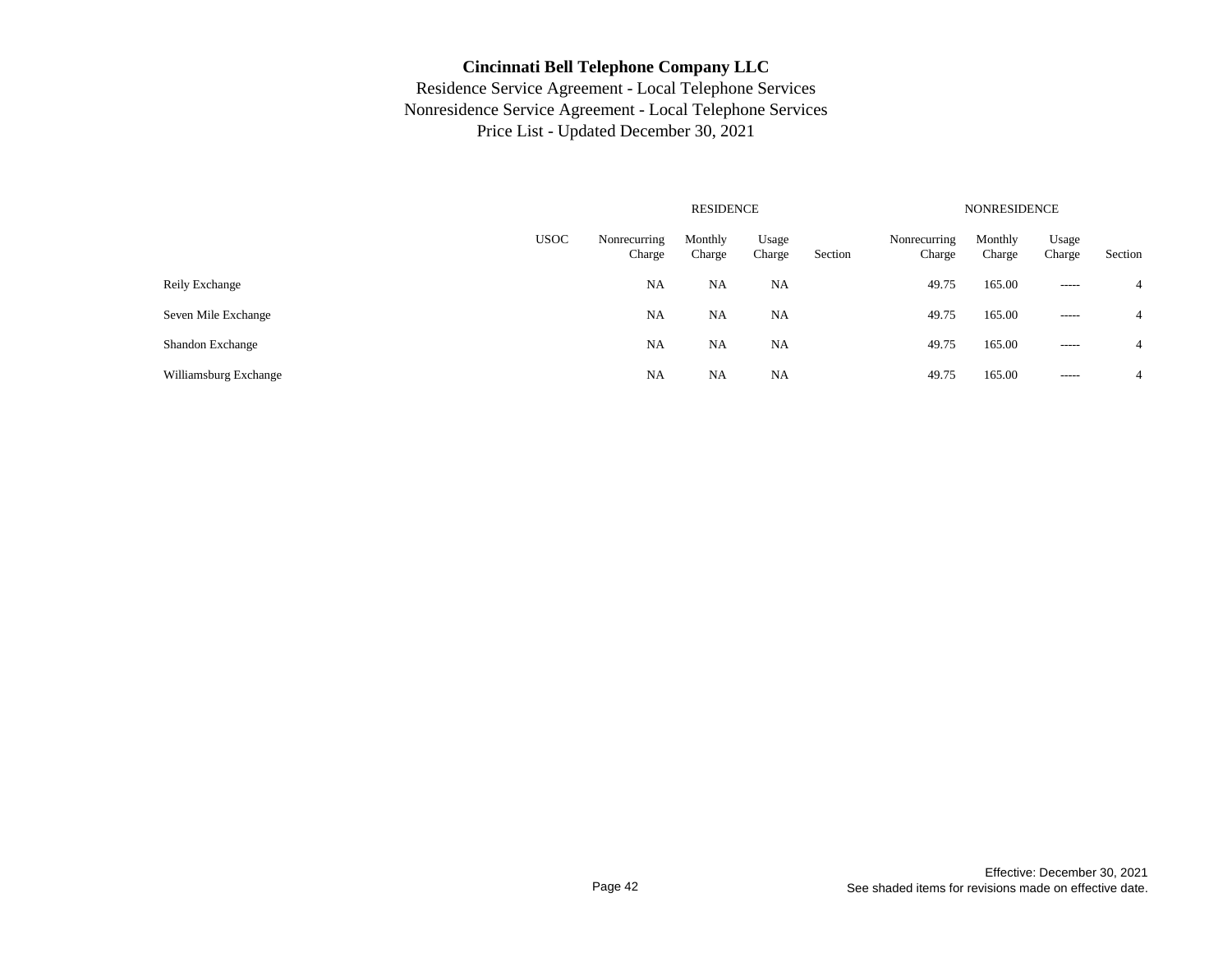# Cincinnati Bell Telephone Company LLC

Residence Service Agreement - Local Telephone Services
Nonresidence Service Agreement - Local Telephone Services
Price List - Updated December 30, 2021

| | | RESIDENCE | | | | NONRESIDENCE | | | |
|---|---|---|---|---|---|---|---|---|---|
| | USOC | Nonrecurring Charge | Monthly Charge | Usage Charge | Section | Nonrecurring Charge | Monthly Charge | Usage Charge | Section |
| Reily Exchange | | NA | NA | NA | | 49.75 | 165.00 | ----- | 4 |
| Seven Mile Exchange | | NA | NA | NA | | 49.75 | 165.00 | ----- | 4 |
| Shandon Exchange | | NA | NA | NA | | 49.75 | 165.00 | ----- | 4 |
| Williamsburg Exchange | | NA | NA | NA | | 49.75 | 165.00 | ----- | 4 |

Effective: December 30, 2021
See shaded items for revisions made on effective date.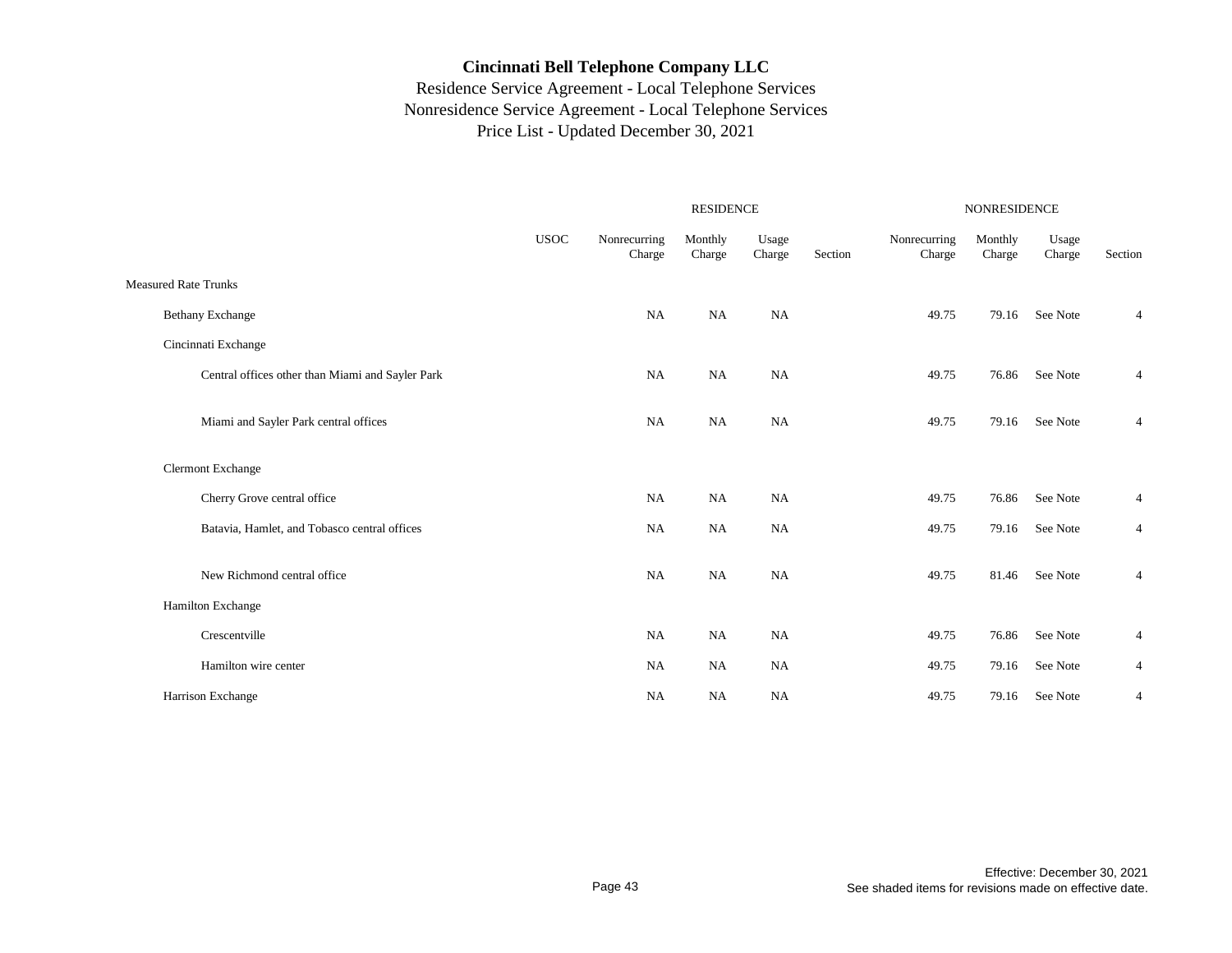# Cincinnati Bell Telephone Company LLC

Residence Service Agreement - Local Telephone Services
Nonresidence Service Agreement - Local Telephone Services
Price List - Updated December 30, 2021

| | USOC | RESIDENCE | | | | NONRESIDENCE | | | |
|---|---|---|---|---|---|---|---|---|---|
| | | Nonrecurring Charge | Monthly Charge | Usage Charge | Section | Nonrecurring Charge | Monthly Charge | Usage Charge | Section |
| Measured Rate Trunks | | | | | | | | | |
| Bethany Exchange | | NA | NA | NA | | 49.75 | 79.16 | See Note | 4 |
| Cincinnati Exchange | | | | | | | | | |
| Central offices other than Miami and Sayler Park | | NA | NA | NA | | 49.75 | 76.86 | See Note | 4 |
| Miami and Sayler Park central offices | | NA | NA | NA | | 49.75 | 79.16 | See Note | 4 |
| Clermont Exchange | | | | | | | | | |
| Cherry Grove central office | | NA | NA | NA | | 49.75 | 76.86 | See Note | 4 |
| Batavia, Hamlet, and Tobasco central offices | | NA | NA | NA | | 49.75 | 79.16 | See Note | 4 |
| New Richmond central office | | NA | NA | NA | | 49.75 | 81.46 | See Note | 4 |
| Hamilton Exchange | | | | | | | | | |
| Crescentville | | NA | NA | NA | | 49.75 | 76.86 | See Note | 4 |
| Hamilton wire center | | NA | NA | NA | | 49.75 | 79.16 | See Note | 4 |
| Harrison Exchange | | NA | NA | NA | | 49.75 | 79.16 | See Note | 4 |

Effective: December 30, 2021
See shaded items for revisions made on effective date.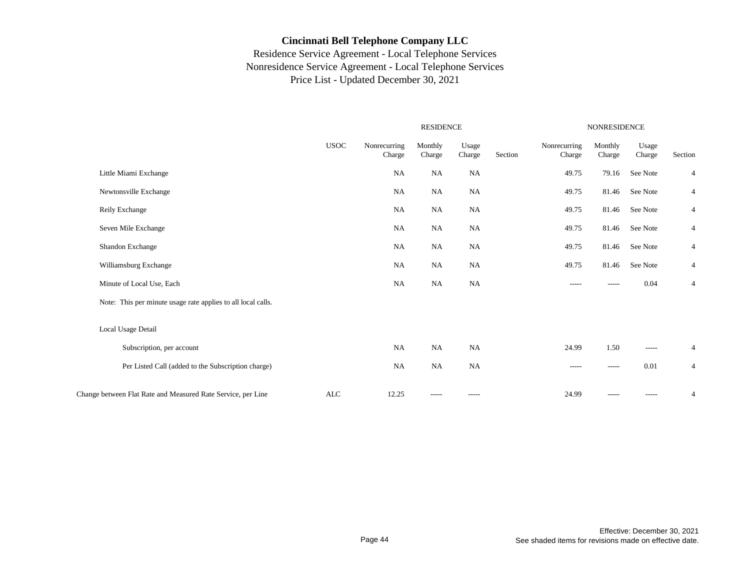# Cincinnati Bell Telephone Company LLC

Residence Service Agreement - Local Telephone Services
Nonresidence Service Agreement - Local Telephone Services
Price List - Updated December 30, 2021

| | USOC | RESIDENCE | | | | NONRESIDENCE | | | |
|---|---|---|---|---|---|---|---|---|---|
| | | Nonrecurring Charge | Monthly Charge | Usage Charge | Section | Nonrecurring Charge | Monthly Charge | Usage Charge | Section |
| Little Miami Exchange | | NA | NA | NA | | 49.75 | 79.16 | See Note | 4 |
| Newtonsville Exchange | | NA | NA | NA | | 49.75 | 81.46 | See Note | 4 |
| Reily Exchange | | NA | NA | NA | | 49.75 | 81.46 | See Note | 4 |
| Seven Mile Exchange | | NA | NA | NA | | 49.75 | 81.46 | See Note | 4 |
| Shandon Exchange | | NA | NA | NA | | 49.75 | 81.46 | See Note | 4 |
| Williamsburg Exchange | | NA | NA | NA | | 49.75 | 81.46 | See Note | 4 |
| Minute of Local Use, Each | | NA | NA | NA | | ----- | ----- | 0.04 | 4 |
| Note: This per minute usage rate applies to all local calls. | | | | | | | | | |
| Local Usage Detail | | | | | | | | | |
| Subscription, per account | | NA | NA | NA | | 24.99 | 1.50 | ----- | 4 |
| Per Listed Call (added to the Subscription charge) | | NA | NA | NA | | ----- | ----- | 0.01 | 4 |
| Change between Flat Rate and Measured Rate Service, per Line | ALC | 12.25 | ----- | ----- | | 24.99 | ----- | ----- | 4 |

Effective: December 30, 2021
See shaded items for revisions made on effective date.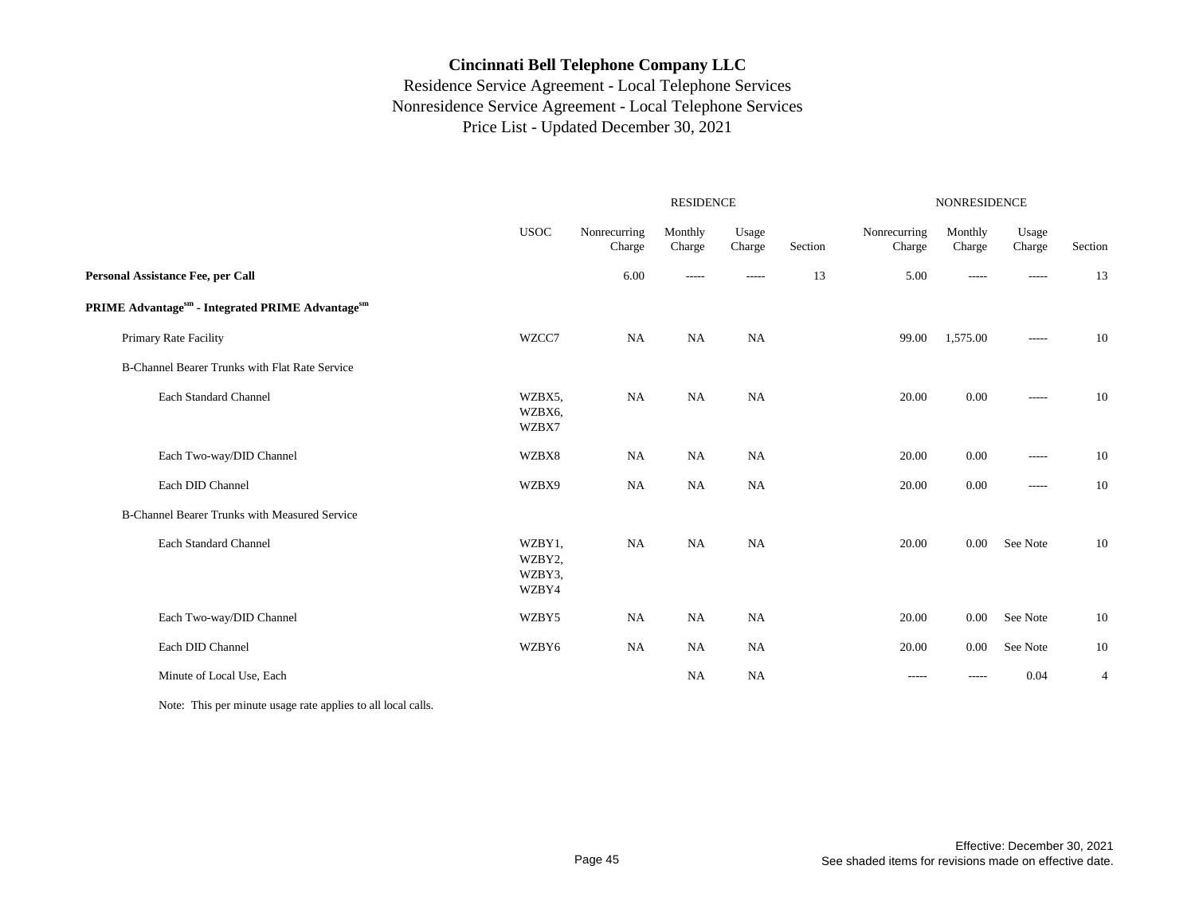# Cincinnati Bell Telephone Company LLC

Residence Service Agreement - Local Telephone Services
Nonresidence Service Agreement - Local Telephone Services
Price List - Updated December 30, 2021

| | USOC | RESIDENCE Nonrecurring Charge | RESIDENCE Monthly Charge | RESIDENCE Usage Charge | RESIDENCE Section | NONRESIDENCE Nonrecurring Charge | NONRESIDENCE Monthly Charge | NONRESIDENCE Usage Charge | NONRESIDENCE Section |
|---|---|---|---|---|---|---|---|---|---|
| **Personal Assistance Fee, per Call** | | 6.00 | ----- | ----- | 13 | 5.00 | ----- | ----- | 13 |
| **PRIME Advantage$^{sm}$ - Integrated PRIME Advantage$^{sm}$** | | | | | | | | | |
| Primary Rate Facility | WZCC7 | NA | NA | NA | | 99.00 | 1,575.00 | ----- | 10 |
| B-Channel Bearer Trunks with Flat Rate Service | | | | | | | | | |
| Each Standard Channel | WZBX5, WZBX6, WZBX7 | NA | NA | NA | | 20.00 | 0.00 | ----- | 10 |
| Each Two-way/DID Channel | WZBX8 | NA | NA | NA | | 20.00 | 0.00 | ----- | 10 |
| Each DID Channel | WZBX9 | NA | NA | NA | | 20.00 | 0.00 | ----- | 10 |
| B-Channel Bearer Trunks with Measured Service | | | | | | | | | |
| Each Standard Channel | WZBY1, WZBY2, WZBY3, WZBY4 | NA | NA | NA | | 20.00 | 0.00 | See Note | 10 |
| Each Two-way/DID Channel | WZBY5 | NA | NA | NA | | 20.00 | 0.00 | See Note | 10 |
| Each DID Channel | WZBY6 | NA | NA | NA | | 20.00 | 0.00 | See Note | 10 |
| Minute of Local Use, Each | | | NA | NA | | ----- | ----- | 0.04 | 4 |

Note: This per minute usage rate applies to all local calls.

Effective: December 30, 2021
See shaded items for revisions made on effective date.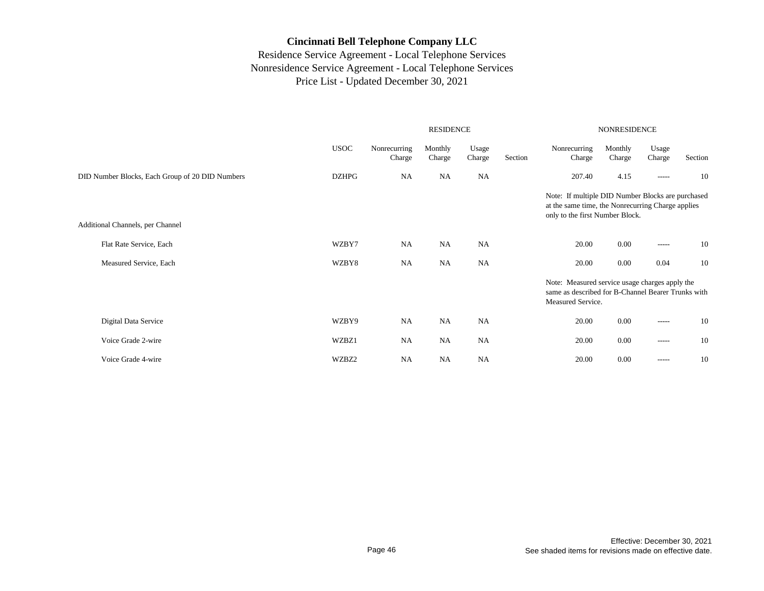# Cincinnati Bell Telephone Company LLC

Residence Service Agreement - Local Telephone Services
Nonresidence Service Agreement - Local Telephone Services
Price List - Updated December 30, 2021

| | | RESIDENCE | | | | NONRESIDENCE | | | |
|---|---|---|---|---|---|---|---|---|---|
| | USOC | Nonrecurring Charge | Monthly Charge | Usage Charge | Section | Nonrecurring Charge | Monthly Charge | Usage Charge | Section |
| DID Number Blocks, Each Group of 20 DID Numbers | DZHPG | NA | NA | NA | | 207.40 | 4.15 | ----- | 10 |
| | | | | | | Note: If multiple DID Number Blocks are purchased at the same time, the Nonrecurring Charge applies only to the first Number Block. | | | |
| Additional Channels, per Channel | | | | | | | | | |
| Flat Rate Service, Each | WZBY7 | NA | NA | NA | | 20.00 | 0.00 | ----- | 10 |
| Measured Service, Each | WZBY8 | NA | NA | NA | | 20.00 | 0.00 | 0.04 | 10 |
| | | | | | | Note: Measured service usage charges apply the same as described for B-Channel Bearer Trunks with Measured Service. | | | |
| Digital Data Service | WZBY9 | NA | NA | NA | | 20.00 | 0.00 | ----- | 10 |
| Voice Grade 2-wire | WZBZ1 | NA | NA | NA | | 20.00 | 0.00 | ----- | 10 |
| Voice Grade 4-wire | WZBZ2 | NA | NA | NA | | 20.00 | 0.00 | ----- | 10 |

Effective: December 30, 2021
See shaded items for revisions made on effective date.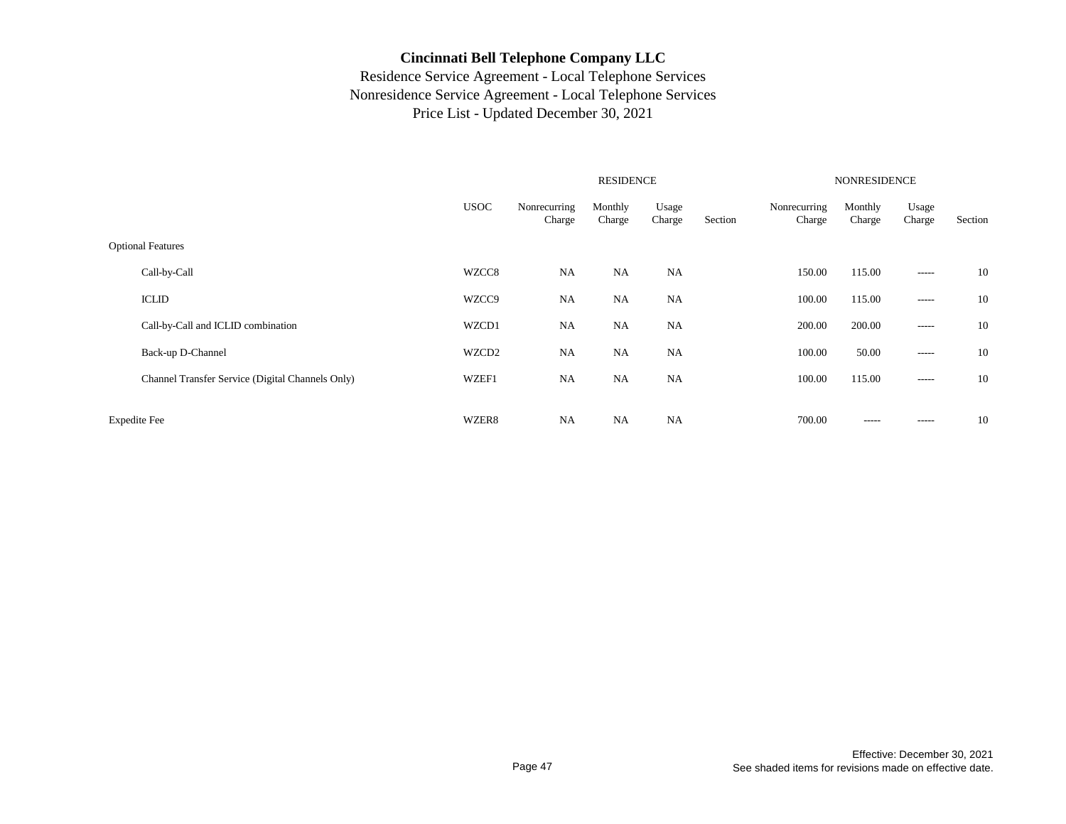# Cincinnati Bell Telephone Company LLC

Residence Service Agreement - Local Telephone Services
Nonresidence Service Agreement - Local Telephone Services
Price List - Updated December 30, 2021

| | USOC | RESIDENCE Nonrecurring Charge | RESIDENCE Monthly Charge | RESIDENCE Usage Charge | RESIDENCE Section | NONRESIDENCE Nonrecurring Charge | NONRESIDENCE Monthly Charge | NONRESIDENCE Usage Charge | NONRESIDENCE Section |
|---|---|---|---|---|---|---|---|---|---|
| Optional Features | | | | | | | | | |
| Call-by-Call | WZCC8 | NA | NA | NA | | 150.00 | 115.00 | ----- | 10 |
| ICLID | WZCC9 | NA | NA | NA | | 100.00 | 115.00 | ----- | 10 |
| Call-by-Call and ICLID combination | WZCD1 | NA | NA | NA | | 200.00 | 200.00 | ----- | 10 |
| Back-up D-Channel | WZCD2 | NA | NA | NA | | 100.00 | 50.00 | ----- | 10 |
| Channel Transfer Service (Digital Channels Only) | WZEF1 | NA | NA | NA | | 100.00 | 115.00 | ----- | 10 |
| Expedite Fee | WZER8 | NA | NA | NA | | 700.00 | ----- | ----- | 10 |

Effective: December 30, 2021
See shaded items for revisions made on effective date.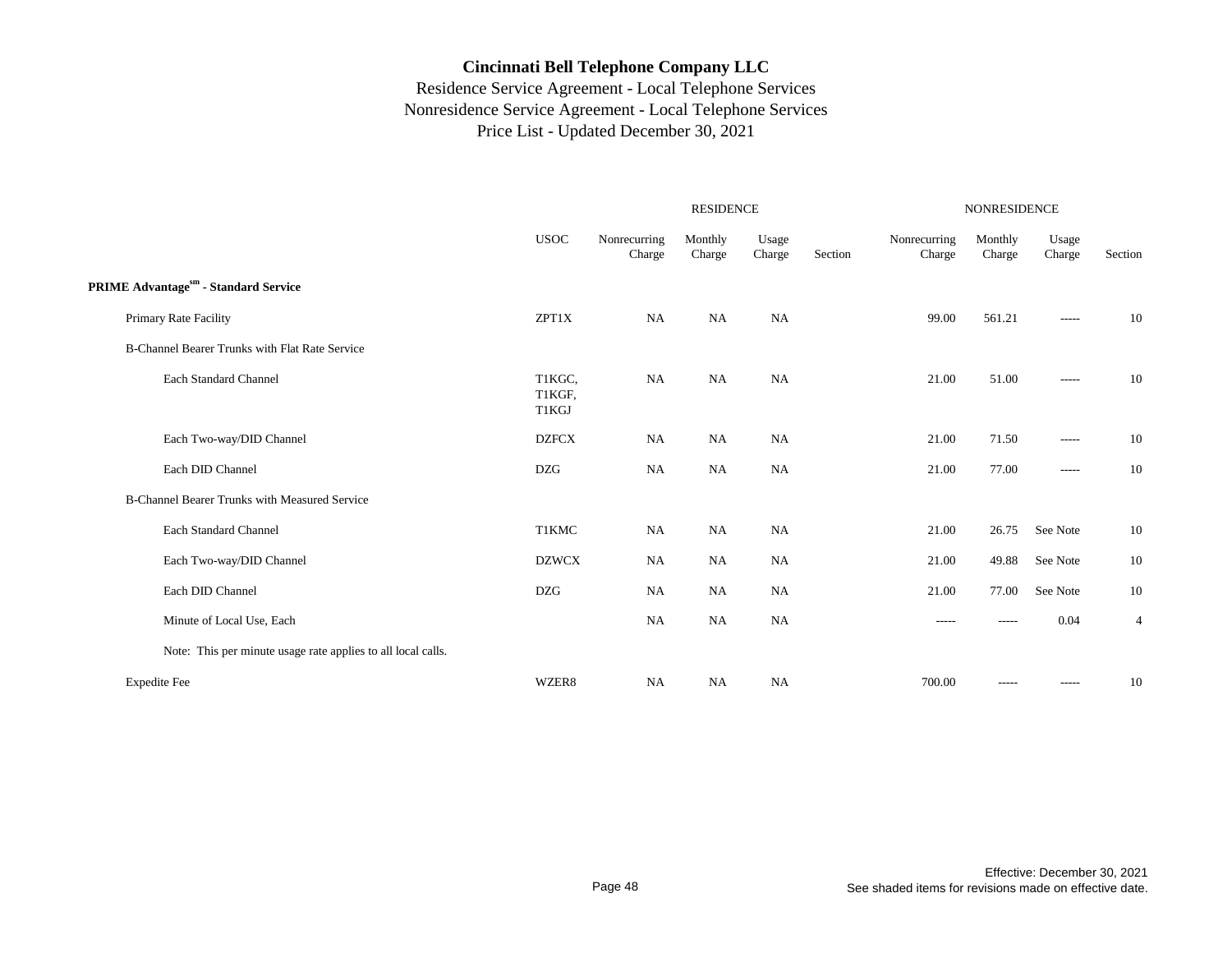# Cincinnati Bell Telephone Company LLC

Residence Service Agreement - Local Telephone Services
Nonresidence Service Agreement - Local Telephone Services
Price List - Updated December 30, 2021

| | USOC | RESIDENCE Nonrecurring Charge | RESIDENCE Monthly Charge | RESIDENCE Usage Charge | RESIDENCE Section | NONRESIDENCE Nonrecurring Charge | NONRESIDENCE Monthly Charge | NONRESIDENCE Usage Charge | NONRESIDENCE Section |
|---|---|---|---|---|---|---|---|---|---|
| **PRIME Advantage[sm] - Standard Service** | | | | | | | | | |
| Primary Rate Facility | ZPT1X | NA | NA | NA | | 99.00 | 561.21 | ----- | 10 |
| B-Channel Bearer Trunks with Flat Rate Service | | | | | | | | | |
| Each Standard Channel | T1KGC, T1KGF, T1KGJ | NA | NA | NA | | 21.00 | 51.00 | ----- | 10 |
| Each Two-way/DID Channel | DZFCX | NA | NA | NA | | 21.00 | 71.50 | ----- | 10 |
| Each DID Channel | DZG | NA | NA | NA | | 21.00 | 77.00 | ----- | 10 |
| B-Channel Bearer Trunks with Measured Service | | | | | | | | | |
| Each Standard Channel | T1KMC | NA | NA | NA | | 21.00 | 26.75 | See Note | 10 |
| Each Two-way/DID Channel | DZWCX | NA | NA | NA | | 21.00 | 49.88 | See Note | 10 |
| Each DID Channel | DZG | NA | NA | NA | | 21.00 | 77.00 | See Note | 10 |
| Minute of Local Use, Each | | NA | NA | NA | | ----- | ----- | 0.04 | 4 |
| Note: This per minute usage rate applies to all local calls. | | | | | | | | | |
| Expedite Fee | WZER8 | NA | NA | NA | | 700.00 | ----- | ----- | 10 |

Effective: December 30, 2021
See shaded items for revisions made on effective date.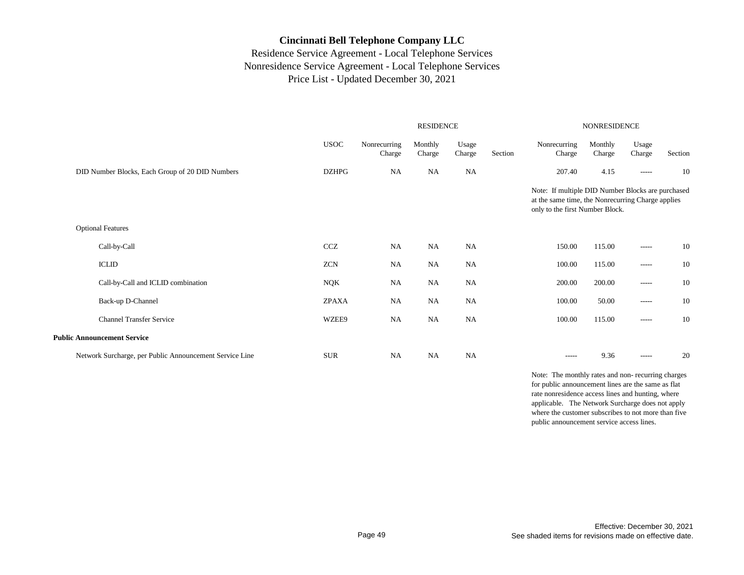# Cincinnati Bell Telephone Company LLC

Residence Service Agreement - Local Telephone Services
Nonresidence Service Agreement - Local Telephone Services
Price List - Updated December 30, 2021

| | | RESIDENCE | | | | NONRESIDENCE | | | |
|---|---|---|---|---|---|---|---|---|---|
| | USOC | Nonrecurring Charge | Monthly Charge | Usage Charge | Section | Nonrecurring Charge | Monthly Charge | Usage Charge | Section |
| DID Number Blocks, Each Group of 20 DID Numbers | DZHPG | NA | NA | NA | | 207.40 | 4.15 | ----- | 10 |
| | | | | | | Note: If multiple DID Number Blocks are purchased at the same time, the Nonrecurring Charge applies only to the first Number Block. | | | |
| Optional Features | | | | | | | | | |
| Call-by-Call | CCZ | NA | NA | NA | | 150.00 | 115.00 | ----- | 10 |
| ICLID | ZCN | NA | NA | NA | | 100.00 | 115.00 | ----- | 10 |
| Call-by-Call and ICLID combination | NQK | NA | NA | NA | | 200.00 | 200.00 | ----- | 10 |
| Back-up D-Channel | ZPAXA | NA | NA | NA | | 100.00 | 50.00 | ----- | 10 |
| Channel Transfer Service | WZEE9 | NA | NA | NA | | 100.00 | 115.00 | ----- | 10 |
| **Public Announcement Service** | | | | | | | | | |
| Network Surcharge, per Public Announcement Service Line | SUR | NA | NA | NA | | ----- | 9.36 | ----- | 20 |
| | | | | | | Note: The monthly rates and non- recurring charges for public announcement lines are the same as flat rate nonresidence access lines and hunting, where applicable. The Network Surcharge does not apply where the customer subscribes to not more than five public announcement service access lines. | | | |

Effective: December 30, 2021
See shaded items for revisions made on effective date.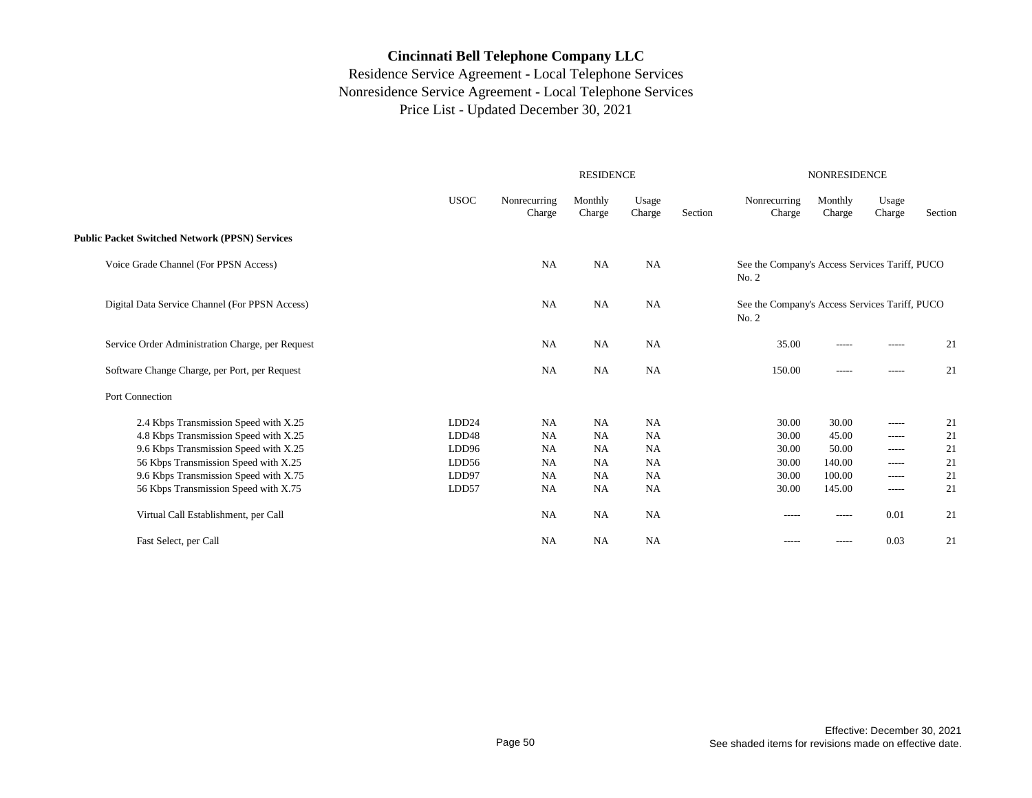# Cincinnati Bell Telephone Company LLC

Residence Service Agreement - Local Telephone Services
Nonresidence Service Agreement - Local Telephone Services
Price List - Updated December 30, 2021

| | USOC | RESIDENCE Nonrecurring Charge | RESIDENCE Monthly Charge | RESIDENCE Usage Charge | RESIDENCE Section | NONRESIDENCE Nonrecurring Charge | NONRESIDENCE Monthly Charge | NONRESIDENCE Usage Charge | NONRESIDENCE Section |
|---|---|---|---|---|---|---|---|---|---|
| **Public Packet Switched Network (PPSN) Services** | | | | | | | | | |
| Voice Grade Channel (For PPSN Access) | | NA | NA | NA | | See the Company's Access Services Tariff, PUCO No. 2 | | | |
| Digital Data Service Channel (For PPSN Access) | | NA | NA | NA | | See the Company's Access Services Tariff, PUCO No. 2 | | | |
| Service Order Administration Charge, per Request | | NA | NA | NA | | 35.00 | ----- | ----- | 21 |
| Software Change Charge, per Port, per Request | | NA | NA | NA | | 150.00 | ----- | ----- | 21 |
| Port Connection | | | | | | | | | |
| 2.4 Kbps Transmission Speed with X.25 | LDD24 | NA | NA | NA | | 30.00 | 30.00 | ----- | 21 |
| 4.8 Kbps Transmission Speed with X.25 | LDD48 | NA | NA | NA | | 30.00 | 45.00 | ----- | 21 |
| 9.6 Kbps Transmission Speed with X.25 | LDD96 | NA | NA | NA | | 30.00 | 50.00 | ----- | 21 |
| 56 Kbps Transmission Speed with X.25 | LDD56 | NA | NA | NA | | 30.00 | 140.00 | ----- | 21 |
| 9.6 Kbps Transmission Speed with X.75 | LDD97 | NA | NA | NA | | 30.00 | 100.00 | ----- | 21 |
| 56 Kbps Transmission Speed with X.75 | LDD57 | NA | NA | NA | | 30.00 | 145.00 | ----- | 21 |
| Virtual Call Establishment, per Call | | NA | NA | NA | | ----- | ----- | 0.01 | 21 |
| Fast Select, per Call | | NA | NA | NA | | ----- | ----- | 0.03 | 21 |

Effective: December 30, 2021
See shaded items for revisions made on effective date.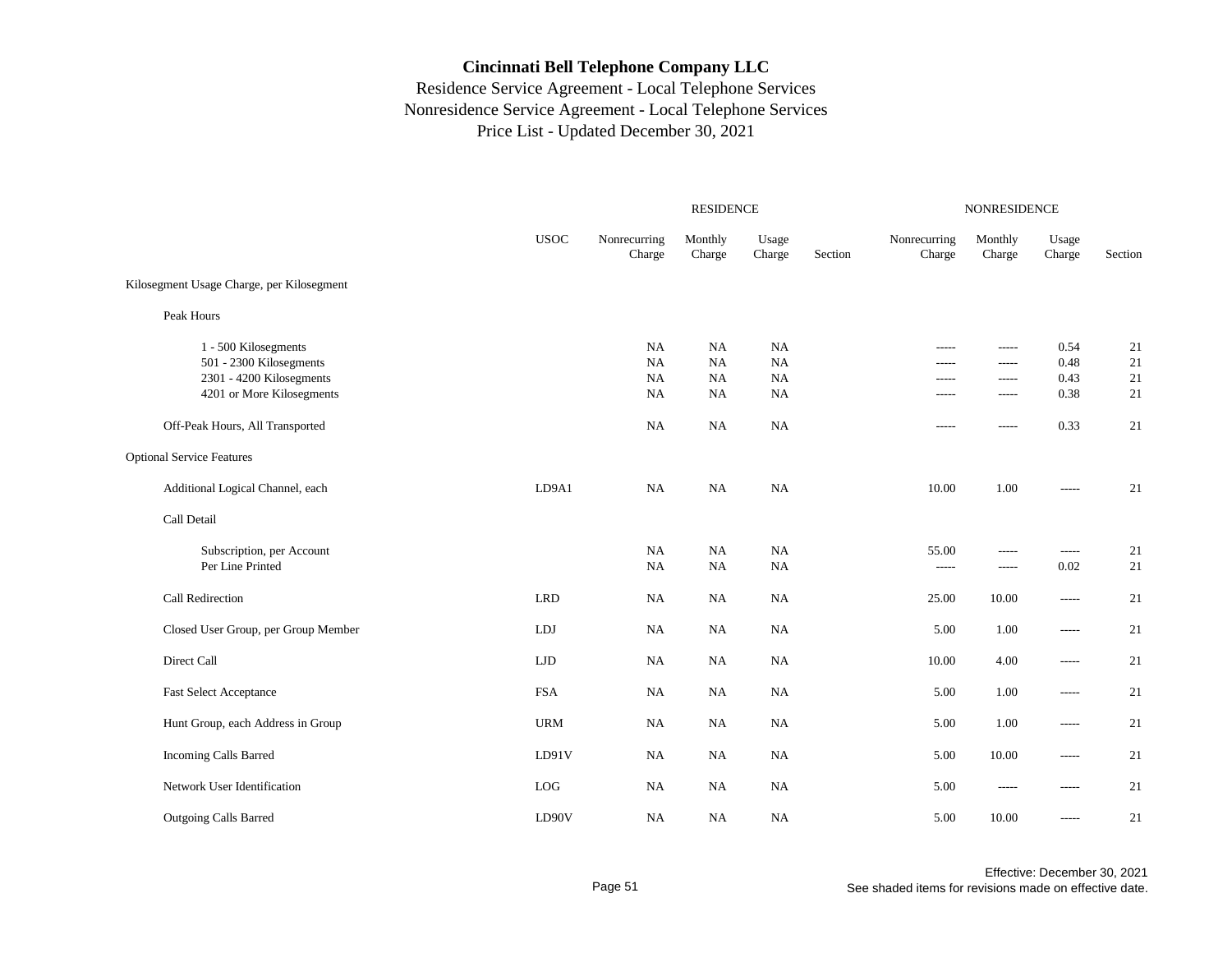# Cincinnati Bell Telephone Company LLC

Residence Service Agreement - Local Telephone Services
Nonresidence Service Agreement - Local Telephone Services
Price List - Updated December 30, 2021

| | USOC | RESIDENCE Nonrecurring Charge | RESIDENCE Monthly Charge | RESIDENCE Usage Charge | RESIDENCE Section | NONRESIDENCE Nonrecurring Charge | NONRESIDENCE Monthly Charge | NONRESIDENCE Usage Charge | NONRESIDENCE Section |
|---|---|---|---|---|---|---|---|---|---|
| Kilosegment Usage Charge, per Kilosegment | | | | | | | | | |
| Peak Hours | | | | | | | | | |
| 1 - 500 Kilosegments | | NA | NA | NA | | ----- | ----- | 0.54 | 21 |
| 501 - 2300 Kilosegments | | NA | NA | NA | | ----- | ----- | 0.48 | 21 |
| 2301 - 4200 Kilosegments | | NA | NA | NA | | ----- | ----- | 0.43 | 21 |
| 4201 or More Kilosegments | | NA | NA | NA | | ----- | ----- | 0.38 | 21 |
| Off-Peak Hours, All Transported | | NA | NA | NA | | ----- | ----- | 0.33 | 21 |
| Optional Service Features | | | | | | | | | |
| Additional Logical Channel, each | LD9A1 | NA | NA | NA | | 10.00 | 1.00 | ----- | 21 |
| Call Detail | | | | | | | | | |
| Subscription, per Account | | NA | NA | NA | | 55.00 | ----- | ----- | 21 |
| Per Line Printed | | NA | NA | NA | | ----- | ----- | 0.02 | 21 |
| Call Redirection | LRD | NA | NA | NA | | 25.00 | 10.00 | ----- | 21 |
| Closed User Group, per Group Member | LDJ | NA | NA | NA | | 5.00 | 1.00 | ----- | 21 |
| Direct Call | LJD | NA | NA | NA | | 10.00 | 4.00 | ----- | 21 |
| Fast Select Acceptance | FSA | NA | NA | NA | | 5.00 | 1.00 | ----- | 21 |
| Hunt Group, each Address in Group | URM | NA | NA | NA | | 5.00 | 1.00 | ----- | 21 |
| Incoming Calls Barred | LD91V | NA | NA | NA | | 5.00 | 10.00 | ----- | 21 |
| Network User Identification | LOG | NA | NA | NA | | 5.00 | ----- | ----- | 21 |
| Outgoing Calls Barred | LD90V | NA | NA | NA | | 5.00 | 10.00 | ----- | 21 |

Effective: December 30, 2021
See shaded items for revisions made on effective date.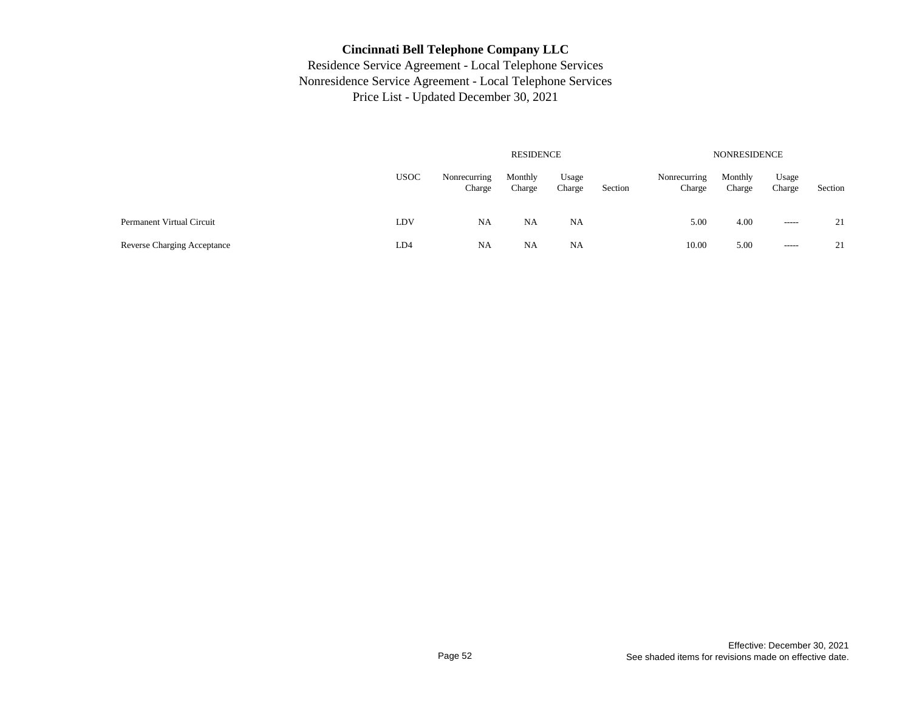# Cincinnati Bell Telephone Company LLC

Residence Service Agreement - Local Telephone Services
Nonresidence Service Agreement - Local Telephone Services
Price List - Updated December 30, 2021

| | | RESIDENCE | | | | NONRESIDENCE | | | |
|---|---|---|---|---|---|---|---|---|---|
| | USOC | Nonrecurring Charge | Monthly Charge | Usage Charge | Section | Nonrecurring Charge | Monthly Charge | Usage Charge | Section |
| Permanent Virtual Circuit | LDV | NA | NA | NA | | 5.00 | 4.00 | ----- | 21 |
| Reverse Charging Acceptance | LD4 | NA | NA | NA | | 10.00 | 5.00 | ----- | 21 |

Effective: December 30, 2021
See shaded items for revisions made on effective date.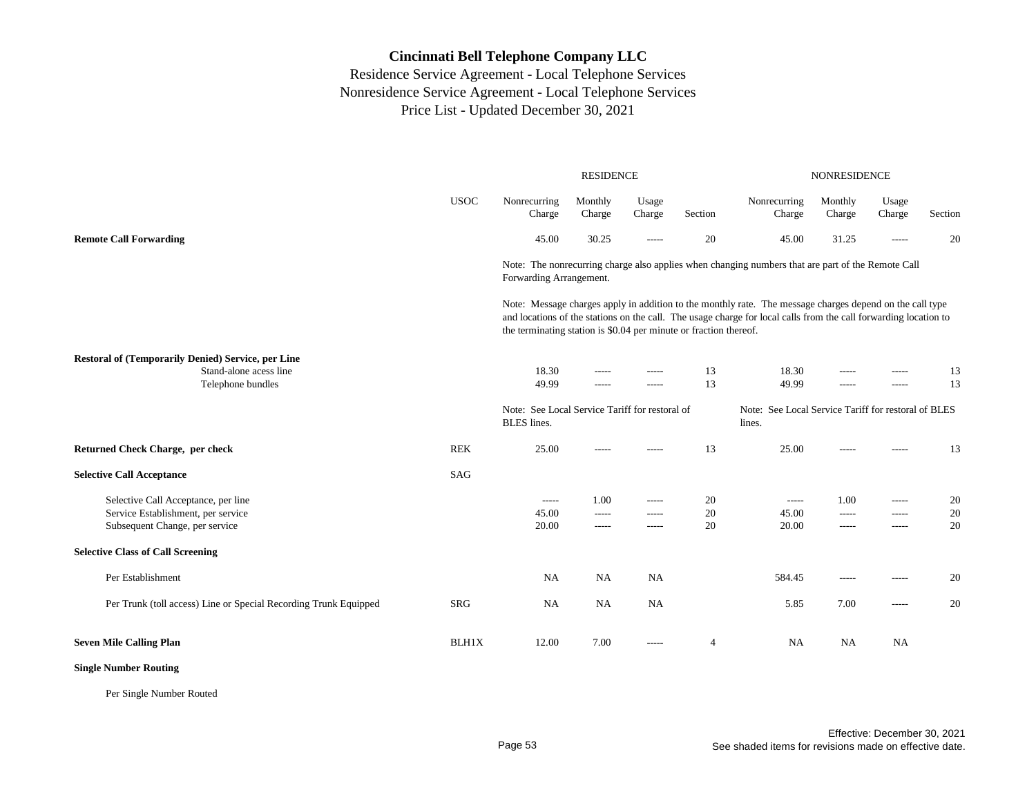# Cincinnati Bell Telephone Company LLC

Residence Service Agreement - Local Telephone Services
Nonresidence Service Agreement - Local Telephone Services
Price List - Updated December 30, 2021

| | USOC | RESIDENCE Nonrecurring Charge | RESIDENCE Monthly Charge | RESIDENCE Usage Charge | RESIDENCE Section | NONRESIDENCE Nonrecurring Charge | NONRESIDENCE Monthly Charge | NONRESIDENCE Usage Charge | NONRESIDENCE Section |
|---|---|---|---|---|---|---|---|---|---|
| **Remote Call Forwarding** | | 45.00 | 30.25 | ----- | 20 | 45.00 | 31.25 | ----- | 20 |
| | | Note: The nonrecurring charge also applies when changing numbers that are part of the Remote Call Forwarding Arrangement. | | | | | | | |
| | | Note: Message charges apply in addition to the monthly rate. The message charges depend on the call type and locations of the stations on the call. The usage charge for local calls from the call forwarding location to the terminating station is $0.04 per minute or fraction thereof. | | | | | | | |
| **Restoral of (Temporarily Denied) Service, per Line** | | | | | | | | | |
| Stand-alone acess line | | 18.30 | ----- | ----- | 13 | 18.30 | ----- | ----- | 13 |
| Telephone bundles | | 49.99 | ----- | ----- | 13 | 49.99 | ----- | ----- | 13 |
| | | Note: See Local Service Tariff for restoral of BLES lines. | | | | Note: See Local Service Tariff for restoral of BLES lines. | | | |
| **Returned Check Charge, per check** | REK | 25.00 | ----- | ----- | 13 | 25.00 | ----- | ----- | 13 |
| **Selective Call Acceptance** | SAG | | | | | | | | |
| Selective Call Acceptance, per line | | ----- | 1.00 | ----- | 20 | ----- | 1.00 | ----- | 20 |
| Service Establishment, per service | | 45.00 | ----- | ----- | 20 | 45.00 | ----- | ----- | 20 |
| Subsequent Change, per service | | 20.00 | ----- | ----- | 20 | 20.00 | ----- | ----- | 20 |
| **Selective Class of Call Screening** | | | | | | | | | |
| Per Establishment | | NA | NA | NA | | 584.45 | ----- | ----- | 20 |
| Per Trunk (toll access) Line or Special Recording Trunk Equipped | SRG | NA | NA | NA | | 5.85 | 7.00 | ----- | 20 |
| **Seven Mile Calling Plan** | BLH1X | 12.00 | 7.00 | ----- | 4 | NA | NA | NA | |
| **Single Number Routing** | | | | | | | | | |
| Per Single Number Routed | | | | | | | | | |

Effective: December 30, 2021
See shaded items for revisions made on effective date.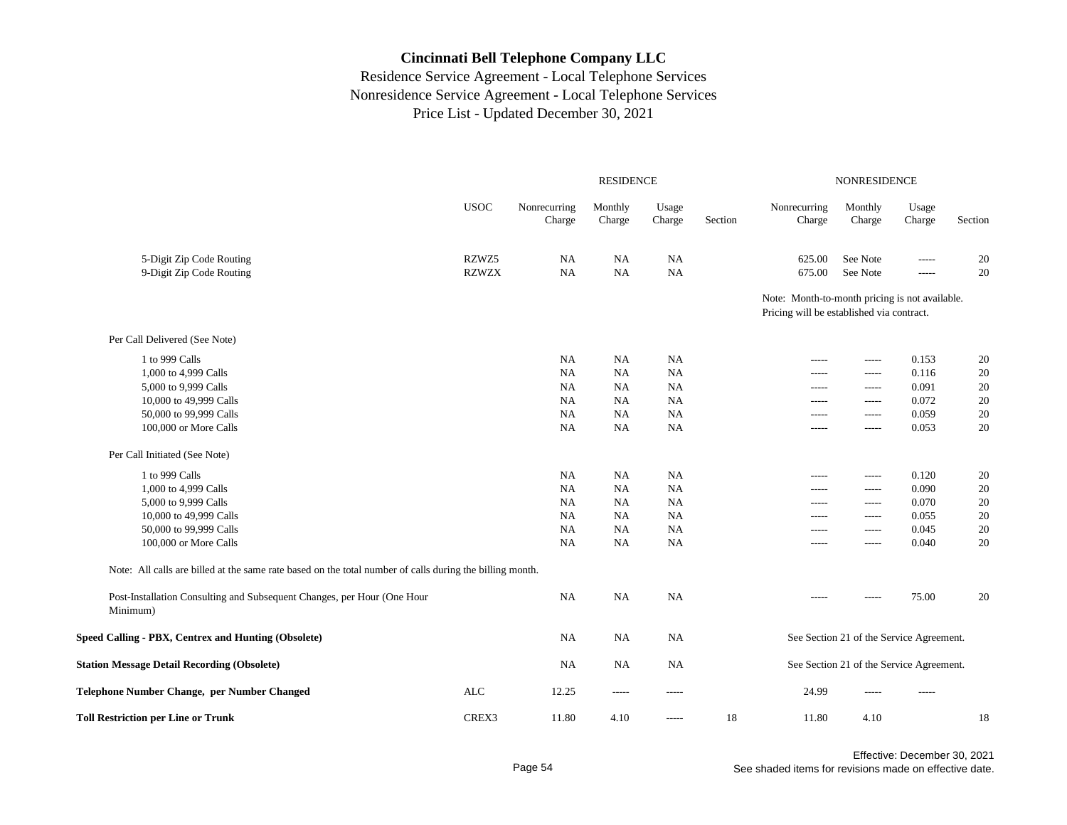# Cincinnati Bell Telephone Company LLC

Residence Service Agreement - Local Telephone Services
Nonresidence Service Agreement - Local Telephone Services
Price List - Updated December 30, 2021

| | | RESIDENCE | | | | NONRESIDENCE | | | |
|---|---|---|---|---|---|---|---|---|---|
| | USOC | Nonrecurring Charge | Monthly Charge | Usage Charge | Section | Nonrecurring Charge | Monthly Charge | Usage Charge | Section |
| 5-Digit Zip Code Routing | RZWZ5 | NA | NA | NA | | 625.00 | See Note | ----- | 20 |
| 9-Digit Zip Code Routing | RZWZX | NA | NA | NA | | 675.00 | See Note | ----- | 20 |
| | | | | | | Note: Month-to-month pricing is not available. Pricing will be established via contract. | | | |
| Per Call Delivered (See Note) | | | | | | | | | |
| 1 to 999 Calls | | NA | NA | NA | | ----- | ----- | 0.153 | 20 |
| 1,000 to 4,999 Calls | | NA | NA | NA | | ----- | ----- | 0.116 | 20 |
| 5,000 to 9,999 Calls | | NA | NA | NA | | ----- | ----- | 0.091 | 20 |
| 10,000 to 49,999 Calls | | NA | NA | NA | | ----- | ----- | 0.072 | 20 |
| 50,000 to 99,999 Calls | | NA | NA | NA | | ----- | ----- | 0.059 | 20 |
| 100,000 or More Calls | | NA | NA | NA | | ----- | ----- | 0.053 | 20 |
| Per Call Initiated (See Note) | | | | | | | | | |
| 1 to 999 Calls | | NA | NA | NA | | ----- | ----- | 0.120 | 20 |
| 1,000 to 4,999 Calls | | NA | NA | NA | | ----- | ----- | 0.090 | 20 |
| 5,000 to 9,999 Calls | | NA | NA | NA | | ----- | ----- | 0.070 | 20 |
| 10,000 to 49,999 Calls | | NA | NA | NA | | ----- | ----- | 0.055 | 20 |
| 50,000 to 99,999 Calls | | NA | NA | NA | | ----- | ----- | 0.045 | 20 |
| 100,000 or More Calls | | NA | NA | NA | | ----- | ----- | 0.040 | 20 |
| Note: All calls are billed at the same rate based on the total number of calls during the billing month. | | | | | | | | | |
| Post-Installation Consulting and Subsequent Changes, per Hour (One Hour Minimum) | | NA | NA | NA | | ----- | ----- | 75.00 | 20 |
| **Speed Calling - PBX, Centrex and Hunting (Obsolete)** | | NA | NA | NA | | See Section 21 of the Service Agreement. | | | |
| **Station Message Detail Recording (Obsolete)** | | NA | NA | NA | | See Section 21 of the Service Agreement. | | | |
| **Telephone Number Change, per Number Changed** | ALC | 12.25 | ----- | ----- | | 24.99 | ----- | ----- | |
| **Toll Restriction per Line or Trunk** | CREX3 | 11.80 | 4.10 | ----- | 18 | 11.80 | 4.10 | | 18 |

Effective: December 30, 2021
See shaded items for revisions made on effective date.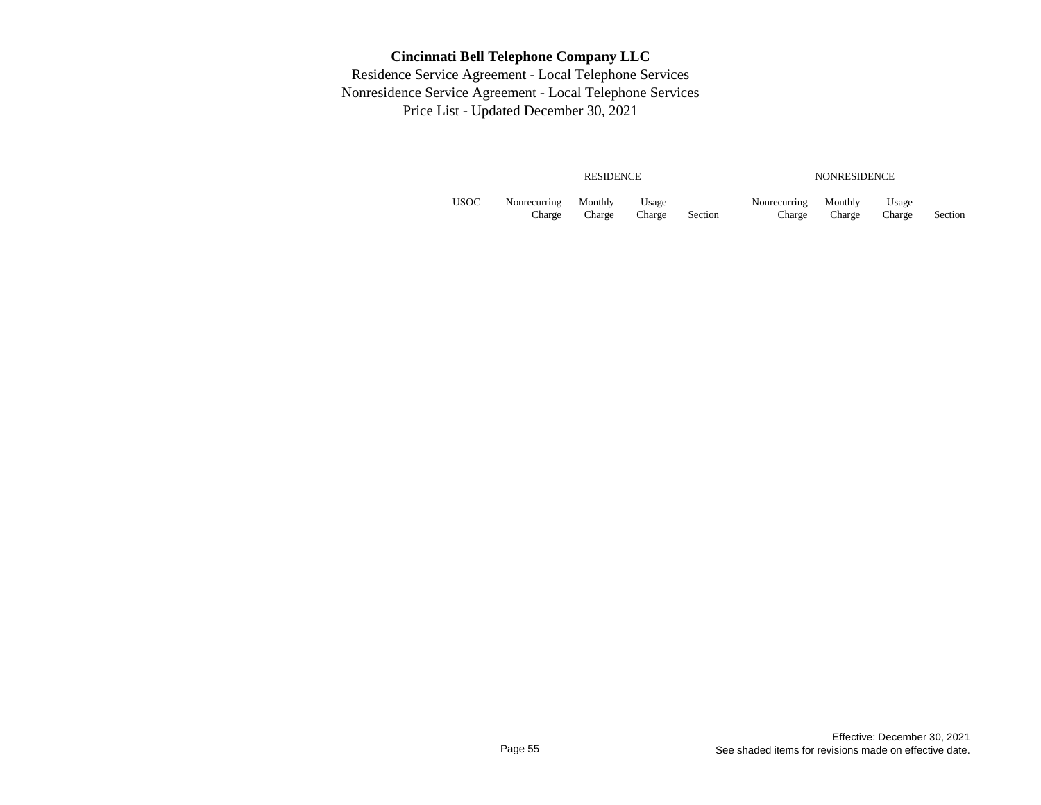| USOC | RESIDENCE Nonrecurring Charge | Monthly Charge | Usage Charge | Section | NONRESIDENCE Nonrecurring Charge | Monthly Charge | Usage Charge | Section |
|---|---|---|---|---|---|---|---|---|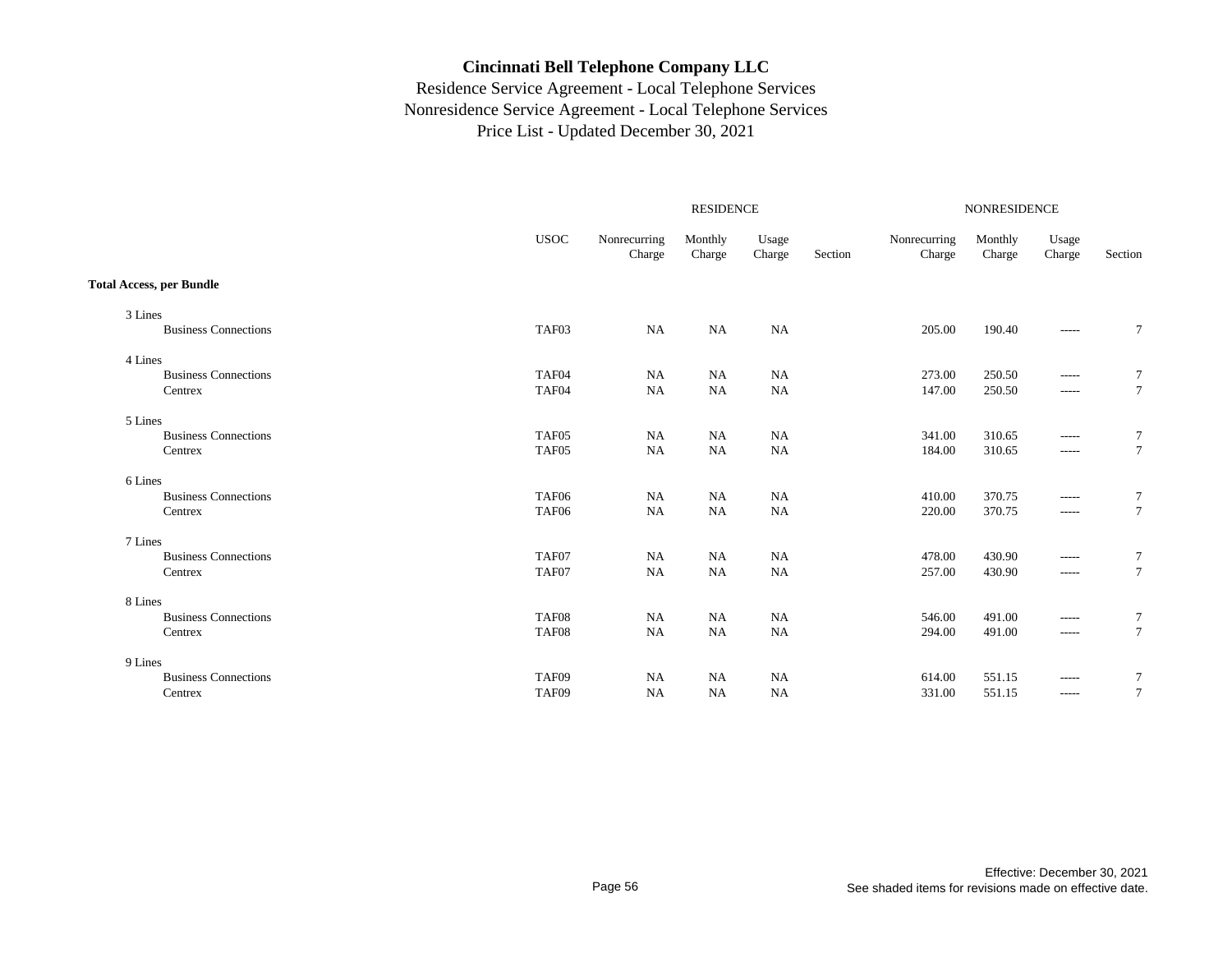# Cincinnati Bell Telephone Company LLC

Residence Service Agreement - Local Telephone Services
Nonresidence Service Agreement - Local Telephone Services
Price List - Updated December 30, 2021

| | | RESIDENCE | | | | NONRESIDENCE | | | |
|---|---|---|---|---|---|---|---|---|---|
| | USOC | Nonrecurring Charge | Monthly Charge | Usage Charge | Section | Nonrecurring Charge | Monthly Charge | Usage Charge | Section |
| **Total Access, per Bundle** | | | | | | | | | |
| 3 Lines | | | | | | | | | |
| Business Connections | TAF03 | NA | NA | NA | | 205.00 | 190.40 | ----- | 7 |
| 4 Lines | | | | | | | | | |
| Business Connections | TAF04 | NA | NA | NA | | 273.00 | 250.50 | ----- | 7 |
| Centrex | TAF04 | NA | NA | NA | | 147.00 | 250.50 | ----- | 7 |
| 5 Lines | | | | | | | | | |
| Business Connections | TAF05 | NA | NA | NA | | 341.00 | 310.65 | ----- | 7 |
| Centrex | TAF05 | NA | NA | NA | | 184.00 | 310.65 | ----- | 7 |
| 6 Lines | | | | | | | | | |
| Business Connections | TAF06 | NA | NA | NA | | 410.00 | 370.75 | ----- | 7 |
| Centrex | TAF06 | NA | NA | NA | | 220.00 | 370.75 | ----- | 7 |
| 7 Lines | | | | | | | | | |
| Business Connections | TAF07 | NA | NA | NA | | 478.00 | 430.90 | ----- | 7 |
| Centrex | TAF07 | NA | NA | NA | | 257.00 | 430.90 | ----- | 7 |
| 8 Lines | | | | | | | | | |
| Business Connections | TAF08 | NA | NA | NA | | 546.00 | 491.00 | ----- | 7 |
| Centrex | TAF08 | NA | NA | NA | | 294.00 | 491.00 | ----- | 7 |
| 9 Lines | | | | | | | | | |
| Business Connections | TAF09 | NA | NA | NA | | 614.00 | 551.15 | ----- | 7 |
| Centrex | TAF09 | NA | NA | NA | | 331.00 | 551.15 | ----- | 7 |

Effective: December 30, 2021
See shaded items for revisions made on effective date.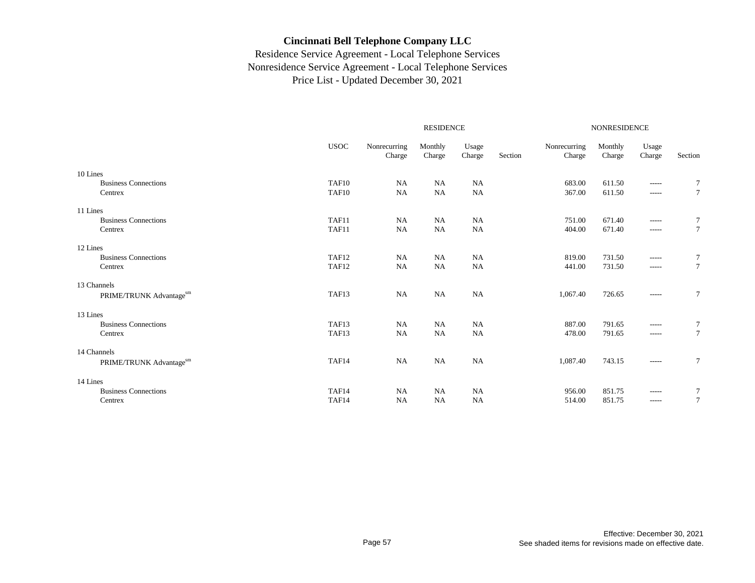# Cincinnati Bell Telephone Company LLC

Residence Service Agreement - Local Telephone Services
Nonresidence Service Agreement - Local Telephone Services
Price List - Updated December 30, 2021

| | USOC | RESIDENCE Nonrecurring Charge | RESIDENCE Monthly Charge | RESIDENCE Usage Charge | RESIDENCE Section | NONRESIDENCE Nonrecurring Charge | NONRESIDENCE Monthly Charge | NONRESIDENCE Usage Charge | NONRESIDENCE Section |
|---|---|---|---|---|---|---|---|---|---|
| 10 Lines | | | | | | | | | |
| Business Connections | TAF10 | NA | NA | NA | | 683.00 | 611.50 | ----- | 7 |
| Centrex | TAF10 | NA | NA | NA | | 367.00 | 611.50 | ----- | 7 |
| 11 Lines | | | | | | | | | |
| Business Connections | TAF11 | NA | NA | NA | | 751.00 | 671.40 | ----- | 7 |
| Centrex | TAF11 | NA | NA | NA | | 404.00 | 671.40 | ----- | 7 |
| 12 Lines | | | | | | | | | |
| Business Connections | TAF12 | NA | NA | NA | | 819.00 | 731.50 | ----- | 7 |
| Centrex | TAF12 | NA | NA | NA | | 441.00 | 731.50 | ----- | 7 |
| 13 Channels | | | | | | | | | |
| PRIME/TRUNK Advantage[sm] | TAF13 | NA | NA | NA | | 1,067.40 | 726.65 | ----- | 7 |
| 13 Lines | | | | | | | | | |
| Business Connections | TAF13 | NA | NA | NA | | 887.00 | 791.65 | ----- | 7 |
| Centrex | TAF13 | NA | NA | NA | | 478.00 | 791.65 | ----- | 7 |
| 14 Channels | | | | | | | | | |
| PRIME/TRUNK Advantage[sm] | TAF14 | NA | NA | NA | | 1,087.40 | 743.15 | ----- | 7 |
| 14 Lines | | | | | | | | | |
| Business Connections | TAF14 | NA | NA | NA | | 956.00 | 851.75 | ----- | 7 |
| Centrex | TAF14 | NA | NA | NA | | 514.00 | 851.75 | ----- | 7 |

Effective: December 30, 2021
See shaded items for revisions made on effective date.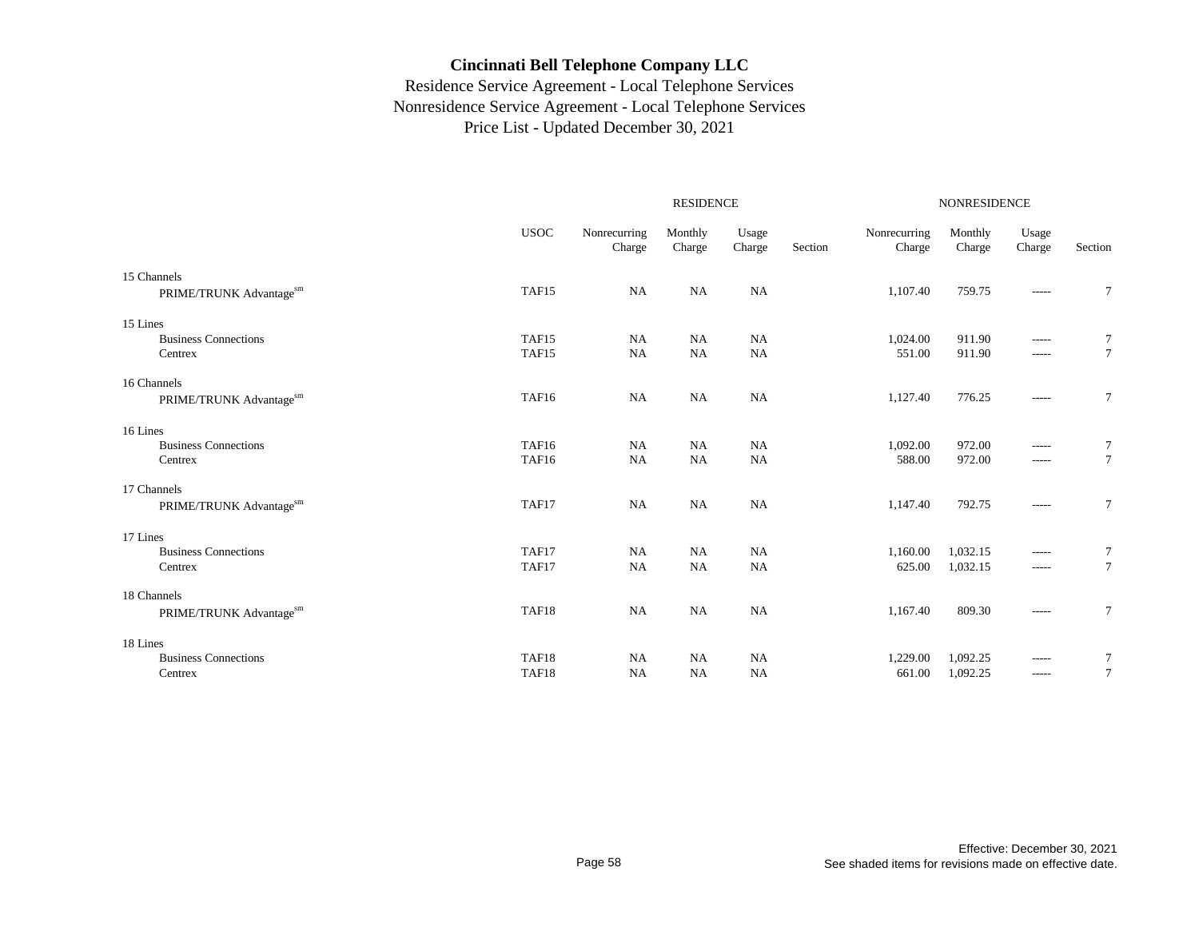# Cincinnati Bell Telephone Company LLC

Residence Service Agreement - Local Telephone Services
Nonresidence Service Agreement - Local Telephone Services
Price List - Updated December 30, 2021

| | | RESIDENCE | | | | NONRESIDENCE | | | |
|---|---|---|---|---|---|---|---|---|---|
| | USOC | Nonrecurring Charge | Monthly Charge | Usage Charge | Section | Nonrecurring Charge | Monthly Charge | Usage Charge | Section |
| 15 Channels | | | | | | | | | |
| PRIME/TRUNK Advantage[sm] | TAF15 | NA | NA | NA | | 1,107.40 | 759.75 | ----- | 7 |
| 15 Lines | | | | | | | | | |
| Business Connections | TAF15 | NA | NA | NA | | 1,024.00 | 911.90 | ----- | 7 |
| Centrex | TAF15 | NA | NA | NA | | 551.00 | 911.90 | ----- | 7 |
| 16 Channels | | | | | | | | | |
| PRIME/TRUNK Advantage[sm] | TAF16 | NA | NA | NA | | 1,127.40 | 776.25 | ----- | 7 |
| 16 Lines | | | | | | | | | |
| Business Connections | TAF16 | NA | NA | NA | | 1,092.00 | 972.00 | ----- | 7 |
| Centrex | TAF16 | NA | NA | NA | | 588.00 | 972.00 | ----- | 7 |
| 17 Channels | | | | | | | | | |
| PRIME/TRUNK Advantage[sm] | TAF17 | NA | NA | NA | | 1,147.40 | 792.75 | ----- | 7 |
| 17 Lines | | | | | | | | | |
| Business Connections | TAF17 | NA | NA | NA | | 1,160.00 | 1,032.15 | ----- | 7 |
| Centrex | TAF17 | NA | NA | NA | | 625.00 | 1,032.15 | ----- | 7 |
| 18 Channels | | | | | | | | | |
| PRIME/TRUNK Advantage[sm] | TAF18 | NA | NA | NA | | 1,167.40 | 809.30 | ----- | 7 |
| 18 Lines | | | | | | | | | |
| Business Connections | TAF18 | NA | NA | NA | | 1,229.00 | 1,092.25 | ----- | 7 |
| Centrex | TAF18 | NA | NA | NA | | 661.00 | 1,092.25 | ----- | 7 |

Effective: December 30, 2021
See shaded items for revisions made on effective date.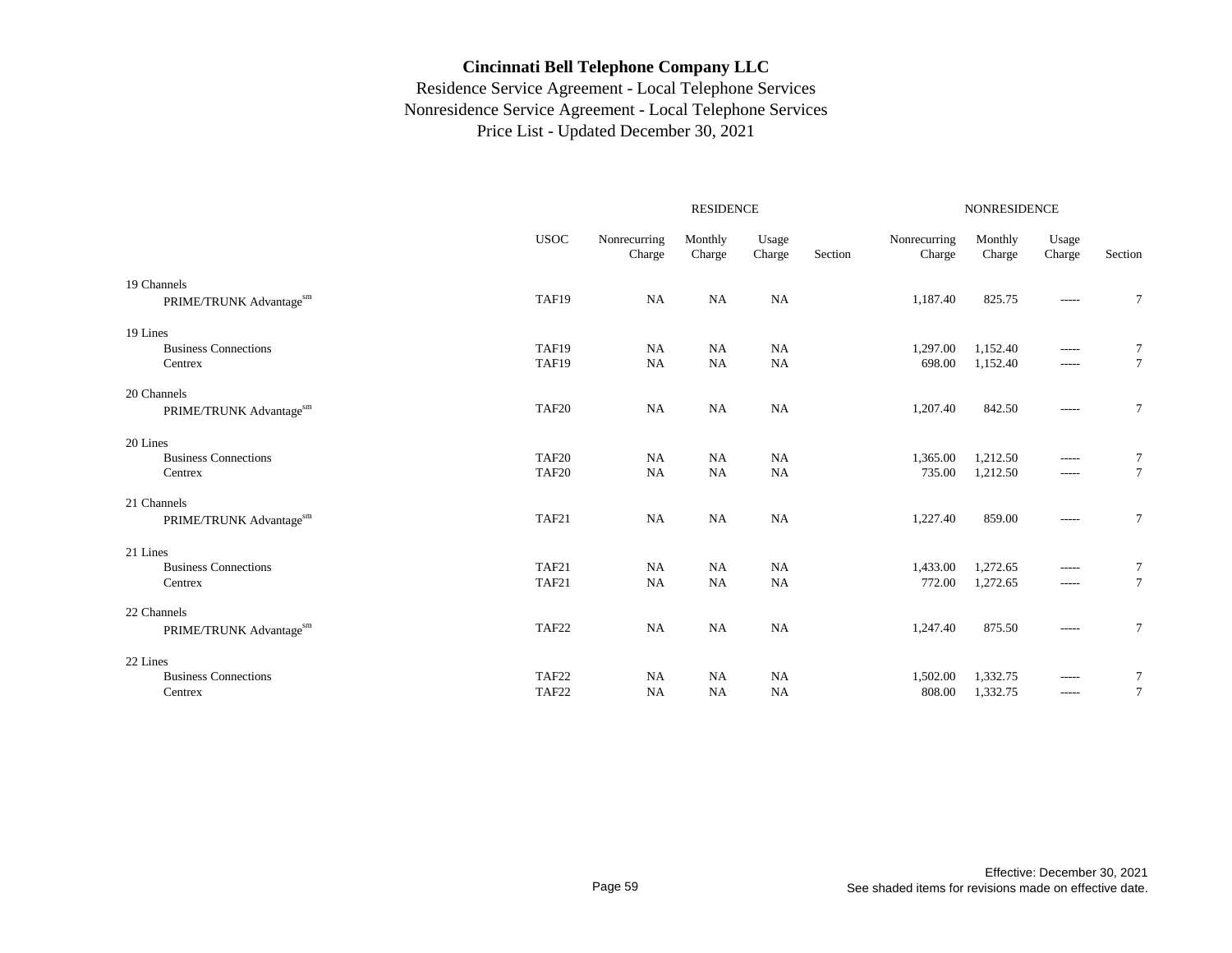# Cincinnati Bell Telephone Company LLC

Residence Service Agreement - Local Telephone Services
Nonresidence Service Agreement - Local Telephone Services
Price List - Updated December 30, 2021

| | | RESIDENCE | | | | NONRESIDENCE | | | |
|---|---|---|---|---|---|---|---|---|---|
| | USOC | Nonrecurring Charge | Monthly Charge | Usage Charge | Section | Nonrecurring Charge | Monthly Charge | Usage Charge | Section |
| 19 Channels | | | | | | | | | |
| PRIME/TRUNK Advantage[sm] | TAF19 | NA | NA | NA | | 1,187.40 | 825.75 | ----- | 7 |
| 19 Lines | | | | | | | | | |
| Business Connections | TAF19 | NA | NA | NA | | 1,297.00 | 1,152.40 | ----- | 7 |
| Centrex | TAF19 | NA | NA | NA | | 698.00 | 1,152.40 | ----- | 7 |
| 20 Channels | | | | | | | | | |
| PRIME/TRUNK Advantage[sm] | TAF20 | NA | NA | NA | | 1,207.40 | 842.50 | ----- | 7 |
| 20 Lines | | | | | | | | | |
| Business Connections | TAF20 | NA | NA | NA | | 1,365.00 | 1,212.50 | ----- | 7 |
| Centrex | TAF20 | NA | NA | NA | | 735.00 | 1,212.50 | ----- | 7 |
| 21 Channels | | | | | | | | | |
| PRIME/TRUNK Advantage[sm] | TAF21 | NA | NA | NA | | 1,227.40 | 859.00 | ----- | 7 |
| 21 Lines | | | | | | | | | |
| Business Connections | TAF21 | NA | NA | NA | | 1,433.00 | 1,272.65 | ----- | 7 |
| Centrex | TAF21 | NA | NA | NA | | 772.00 | 1,272.65 | ----- | 7 |
| 22 Channels | | | | | | | | | |
| PRIME/TRUNK Advantage[sm] | TAF22 | NA | NA | NA | | 1,247.40 | 875.50 | ----- | 7 |
| 22 Lines | | | | | | | | | |
| Business Connections | TAF22 | NA | NA | NA | | 1,502.00 | 1,332.75 | ----- | 7 |
| Centrex | TAF22 | NA | NA | NA | | 808.00 | 1,332.75 | ----- | 7 |

Effective: December 30, 2021
See shaded items for revisions made on effective date.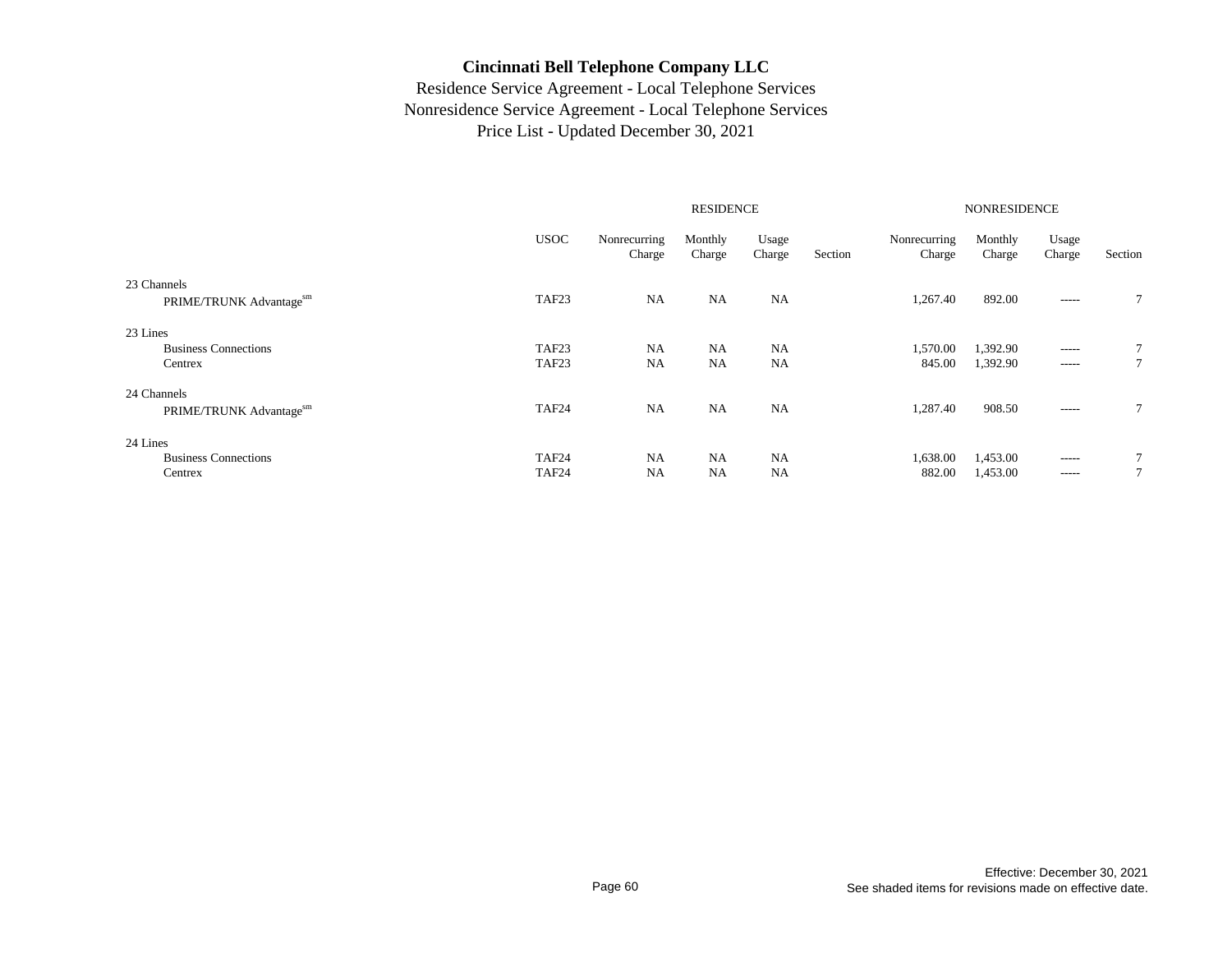**Cincinnati Bell Telephone Company LLC**

Residence Service Agreement - Local Telephone Services
Nonresidence Service Agreement - Local Telephone Services
Price List - Updated December 30, 2021

| | | RESIDENCE | | | | NONRESIDENCE | | | |
|---|---|---|---|---|---|---|---|---|---|
| | USOC | Nonrecurring Charge | Monthly Charge | Usage Charge | Section | Nonrecurring Charge | Monthly Charge | Usage Charge | Section |
| 23 Channels | | | | | | | | | |
| PRIME/TRUNK Advantage[sm] | TAF23 | NA | NA | NA | | 1,267.40 | 892.00 | ----- | 7 |
| 23 Lines | | | | | | | | | |
| Business Connections | TAF23 | NA | NA | NA | | 1,570.00 | 1,392.90 | ----- | 7 |
| Centrex | TAF23 | NA | NA | NA | | 845.00 | 1,392.90 | ----- | 7 |
| 24 Channels | | | | | | | | | |
| PRIME/TRUNK Advantage[sm] | TAF24 | NA | NA | NA | | 1,287.40 | 908.50 | ----- | 7 |
| 24 Lines | | | | | | | | | |
| Business Connections | TAF24 | NA | NA | NA | | 1,638.00 | 1,453.00 | ----- | 7 |
| Centrex | TAF24 | NA | NA | NA | | 882.00 | 1,453.00 | ----- | 7 |

Effective: December 30, 2021
See shaded items for revisions made on effective date.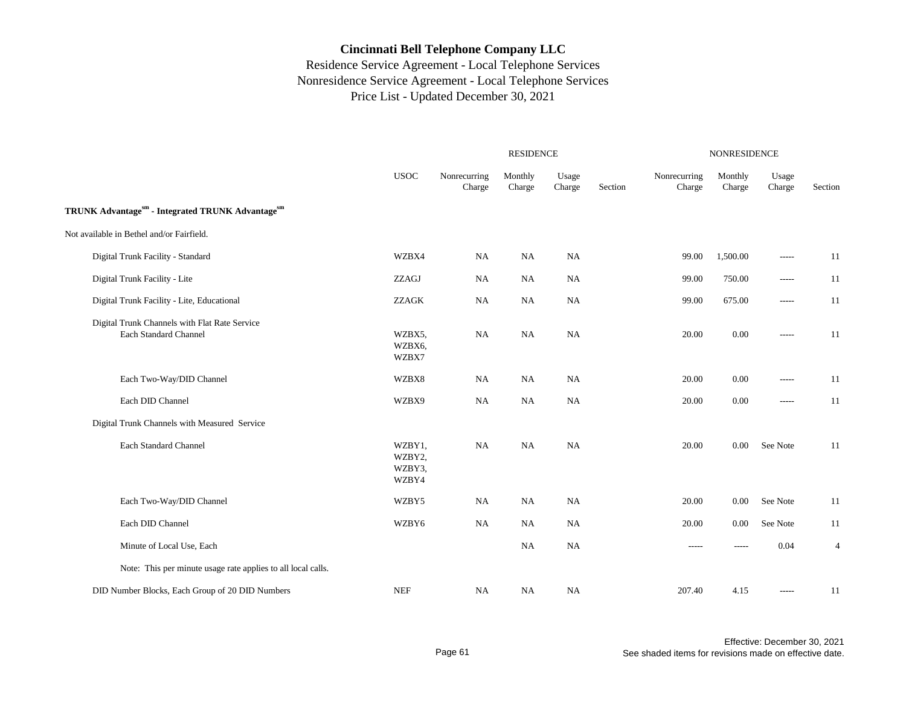# Cincinnati Bell Telephone Company LLC

Residence Service Agreement - Local Telephone Services
Nonresidence Service Agreement - Local Telephone Services
Price List - Updated December 30, 2021

| | USOC | RESIDENCE Nonrecurring Charge | RESIDENCE Monthly Charge | RESIDENCE Usage Charge | RESIDENCE Section | NONRESIDENCE Nonrecurring Charge | NONRESIDENCE Monthly Charge | NONRESIDENCE Usage Charge | NONRESIDENCE Section |
|---|---|---|---|---|---|---|---|---|---|
| **TRUNK Advantage[sm] - Integrated TRUNK Advantage[sm]** | | | | | | | | | |
| Not available in Bethel and/or Fairfield. | | | | | | | | | |
| Digital Trunk Facility - Standard | WZBX4 | NA | NA | NA | | 99.00 | 1,500.00 | ----- | 11 |
| Digital Trunk Facility - Lite | ZZAGJ | NA | NA | NA | | 99.00 | 750.00 | ----- | 11 |
| Digital Trunk Facility - Lite, Educational | ZZAGK | NA | NA | NA | | 99.00 | 675.00 | ----- | 11 |
| Digital Trunk Channels with Flat Rate Service | | | | | | | | | |
| Each Standard Channel | WZBX5, WZBX6, WZBX7 | NA | NA | NA | | 20.00 | 0.00 | ----- | 11 |
| Each Two-Way/DID Channel | WZBX8 | NA | NA | NA | | 20.00 | 0.00 | ----- | 11 |
| Each DID Channel | WZBX9 | NA | NA | NA | | 20.00 | 0.00 | ----- | 11 |
| Digital Trunk Channels with Measured Service | | | | | | | | | |
| Each Standard Channel | WZBY1, WZBY2, WZBY3, WZBY4 | NA | NA | NA | | 20.00 | 0.00 | See Note | 11 |
| Each Two-Way/DID Channel | WZBY5 | NA | NA | NA | | 20.00 | 0.00 | See Note | 11 |
| Each DID Channel | WZBY6 | NA | NA | NA | | 20.00 | 0.00 | See Note | 11 |
| Minute of Local Use, Each | | | NA | NA | | ----- | ----- | 0.04 | 4 |
| Note: This per minute usage rate applies to all local calls. | | | | | | | | | |
| DID Number Blocks, Each Group of 20 DID Numbers | NEF | NA | NA | NA | | 207.40 | 4.15 | ----- | 11 |

Effective: December 30, 2021
See shaded items for revisions made on effective date.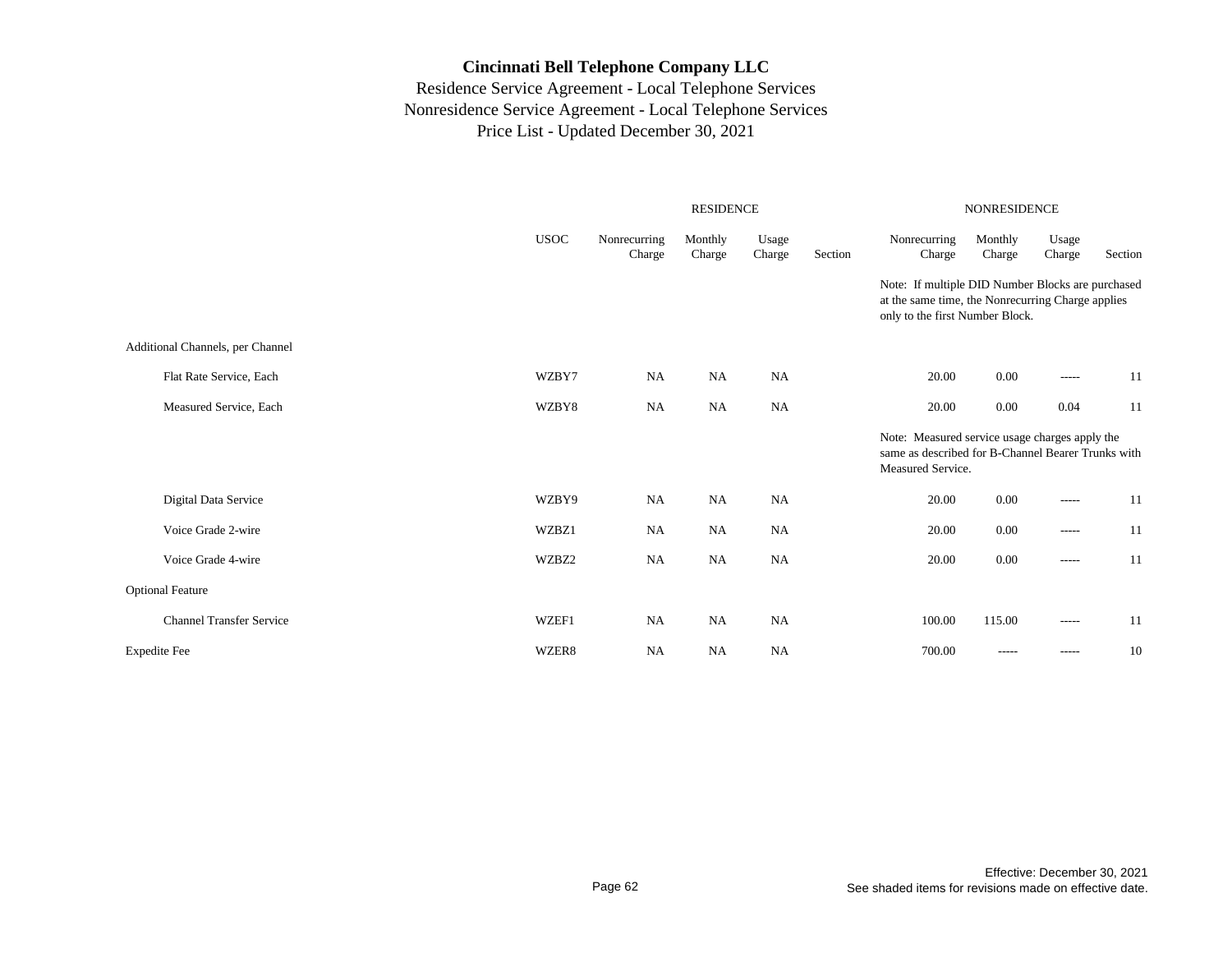# Cincinnati Bell Telephone Company LLC

Residence Service Agreement - Local Telephone Services
Nonresidence Service Agreement - Local Telephone Services
Price List - Updated December 30, 2021

| | USOC | RESIDENCE Nonrecurring Charge | RESIDENCE Monthly Charge | RESIDENCE Usage Charge | RESIDENCE Section | NONRESIDENCE Nonrecurring Charge | NONRESIDENCE Monthly Charge | NONRESIDENCE Usage Charge | NONRESIDENCE Section |
|---|---|---|---|---|---|---|---|---|---|
| | | | | | | Note: If multiple DID Number Blocks are purchased at the same time, the Nonrecurring Charge applies only to the first Number Block. | | | |
| Additional Channels, per Channel | | | | | | | | | |
| Flat Rate Service, Each | WZBY7 | NA | NA | NA | | 20.00 | 0.00 | ----- | 11 |
| Measured Service, Each | WZBY8 | NA | NA | NA | | 20.00 | 0.00 | 0.04 | 11 |
| | | | | | | Note: Measured service usage charges apply the same as described for B-Channel Bearer Trunks with Measured Service. | | | |
| Digital Data Service | WZBY9 | NA | NA | NA | | 20.00 | 0.00 | ----- | 11 |
| Voice Grade 2-wire | WZBZ1 | NA | NA | NA | | 20.00 | 0.00 | ----- | 11 |
| Voice Grade 4-wire | WZBZ2 | NA | NA | NA | | 20.00 | 0.00 | ----- | 11 |
| Optional Feature | | | | | | | | | |
| Channel Transfer Service | WZEF1 | NA | NA | NA | | 100.00 | 115.00 | ----- | 11 |
| Expedite Fee | WZER8 | NA | NA | NA | | 700.00 | ----- | ----- | 10 |

Effective: December 30, 2021
See shaded items for revisions made on effective date.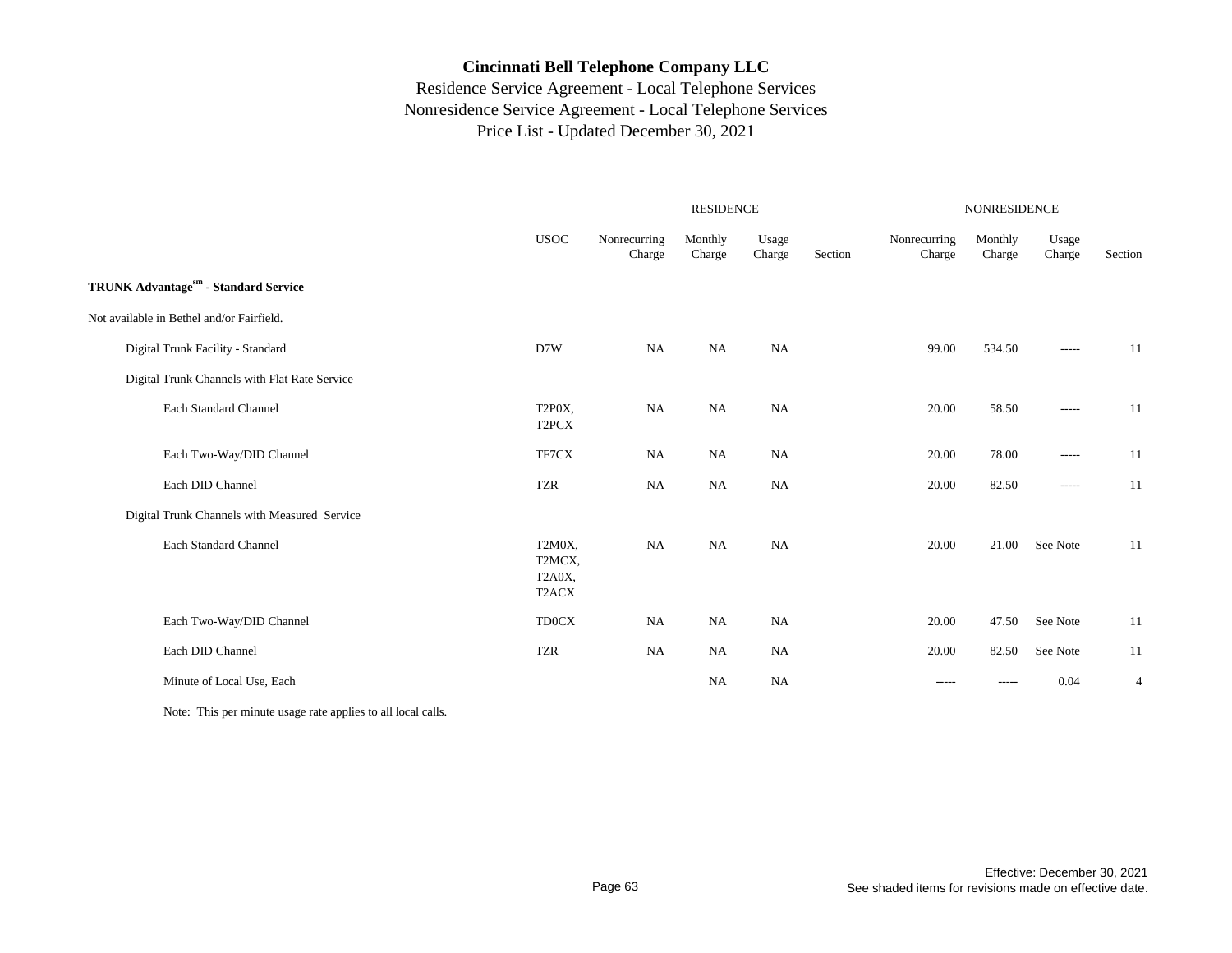# Cincinnati Bell Telephone Company LLC

Residence Service Agreement - Local Telephone Services
Nonresidence Service Agreement - Local Telephone Services
Price List - Updated December 30, 2021

| | | RESIDENCE | | | | NONRESIDENCE | | | |
|---|---|---|---|---|---|---|---|---|---|
| | USOC | Nonrecurring Charge | Monthly Charge | Usage Charge | Section | Nonrecurring Charge | Monthly Charge | Usage Charge | Section |
| **TRUNK Advantage[sm] - Standard Service** | | | | | | | | | |
| Not available in Bethel and/or Fairfield. | | | | | | | | | |
| Digital Trunk Facility - Standard | D7W | NA | NA | NA | | 99.00 | 534.50 | ----- | 11 |
| Digital Trunk Channels with Flat Rate Service | | | | | | | | | |
| Each Standard Channel | T2P0X, T2PCX | NA | NA | NA | | 20.00 | 58.50 | ----- | 11 |
| Each Two-Way/DID Channel | TF7CX | NA | NA | NA | | 20.00 | 78.00 | ----- | 11 |
| Each DID Channel | TZR | NA | NA | NA | | 20.00 | 82.50 | ----- | 11 |
| Digital Trunk Channels with Measured Service | | | | | | | | | |
| Each Standard Channel | T2M0X, T2MCX, T2A0X, T2ACX | NA | NA | NA | | 20.00 | 21.00 | See Note | 11 |
| Each Two-Way/DID Channel | TD0CX | NA | NA | NA | | 20.00 | 47.50 | See Note | 11 |
| Each DID Channel | TZR | NA | NA | NA | | 20.00 | 82.50 | See Note | 11 |
| Minute of Local Use, Each | | | NA | NA | | ----- | ----- | 0.04 | 4 |

Note: This per minute usage rate applies to all local calls.

Effective: December 30, 2021
See shaded items for revisions made on effective date.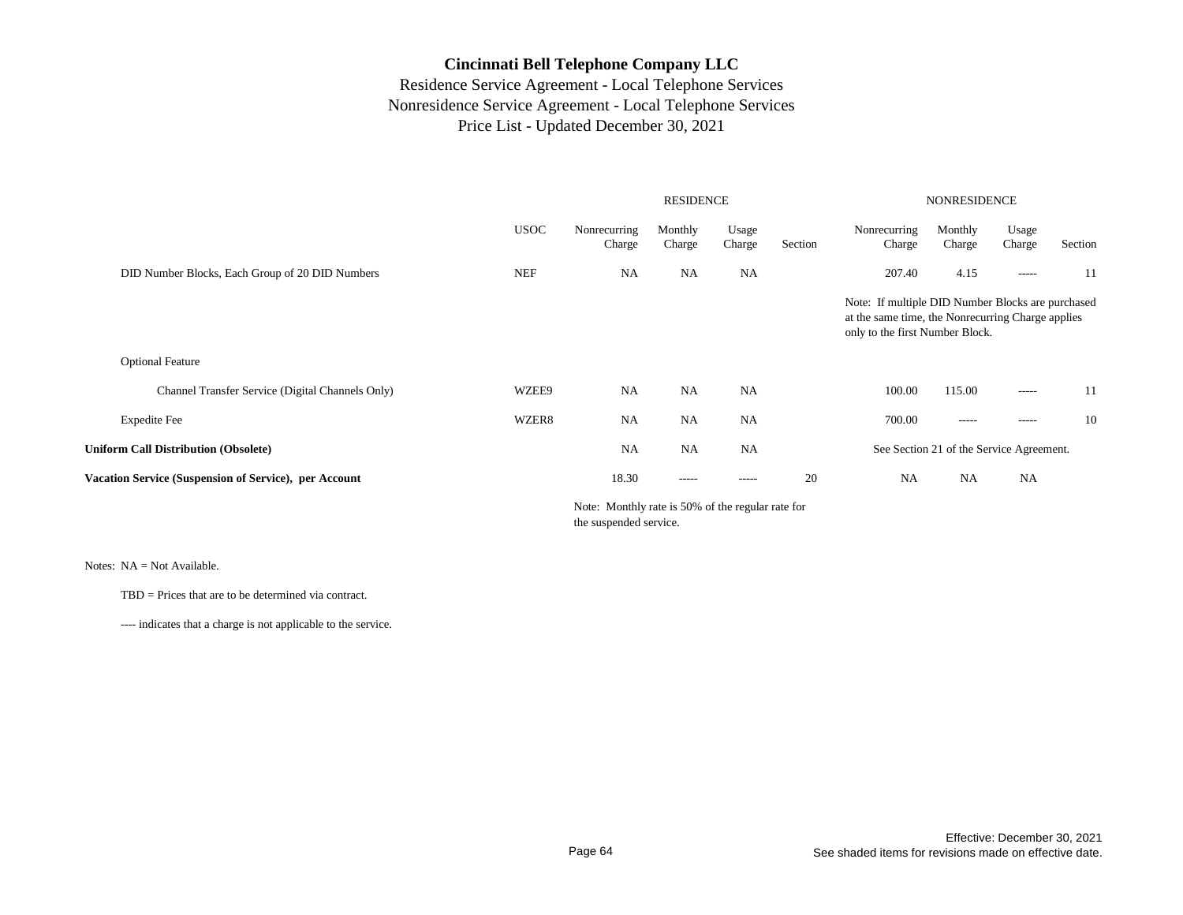# Cincinnati Bell Telephone Company LLC

Residence Service Agreement - Local Telephone Services
Nonresidence Service Agreement - Local Telephone Services
Price List - Updated December 30, 2021

| | | RESIDENCE | | | | NONRESIDENCE | | | |
|---|---|---|---|---|---|---|---|---|---|
| | USOC | Nonrecurring Charge | Monthly Charge | Usage Charge | Section | Nonrecurring Charge | Monthly Charge | Usage Charge | Section |
| DID Number Blocks, Each Group of 20 DID Numbers | NEF | NA | NA | NA | | 207.40 | 4.15 | ----- | 11 |
| | | | | | | Note: If multiple DID Number Blocks are purchased at the same time, the Nonrecurring Charge applies only to the first Number Block. | | | |
| Optional Feature | | | | | | | | | |
| Channel Transfer Service (Digital Channels Only) | WZEE9 | NA | NA | NA | | 100.00 | 115.00 | ----- | 11 |
| Expedite Fee | WZER8 | NA | NA | NA | | 700.00 | ----- | ----- | 10 |
| **Uniform Call Distribution (Obsolete)** | | NA | NA | NA | | See Section 21 of the Service Agreement. | | | |
| **Vacation Service (Suspension of Service), per Account** | | 18.30 | ----- | ----- | 20 | NA | NA | NA | |
| | | Note: Monthly rate is 50% of the regular rate for the suspended service. | | | | | | | |

Notes: NA = Not Available.

TBD = Prices that are to be determined via contract.

---- indicates that a charge is not applicable to the service.

Effective: December 30, 2021
See shaded items for revisions made on effective date.